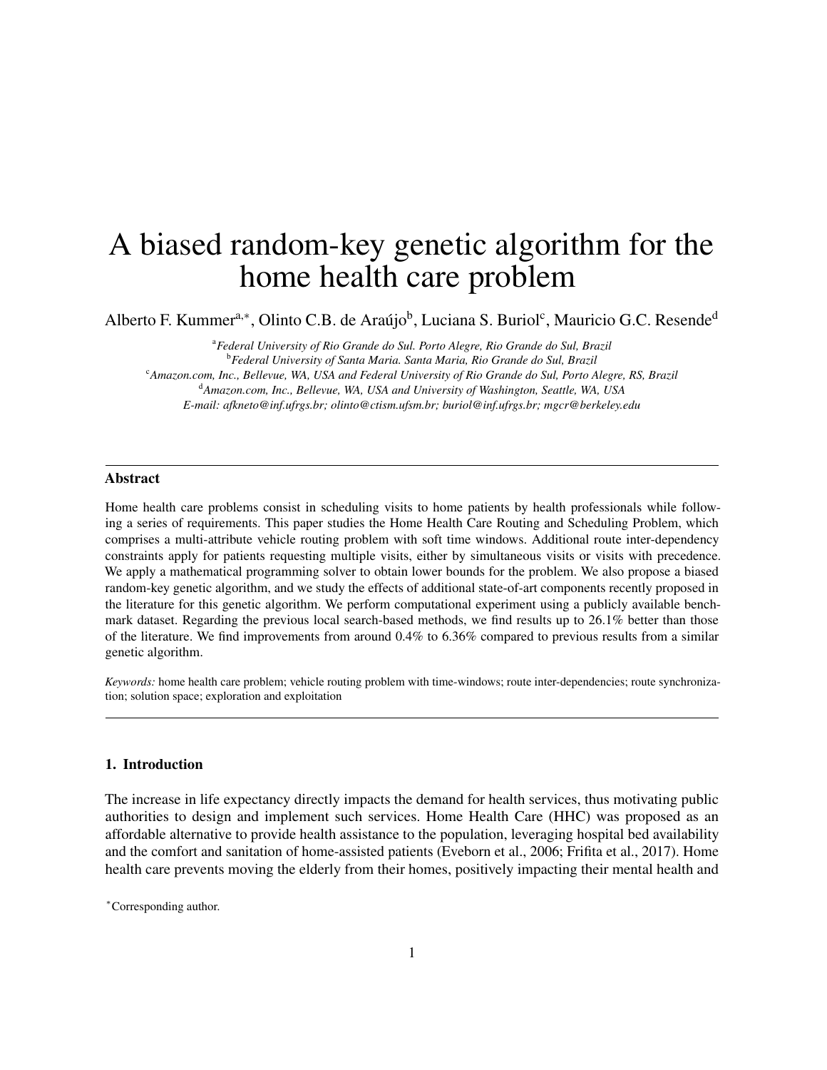# A biased random-key genetic algorithm for the home health care problem

Alberto F. Kummer[a,*], Olinto C.B. de Araújo[b], Luciana S. Buriol[c], Mauricio G.C. Resende[d]

[a]*Federal University of Rio Grande do Sul. Porto Alegre, Rio Grande do Sul, Brazil*
[b]*Federal University of Santa Maria. Santa Maria, Rio Grande do Sul, Brazil*
[c]*Amazon.com, Inc., Bellevue, WA, USA and Federal University of Rio Grande do Sul, Porto Alegre, RS, Brazil*
[d]*Amazon.com, Inc., Bellevue, WA, USA and University of Washington, Seattle, WA, USA*
*E-mail: afkneto@inf.ufrgs.br; olinto@ctism.ufsm.br; buriol@inf.ufrgs.br; mgcr@berkeley.edu*

## Abstract

Home health care problems consist in scheduling visits to home patients by health professionals while following a series of requirements. This paper studies the Home Health Care Routing and Scheduling Problem, which comprises a multi-attribute vehicle routing problem with soft time windows. Additional route inter-dependency constraints apply for patients requesting multiple visits, either by simultaneous visits or visits with precedence. We apply a mathematical programming solver to obtain lower bounds for the problem. We also propose a biased random-key genetic algorithm, and we study the effects of additional state-of-art components recently proposed in the literature for this genetic algorithm. We perform computational experiment using a publicly available benchmark dataset. Regarding the previous local search-based methods, we find results up to 26.1% better than those of the literature. We find improvements from around 0.4% to 6.36% compared to previous results from a similar genetic algorithm.

*Keywords:* home health care problem; vehicle routing problem with time-windows; route inter-dependencies; route synchronization; solution space; exploration and exploitation

## 1. Introduction

The increase in life expectancy directly impacts the demand for health services, thus motivating public authorities to design and implement such services. Home Health Care (HHC) was proposed as an affordable alternative to provide health assistance to the population, leveraging hospital bed availability and the comfort and sanitation of home-assisted patients (Eveborn et al., 2006; Frifita et al., 2017). Home health care prevents moving the elderly from their homes, positively impacting their mental health and

*Corresponding author.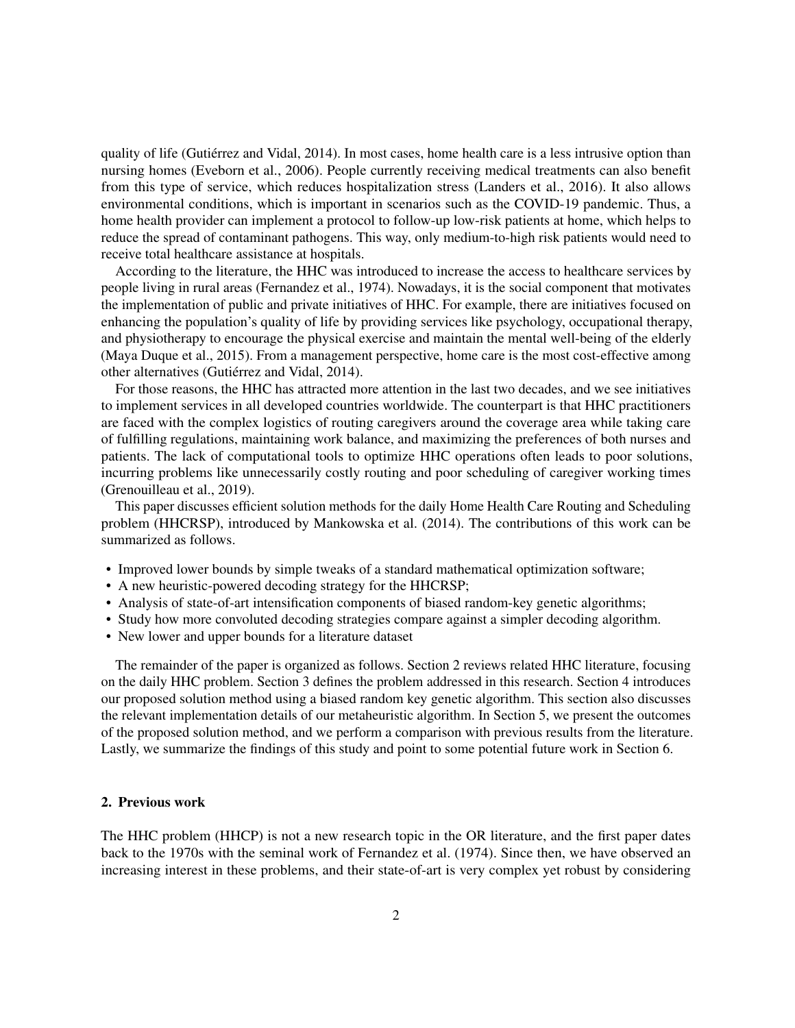quality of life (Gutiérrez and Vidal, 2014). In most cases, home health care is a less intrusive option than nursing homes (Eveborn et al., 2006). People currently receiving medical treatments can also benefit from this type of service, which reduces hospitalization stress (Landers et al., 2016). It also allows environmental conditions, which is important in scenarios such as the COVID-19 pandemic. Thus, a home health provider can implement a protocol to follow-up low-risk patients at home, which helps to reduce the spread of contaminant pathogens. This way, only medium-to-high risk patients would need to receive total healthcare assistance at hospitals.

According to the literature, the HHC was introduced to increase the access to healthcare services by people living in rural areas (Fernandez et al., 1974). Nowadays, it is the social component that motivates the implementation of public and private initiatives of HHC. For example, there are initiatives focused on enhancing the population's quality of life by providing services like psychology, occupational therapy, and physiotherapy to encourage the physical exercise and maintain the mental well-being of the elderly (Maya Duque et al., 2015). From a management perspective, home care is the most cost-effective among other alternatives (Gutiérrez and Vidal, 2014).

For those reasons, the HHC has attracted more attention in the last two decades, and we see initiatives to implement services in all developed countries worldwide. The counterpart is that HHC practitioners are faced with the complex logistics of routing caregivers around the coverage area while taking care of fulfilling regulations, maintaining work balance, and maximizing the preferences of both nurses and patients. The lack of computational tools to optimize HHC operations often leads to poor solutions, incurring problems like unnecessarily costly routing and poor scheduling of caregiver working times (Grenouilleau et al., 2019).

This paper discusses efficient solution methods for the daily Home Health Care Routing and Scheduling problem (HHCRSP), introduced by Mankowska et al. (2014). The contributions of this work can be summarized as follows.

- Improved lower bounds by simple tweaks of a standard mathematical optimization software;
- A new heuristic-powered decoding strategy for the HHCRSP;
- Analysis of state-of-art intensification components of biased random-key genetic algorithms;
- Study how more convoluted decoding strategies compare against a simpler decoding algorithm.
- New lower and upper bounds for a literature dataset

The remainder of the paper is organized as follows. Section 2 reviews related HHC literature, focusing on the daily HHC problem. Section 3 defines the problem addressed in this research. Section 4 introduces our proposed solution method using a biased random key genetic algorithm. This section also discusses the relevant implementation details of our metaheuristic algorithm. In Section 5, we present the outcomes of the proposed solution method, and we perform a comparison with previous results from the literature. Lastly, we summarize the findings of this study and point to some potential future work in Section 6.

## 2. Previous work

The HHC problem (HHCP) is not a new research topic in the OR literature, and the first paper dates back to the 1970s with the seminal work of Fernandez et al. (1974). Since then, we have observed an increasing interest in these problems, and their state-of-art is very complex yet robust by considering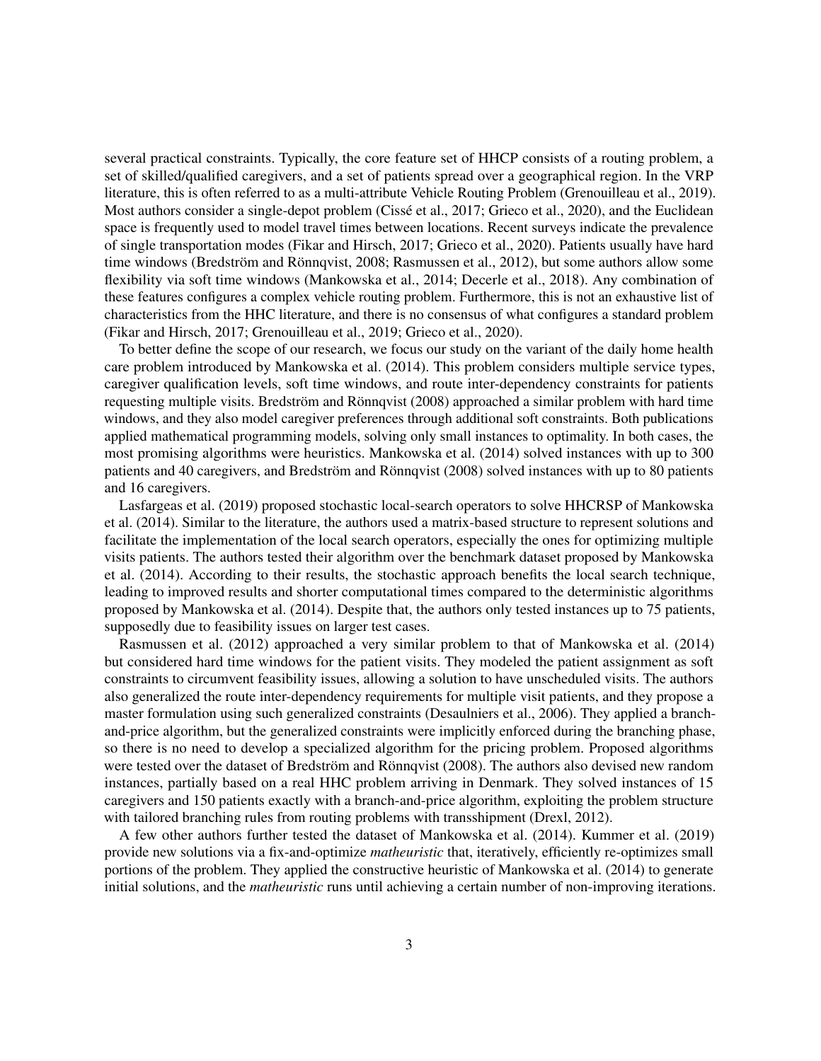several practical constraints. Typically, the core feature set of HHCP consists of a routing problem, a set of skilled/qualified caregivers, and a set of patients spread over a geographical region. In the VRP literature, this is often referred to as a multi-attribute Vehicle Routing Problem (Grenouilleau et al., 2019). Most authors consider a single-depot problem (Cissé et al., 2017; Grieco et al., 2020), and the Euclidean space is frequently used to model travel times between locations. Recent surveys indicate the prevalence of single transportation modes (Fikar and Hirsch, 2017; Grieco et al., 2020). Patients usually have hard time windows (Bredström and Rönnqvist, 2008; Rasmussen et al., 2012), but some authors allow some flexibility via soft time windows (Mankowska et al., 2014; Decerle et al., 2018). Any combination of these features configures a complex vehicle routing problem. Furthermore, this is not an exhaustive list of characteristics from the HHC literature, and there is no consensus of what configures a standard problem (Fikar and Hirsch, 2017; Grenouilleau et al., 2019; Grieco et al., 2020).

To better define the scope of our research, we focus our study on the variant of the daily home health care problem introduced by Mankowska et al. (2014). This problem considers multiple service types, caregiver qualification levels, soft time windows, and route inter-dependency constraints for patients requesting multiple visits. Bredström and Rönnqvist (2008) approached a similar problem with hard time windows, and they also model caregiver preferences through additional soft constraints. Both publications applied mathematical programming models, solving only small instances to optimality. In both cases, the most promising algorithms were heuristics. Mankowska et al. (2014) solved instances with up to 300 patients and 40 caregivers, and Bredström and Rönnqvist (2008) solved instances with up to 80 patients and 16 caregivers.

Lasfargeas et al. (2019) proposed stochastic local-search operators to solve HHCRSP of Mankowska et al. (2014). Similar to the literature, the authors used a matrix-based structure to represent solutions and facilitate the implementation of the local search operators, especially the ones for optimizing multiple visits patients. The authors tested their algorithm over the benchmark dataset proposed by Mankowska et al. (2014). According to their results, the stochastic approach benefits the local search technique, leading to improved results and shorter computational times compared to the deterministic algorithms proposed by Mankowska et al. (2014). Despite that, the authors only tested instances up to 75 patients, supposedly due to feasibility issues on larger test cases.

Rasmussen et al. (2012) approached a very similar problem to that of Mankowska et al. (2014) but considered hard time windows for the patient visits. They modeled the patient assignment as soft constraints to circumvent feasibility issues, allowing a solution to have unscheduled visits. The authors also generalized the route inter-dependency requirements for multiple visit patients, and they propose a master formulation using such generalized constraints (Desaulniers et al., 2006). They applied a branch-and-price algorithm, but the generalized constraints were implicitly enforced during the branching phase, so there is no need to develop a specialized algorithm for the pricing problem. Proposed algorithms were tested over the dataset of Bredström and Rönnqvist (2008). The authors also devised new random instances, partially based on a real HHC problem arriving in Denmark. They solved instances of 15 caregivers and 150 patients exactly with a branch-and-price algorithm, exploiting the problem structure with tailored branching rules from routing problems with transshipment (Drexl, 2012).

A few other authors further tested the dataset of Mankowska et al. (2014). Kummer et al. (2019) provide new solutions via a fix-and-optimize *matheuristic* that, iteratively, efficiently re-optimizes small portions of the problem. They applied the constructive heuristic of Mankowska et al. (2014) to generate initial solutions, and the *matheuristic* runs until achieving a certain number of non-improving iterations.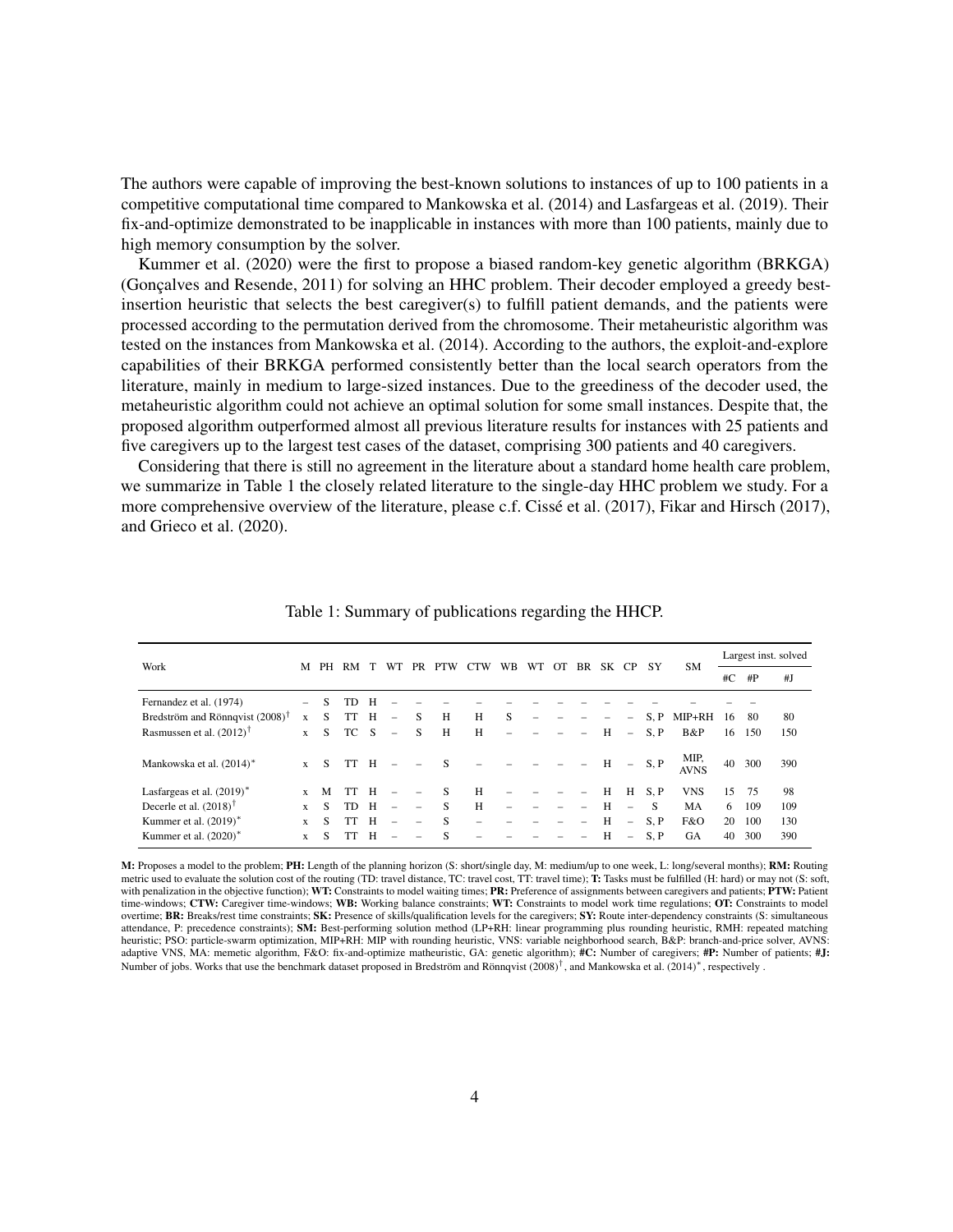The authors were capable of improving the best-known solutions to instances of up to 100 patients in a competitive computational time compared to Mankowska et al. (2014) and Lasfargeas et al. (2019). Their fix-and-optimize demonstrated to be inapplicable in instances with more than 100 patients, mainly due to high memory consumption by the solver.

Kummer et al. (2020) were the first to propose a biased random-key genetic algorithm (BRKGA) (Gonçalves and Resende, 2011) for solving an HHC problem. Their decoder employed a greedy best-insertion heuristic that selects the best caregiver(s) to fulfill patient demands, and the patients were processed according to the permutation derived from the chromosome. Their metaheuristic algorithm was tested on the instances from Mankowska et al. (2014). According to the authors, the exploit-and-explore capabilities of their BRKGA performed consistently better than the local search operators from the literature, mainly in medium to large-sized instances. Due to the greediness of the decoder used, the metaheuristic algorithm could not achieve an optimal solution for some small instances. Despite that, the proposed algorithm outperformed almost all previous literature results for instances with 25 patients and five caregivers up to the largest test cases of the dataset, comprising 300 patients and 40 caregivers.

Considering that there is still no agreement in the literature about a standard home health care problem, we summarize in Table 1 the closely related literature to the single-day HHC problem we study. For a more comprehensive overview of the literature, please c.f. Cissé et al. (2017), Fikar and Hirsch (2017), and Grieco et al. (2020).

Table 1: Summary of publications regarding the HHCP.

| Work | M | PH | RM | T | WT | PR | PTW | CTW | WB | WT | OT | BR | SK | CP | SY | SM | Largest inst. solved | | |
|---|---|---|---|---|---|---|---|---|---|---|---|---|---|---|---|---|---|---|---|
| | | | | | | | | | | | | | | | | | #C | #P | #J |
| Fernandez et al. (1974) | – | S | TD | H | – | – | – | – | – | – | – | – | – | – | – | – | – | – | |
| Bredström and Rönnqvist (2008)[†] | x | S | TT | H | – | S | H | H | S | – | – | – | – | – | S, P | MIP+RH | 16 | 80 | 80 |
| Rasmussen et al. (2012)[†] | x | S | TC | S | – | S | H | H | – | – | – | – | H | – | S, P | B&P | 16 | 150 | 150 |
| Mankowska et al. (2014)[*] | x | S | TT | H | – | – | S | – | – | – | – | – | H | – | S, P | MIP, AVNS | 40 | 300 | 390 |
| Lasfargeas et al. (2019)[*] | x | M | TT | H | – | – | S | H | – | – | – | – | H | H | S, P | VNS | 15 | 75 | 98 |
| Decerle et al. (2018)[†] | x | S | TD | H | – | – | S | H | – | – | – | – | H | – | S | MA | 6 | 109 | 109 |
| Kummer et al. (2019)[*] | x | S | TT | H | – | – | S | – | – | – | – | – | H | – | S, P | F&O | 20 | 100 | 130 |
| Kummer et al. (2020)[*] | x | S | TT | H | – | – | S | – | – | – | – | – | H | – | S, P | GA | 40 | 300 | 390 |

**M:** Proposes a model to the problem; **PH:** Length of the planning horizon (S: short/single day, M: medium/up to one week, L: long/several months); **RM:** Routing metric used to evaluate the solution cost of the routing (TD: travel distance, TC: travel cost, TT: travel time); **T:** Tasks must be fulfilled (H: hard) or may not (S: soft, with penalization in the objective function); **WT:** Constraints to model waiting times; **PR:** Preference of assignments between caregivers and patients; **PTW:** Patient time-windows; **CTW:** Caregiver time-windows; **WB:** Working balance constraints; **WT:** Constraints to model work time regulations; **OT:** Constraints to model overtime; **BR:** Breaks/rest time constraints; **SK:** Presence of skills/qualification levels for the caregivers; **SY:** Route inter-dependency constraints (S: simultaneous attendance, P: precedence constraints); **SM:** Best-performing solution method (LP+RH: linear programming plus rounding heuristic, RMH: repeated matching heuristic; PSO: particle-swarm optimization, MIP+RH: MIP with rounding heuristic, VNS: variable neighborhood search, B&P: branch-and-price solver, AVNS: adaptive VNS, MA: memetic algorithm, F&O: fix-and-optimize matheuristic, GA: genetic algorithm); **#C:** Number of caregivers; **#P:** Number of patients; **#J:** Number of jobs. Works that use the benchmark dataset proposed in Bredström and Rönnqvist (2008)[†], and Mankowska et al. (2014)[*], respectively .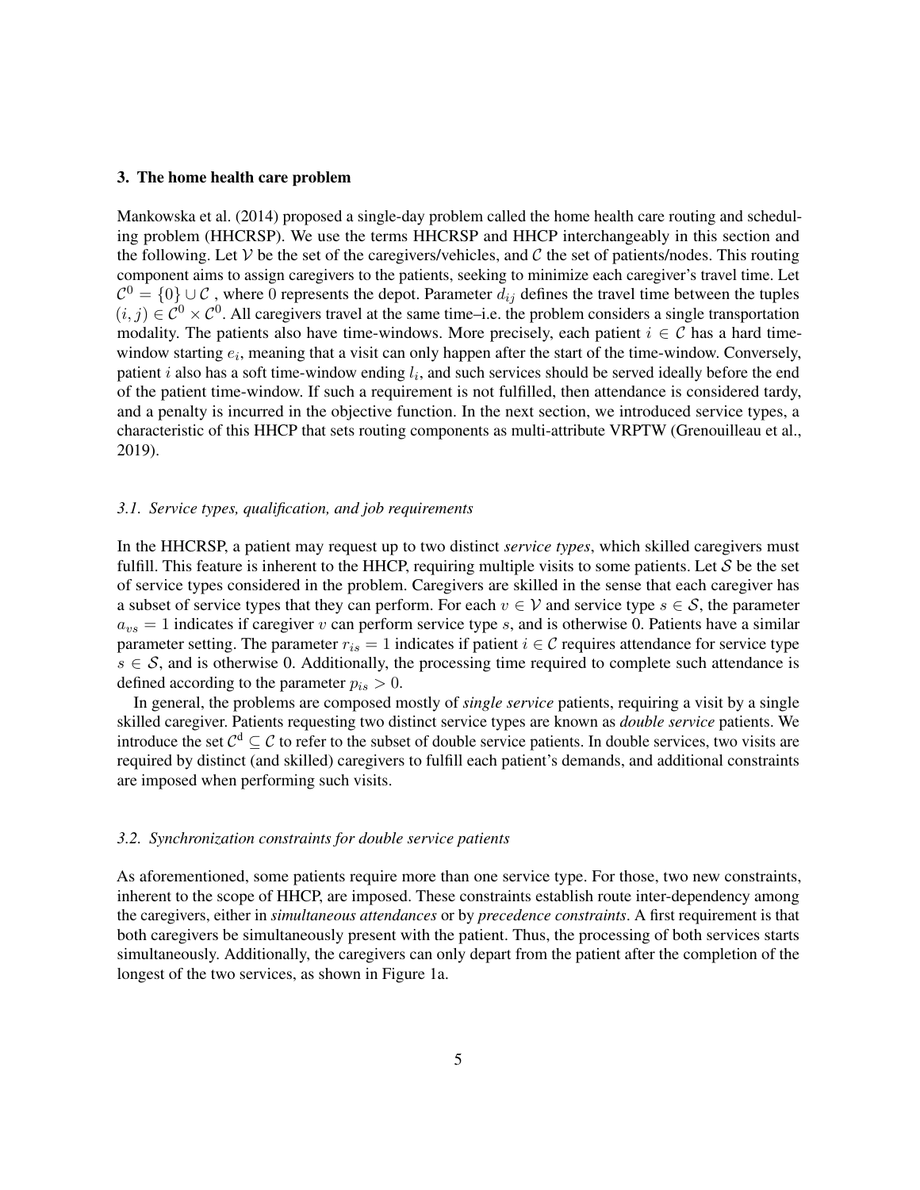## 3. The home health care problem

Mankowska et al. (2014) proposed a single-day problem called the home health care routing and scheduling problem (HHCRSP). We use the terms HHCRSP and HHCP interchangeably in this section and the following. Let $\mathcal{V}$ be the set of the caregivers/vehicles, and $\mathcal{C}$ the set of patients/nodes. This routing component aims to assign caregivers to the patients, seeking to minimize each caregiver's travel time. Let $\mathcal{C}^0 = \{0\} \cup \mathcal{C}$ , where 0 represents the depot. Parameter $d_{ij}$ defines the travel time between the tuples $(i, j) \in \mathcal{C}^0 \times \mathcal{C}^0$. All caregivers travel at the same time–i.e. the problem considers a single transportation modality. The patients also have time-windows. More precisely, each patient $i \in \mathcal{C}$ has a hard time-window starting $e_i$, meaning that a visit can only happen after the start of the time-window. Conversely, patient $i$ also has a soft time-window ending $l_i$, and such services should be served ideally before the end of the patient time-window. If such a requirement is not fulfilled, then attendance is considered tardy, and a penalty is incurred in the objective function. In the next section, we introduced service types, a characteristic of this HHCP that sets routing components as multi-attribute VRPTW (Grenouilleau et al., 2019).

### 3.1. Service types, qualification, and job requirements

In the HHCRSP, a patient may request up to two distinct *service types*, which skilled caregivers must fulfill. This feature is inherent to the HHCP, requiring multiple visits to some patients. Let $\mathcal{S}$ be the set of service types considered in the problem. Caregivers are skilled in the sense that each caregiver has a subset of service types that they can perform. For each $v \in \mathcal{V}$ and service type $s \in \mathcal{S}$, the parameter $a_{vs} = 1$ indicates if caregiver $v$ can perform service type $s$, and is otherwise 0. Patients have a similar parameter setting. The parameter $r_{is} = 1$ indicates if patient $i \in \mathcal{C}$ requires attendance for service type $s \in \mathcal{S}$, and is otherwise 0. Additionally, the processing time required to complete such attendance is defined according to the parameter $p_{is} > 0$.

In general, the problems are composed mostly of *single service* patients, requiring a visit by a single skilled caregiver. Patients requesting two distinct service types are known as *double service* patients. We introduce the set $\mathcal{C}^{\mathrm{d}} \subseteq \mathcal{C}$ to refer to the subset of double service patients. In double services, two visits are required by distinct (and skilled) caregivers to fulfill each patient's demands, and additional constraints are imposed when performing such visits.

### 3.2. Synchronization constraints for double service patients

As aforementioned, some patients require more than one service type. For those, two new constraints, inherent to the scope of HHCP, are imposed. These constraints establish route inter-dependency among the caregivers, either in *simultaneous attendances* or by *precedence constraints*. A first requirement is that both caregivers be simultaneously present with the patient. Thus, the processing of both services starts simultaneously. Additionally, the caregivers can only depart from the patient after the completion of the longest of the two services, as shown in Figure 1a.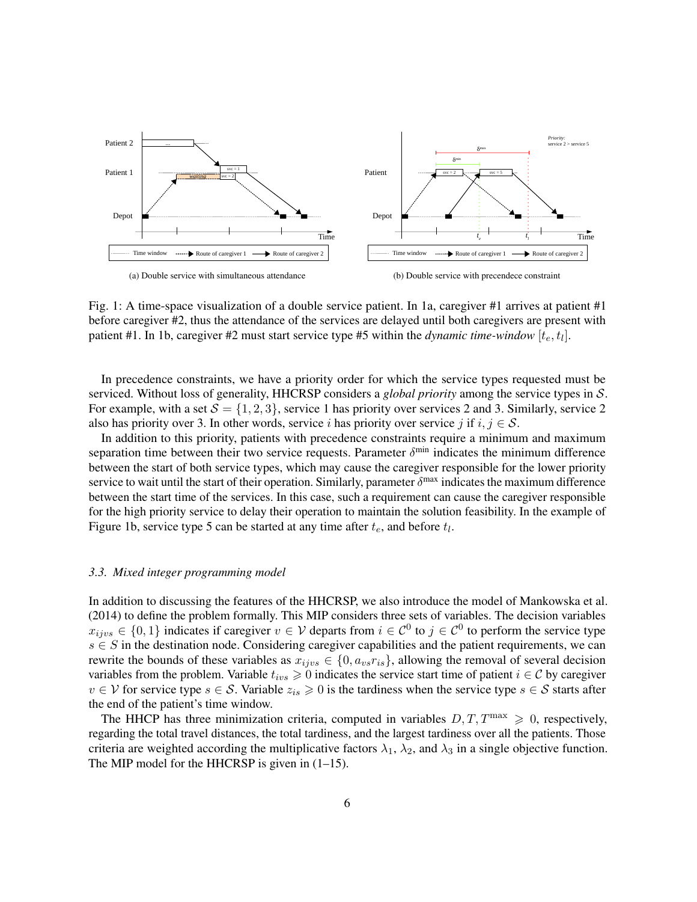(a) Double service with simultaneous attendance

(b) Double service with precendece constraint

Fig. 1: A time-space visualization of a double service patient. In 1a, caregiver #1 arrives at patient #1 before caregiver #2, thus the attendance of the services are delayed until both caregivers are present with patient #1. In 1b, caregiver #2 must start service type #5 within the *dynamic time-window* $[t_e, t_l]$.

In precedence constraints, we have a priority order for which the service types requested must be serviced. Without loss of generality, HHCRSP considers a *global priority* among the service types in $\mathcal{S}$. For example, with a set $\mathcal{S} = \{1, 2, 3\}$, service 1 has priority over services 2 and 3. Similarly, service 2 also has priority over 3. In other words, service $i$ has priority over service $j$ if $i, j \in \mathcal{S}$.

In addition to this priority, patients with precedence constraints require a minimum and maximum separation time between their two service requests. Parameter $\delta^{\min}$ indicates the minimum difference between the start of both service types, which may cause the caregiver responsible for the lower priority service to wait until the start of their operation. Similarly, parameter $\delta^{\max}$ indicates the maximum difference between the start time of the services. In this case, such a requirement can cause the caregiver responsible for the high priority service to delay their operation to maintain the solution feasibility. In the example of Figure 1b, service type 5 can be started at any time after $t_e$, and before $t_l$.

### *3.3. Mixed integer programming model*

In addition to discussing the features of the HHCRSP, we also introduce the model of Mankowska et al. (2014) to define the problem formally. This MIP considers three sets of variables. The decision variables $x_{ijvs} \in \{0, 1\}$ indicates if caregiver $v \in \mathcal{V}$ departs from $i \in \mathcal{C}^0$ to $j \in \mathcal{C}^0$ to perform the service type $s \in S$ in the destination node. Considering caregiver capabilities and the patient requirements, we can rewrite the bounds of these variables as $x_{ijvs} \in \{0, a_{vs} r_{is}\}$, allowing the removal of several decision variables from the problem. Variable $t_{ivs} \geqslant 0$ indicates the service start time of patient $i \in \mathcal{C}$ by caregiver $v \in \mathcal{V}$ for service type $s \in \mathcal{S}$. Variable $z_{is} \geqslant 0$ is the tardiness when the service type $s \in \mathcal{S}$ starts after the end of the patient's time window.

The HHCP has three minimization criteria, computed in variables $D, T, T^{\max} \geqslant 0$, respectively, regarding the total travel distances, the total tardiness, and the largest tardiness over all the patients. Those criteria are weighted according the multiplicative factors $\lambda_1$, $\lambda_2$, and $\lambda_3$ in a single objective function. The MIP model for the HHCRSP is given in (1–15).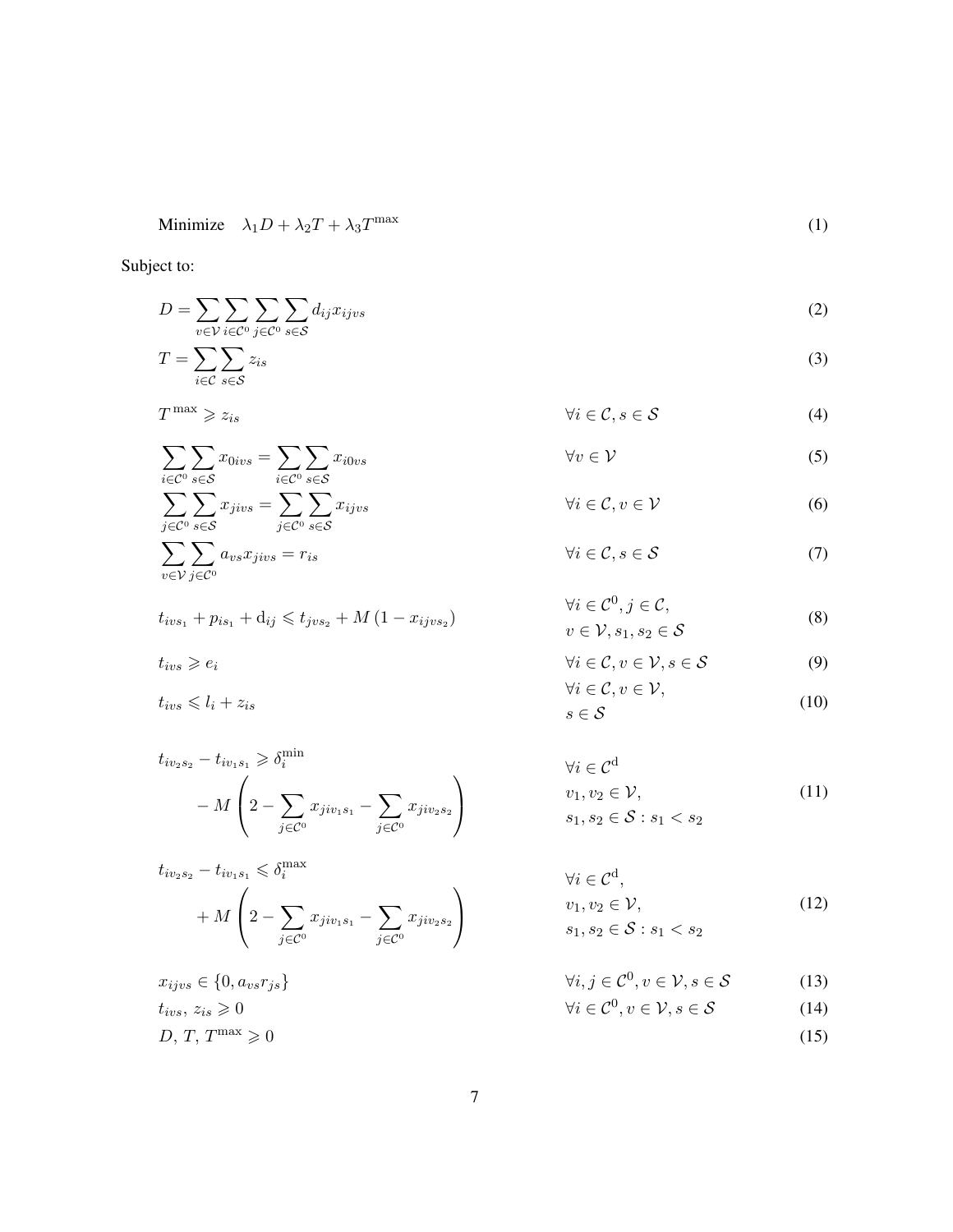$$\text{Minimize} \quad \lambda_1 D + \lambda_2 T + \lambda_3 T^{\max} \tag{1}$$

Subject to:

$$D = \sum_{v \in \mathcal{V}} \sum_{i \in \mathcal{C}^0} \sum_{j \in \mathcal{C}^0} \sum_{s \in \mathcal{S}} d_{ij} x_{ijvs} \tag{2}$$

$$T = \sum_{i \in \mathcal{C}} \sum_{s \in \mathcal{S}} z_{is} \tag{3}$$

$$T^{\max} \geqslant z_{is} \qquad \forall i \in \mathcal{C}, s \in \mathcal{S} \tag{4}$$

$$\sum_{i \in \mathcal{C}^0} \sum_{s \in \mathcal{S}} x_{0ivs} = \sum_{i \in \mathcal{C}^0} \sum_{s \in \mathcal{S}} x_{i0vs} \qquad \forall v \in \mathcal{V} \tag{5}$$

$$\sum_{j \in \mathcal{C}^0} \sum_{s \in \mathcal{S}} x_{jivs} = \sum_{j \in \mathcal{C}^0} \sum_{s \in \mathcal{S}} x_{ijvs} \qquad \forall i \in \mathcal{C}, v \in \mathcal{V} \tag{6}$$

$$\sum_{v \in \mathcal{V}} \sum_{j \in \mathcal{C}^0} a_{vs} x_{jivs} = r_{is} \qquad \forall i \in \mathcal{C}, s \in \mathcal{S} \tag{7}$$

$$t_{ivs_1} + p_{is_1} + \mathrm{d}_{ij} \leqslant t_{jvs_2} + M\left(1 - x_{ijvs_2}\right) \qquad \forall i \in \mathcal{C}^0, j \in \mathcal{C}, v \in \mathcal{V}, s_1, s_2 \in \mathcal{S} \tag{8}$$

$$t_{ivs} \geqslant e_i \qquad \forall i \in \mathcal{C}, v \in \mathcal{V}, s \in \mathcal{S} \tag{9}$$

$$t_{ivs} \leqslant l_i + z_{is} \qquad \forall i \in \mathcal{C}, v \in \mathcal{V}, s \in \mathcal{S} \tag{10}$$

$$t_{iv_2s_2} - t_{iv_1s_1} \geqslant \delta_i^{\min} - M\left(2 - \sum_{j \in \mathcal{C}^0} x_{jiv_1s_1} - \sum_{j \in \mathcal{C}^0} x_{jiv_2s_2}\right) \qquad \forall i \in \mathcal{C}^{\mathrm{d}}, v_1, v_2 \in \mathcal{V}, s_1, s_2 \in \mathcal{S} : s_1 < s_2 \tag{11}$$

$$t_{iv_2s_2} - t_{iv_1s_1} \leqslant \delta_i^{\max} + M\left(2 - \sum_{j \in \mathcal{C}^0} x_{jiv_1s_1} - \sum_{j \in \mathcal{C}^0} x_{jiv_2s_2}\right) \qquad \forall i \in \mathcal{C}^{\mathrm{d}}, v_1, v_2 \in \mathcal{V}, s_1, s_2 \in \mathcal{S} : s_1 < s_2 \tag{12}$$

$$x_{ijvs} \in \{0, a_{vs} r_{js}\} \qquad \forall i, j \in \mathcal{C}^0, v \in \mathcal{V}, s \in \mathcal{S} \tag{13}$$

$$t_{ivs},\, z_{is} \geqslant 0 \qquad \forall i \in \mathcal{C}^0, v \in \mathcal{V}, s \in \mathcal{S} \tag{14}$$

$$D,\, T,\, T^{\max} \geqslant 0 \tag{15}$$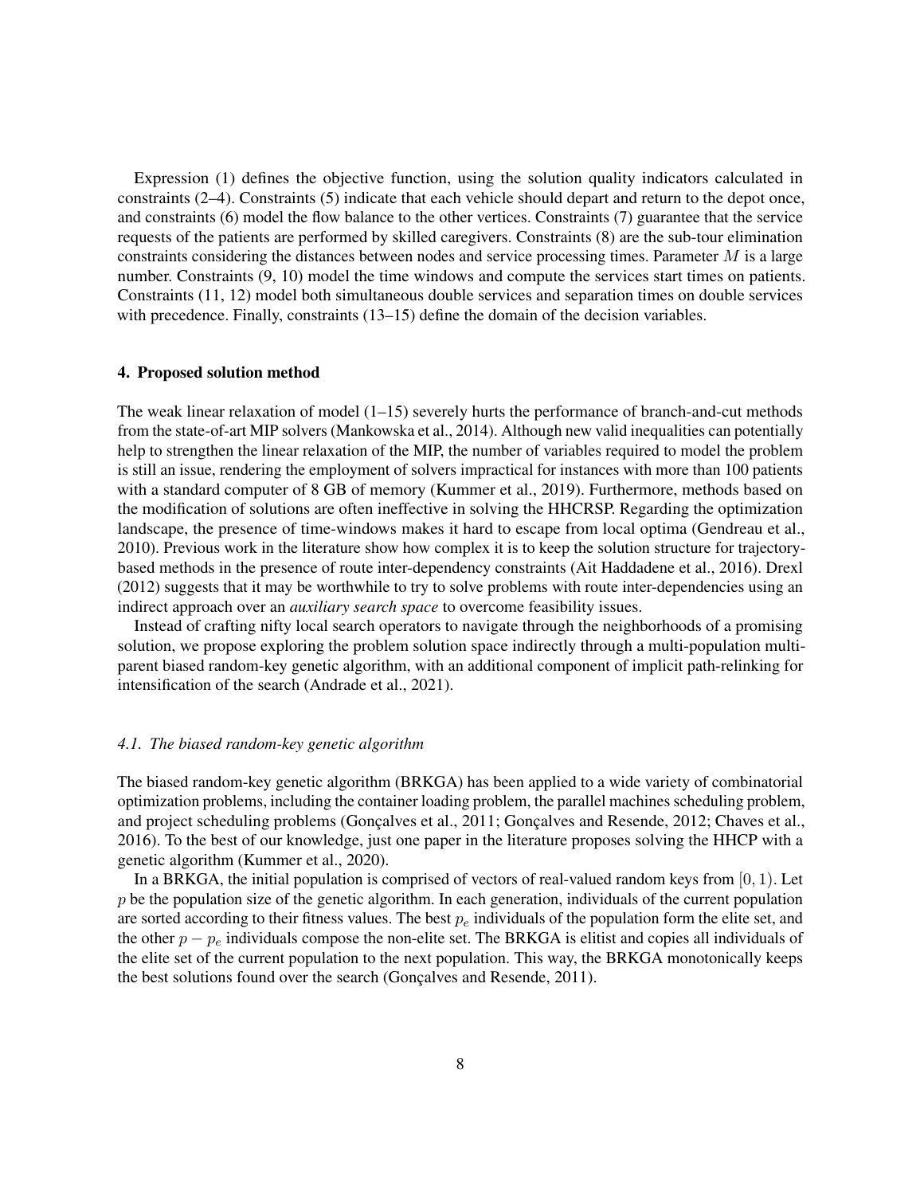Expression (1) defines the objective function, using the solution quality indicators calculated in constraints (2–4). Constraints (5) indicate that each vehicle should depart and return to the depot once, and constraints (6) model the flow balance to the other vertices. Constraints (7) guarantee that the service requests of the patients are performed by skilled caregivers. Constraints (8) are the sub-tour elimination constraints considering the distances between nodes and service processing times. Parameter $M$ is a large number. Constraints (9, 10) model the time windows and compute the services start times on patients. Constraints (11, 12) model both simultaneous double services and separation times on double services with precedence. Finally, constraints (13–15) define the domain of the decision variables.

## 4. Proposed solution method

The weak linear relaxation of model (1–15) severely hurts the performance of branch-and-cut methods from the state-of-art MIP solvers (Mankowska et al., 2014). Although new valid inequalities can potentially help to strengthen the linear relaxation of the MIP, the number of variables required to model the problem is still an issue, rendering the employment of solvers impractical for instances with more than 100 patients with a standard computer of 8 GB of memory (Kummer et al., 2019). Furthermore, methods based on the modification of solutions are often ineffective in solving the HHCRSP. Regarding the optimization landscape, the presence of time-windows makes it hard to escape from local optima (Gendreau et al., 2010). Previous work in the literature show how complex it is to keep the solution structure for trajectory-based methods in the presence of route inter-dependency constraints (Ait Haddadene et al., 2016). Drexl (2012) suggests that it may be worthwhile to try to solve problems with route inter-dependencies using an indirect approach over an *auxiliary search space* to overcome feasibility issues.

Instead of crafting nifty local search operators to navigate through the neighborhoods of a promising solution, we propose exploring the problem solution space indirectly through a multi-population multi-parent biased random-key genetic algorithm, with an additional component of implicit path-relinking for intensification of the search (Andrade et al., 2021).

### *4.1. The biased random-key genetic algorithm*

The biased random-key genetic algorithm (BRKGA) has been applied to a wide variety of combinatorial optimization problems, including the container loading problem, the parallel machines scheduling problem, and project scheduling problems (Gonçalves et al., 2011; Gonçalves and Resende, 2012; Chaves et al., 2016). To the best of our knowledge, just one paper in the literature proposes solving the HHCP with a genetic algorithm (Kummer et al., 2020).

In a BRKGA, the initial population is comprised of vectors of real-valued random keys from $[0, 1)$. Let $p$ be the population size of the genetic algorithm. In each generation, individuals of the current population are sorted according to their fitness values. The best $p_e$ individuals of the population form the elite set, and the other $p - p_e$ individuals compose the non-elite set. The BRKGA is elitist and copies all individuals of the elite set of the current population to the next population. This way, the BRKGA monotonically keeps the best solutions found over the search (Gonçalves and Resende, 2011).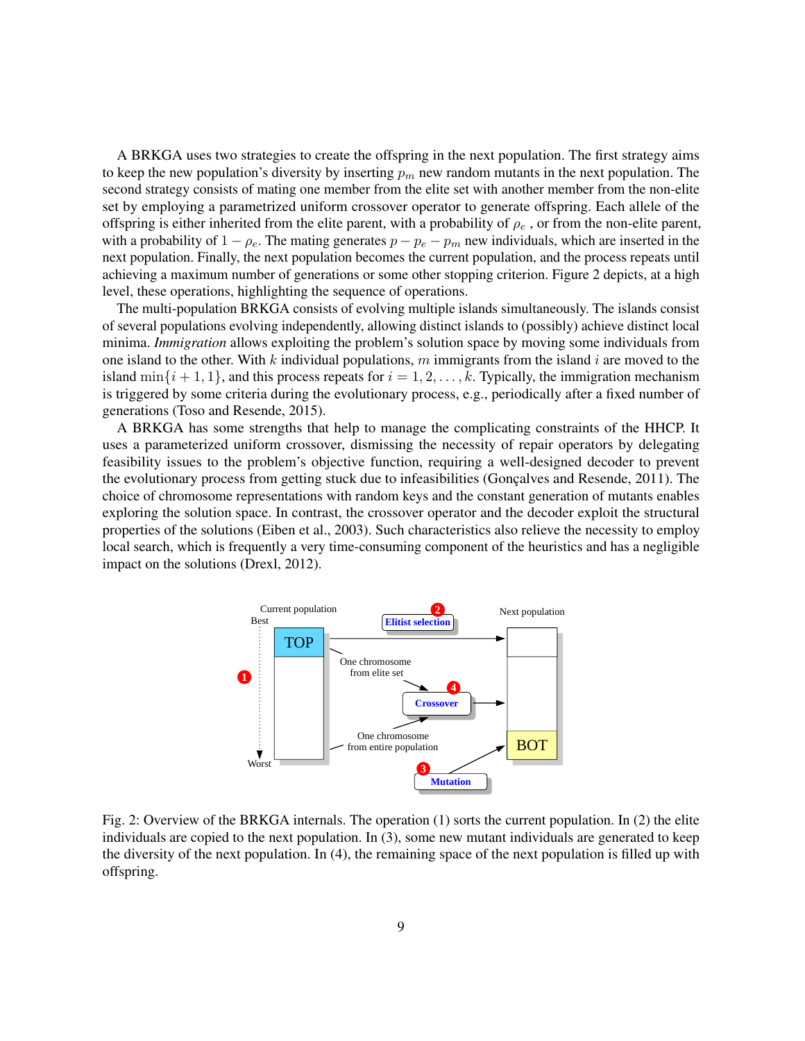A BRKGA uses two strategies to create the offspring in the next population. The first strategy aims to keep the new population's diversity by inserting $p_m$ new random mutants in the next population. The second strategy consists of mating one member from the elite set with another member from the non-elite set by employing a parametrized uniform crossover operator to generate offspring. Each allele of the offspring is either inherited from the elite parent, with a probability of $\rho_e$ , or from the non-elite parent, with a probability of $1 - \rho_e$. The mating generates $p - p_e - p_m$ new individuals, which are inserted in the next population. Finally, the next population becomes the current population, and the process repeats until achieving a maximum number of generations or some other stopping criterion. Figure 2 depicts, at a high level, these operations, highlighting the sequence of operations.

The multi-population BRKGA consists of evolving multiple islands simultaneously. The islands consist of several populations evolving independently, allowing distinct islands to (possibly) achieve distinct local minima. *Immigration* allows exploiting the problem's solution space by moving some individuals from one island to the other. With $k$ individual populations, $m$ immigrants from the island $i$ are moved to the island $\min\{i + 1, 1\}$, and this process repeats for $i = 1, 2, \dots, k$. Typically, the immigration mechanism is triggered by some criteria during the evolutionary process, e.g., periodically after a fixed number of generations (Toso and Resende, 2015).

A BRKGA has some strengths that help to manage the complicating constraints of the HHCP. It uses a parameterized uniform crossover, dismissing the necessity of repair operators by delegating feasibility issues to the problem's objective function, requiring a well-designed decoder to prevent the evolutionary process from getting stuck due to infeasibilities (Gonçalves and Resende, 2011). The choice of chromosome representations with random keys and the constant generation of mutants enables exploring the solution space. In contrast, the crossover operator and the decoder exploit the structural properties of the solutions (Eiben et al., 2003). Such characteristics also relieve the necessity to employ local search, which is frequently a very time-consuming component of the heuristics and has a negligible impact on the solutions (Drexl, 2012).

Fig. 2: Overview of the BRKGA internals. The operation (1) sorts the current population. In (2) the elite individuals are copied to the next population. In (3), some new mutant individuals are generated to keep the diversity of the next population. In (4), the remaining space of the next population is filled up with offspring.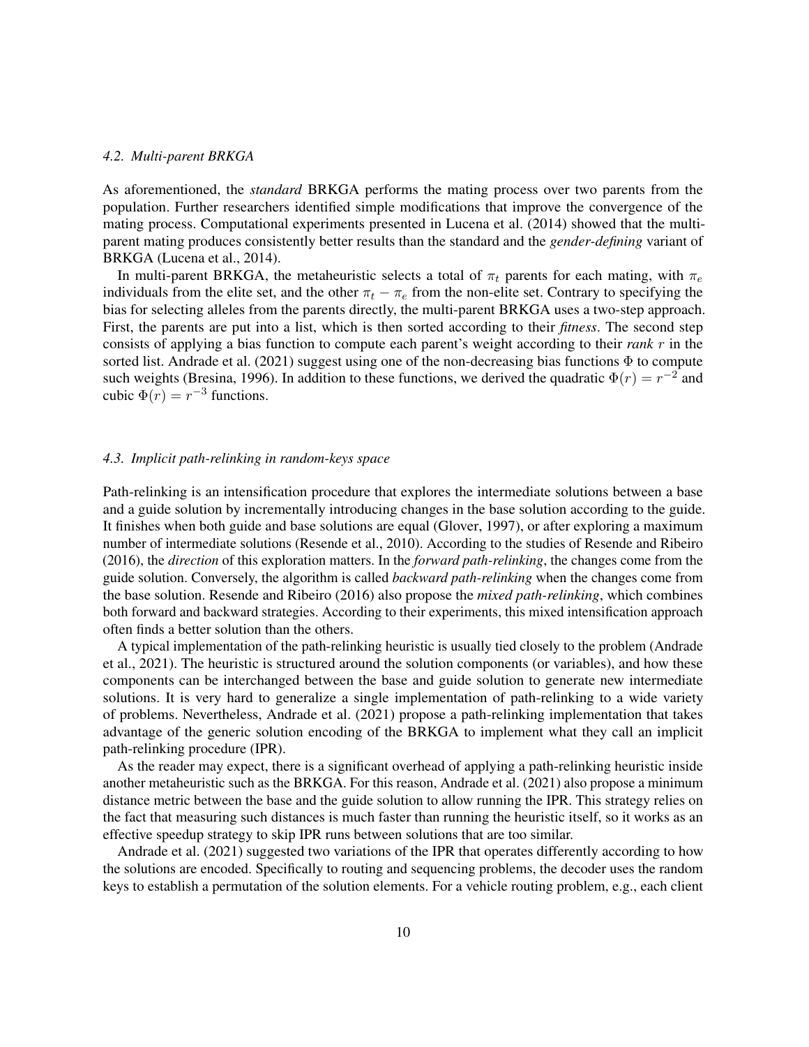### 4.2. Multi-parent BRKGA

As aforementioned, the *standard* BRKGA performs the mating process over two parents from the population. Further researchers identified simple modifications that improve the convergence of the mating process. Computational experiments presented in Lucena et al. (2014) showed that the multi-parent mating produces consistently better results than the standard and the *gender-defining* variant of BRKGA (Lucena et al., 2014).

In multi-parent BRKGA, the metaheuristic selects a total of $\pi_t$ parents for each mating, with $\pi_e$ individuals from the elite set, and the other $\pi_t - \pi_e$ from the non-elite set. Contrary to specifying the bias for selecting alleles from the parents directly, the multi-parent BRKGA uses a two-step approach. First, the parents are put into a list, which is then sorted according to their *fitness*. The second step consists of applying a bias function to compute each parent's weight according to their *rank* $r$ in the sorted list. Andrade et al. (2021) suggest using one of the non-decreasing bias functions $\Phi$ to compute such weights (Bresina, 1996). In addition to these functions, we derived the quadratic $\Phi(r) = r^{-2}$ and cubic $\Phi(r) = r^{-3}$ functions.

### 4.3. Implicit path-relinking in random-keys space

Path-relinking is an intensification procedure that explores the intermediate solutions between a base and a guide solution by incrementally introducing changes in the base solution according to the guide. It finishes when both guide and base solutions are equal (Glover, 1997), or after exploring a maximum number of intermediate solutions (Resende et al., 2010). According to the studies of Resende and Ribeiro (2016), the *direction* of this exploration matters. In the *forward path-relinking*, the changes come from the guide solution. Conversely, the algorithm is called *backward path-relinking* when the changes come from the base solution. Resende and Ribeiro (2016) also propose the *mixed path-relinking*, which combines both forward and backward strategies. According to their experiments, this mixed intensification approach often finds a better solution than the others.

A typical implementation of the path-relinking heuristic is usually tied closely to the problem (Andrade et al., 2021). The heuristic is structured around the solution components (or variables), and how these components can be interchanged between the base and guide solution to generate new intermediate solutions. It is very hard to generalize a single implementation of path-relinking to a wide variety of problems. Nevertheless, Andrade et al. (2021) propose a path-relinking implementation that takes advantage of the generic solution encoding of the BRKGA to implement what they call an implicit path-relinking procedure (IPR).

As the reader may expect, there is a significant overhead of applying a path-relinking heuristic inside another metaheuristic such as the BRKGA. For this reason, Andrade et al. (2021) also propose a minimum distance metric between the base and the guide solution to allow running the IPR. This strategy relies on the fact that measuring such distances is much faster than running the heuristic itself, so it works as an effective speedup strategy to skip IPR runs between solutions that are too similar.

Andrade et al. (2021) suggested two variations of the IPR that operates differently according to how the solutions are encoded. Specifically to routing and sequencing problems, the decoder uses the random keys to establish a permutation of the solution elements. For a vehicle routing problem, e.g., each client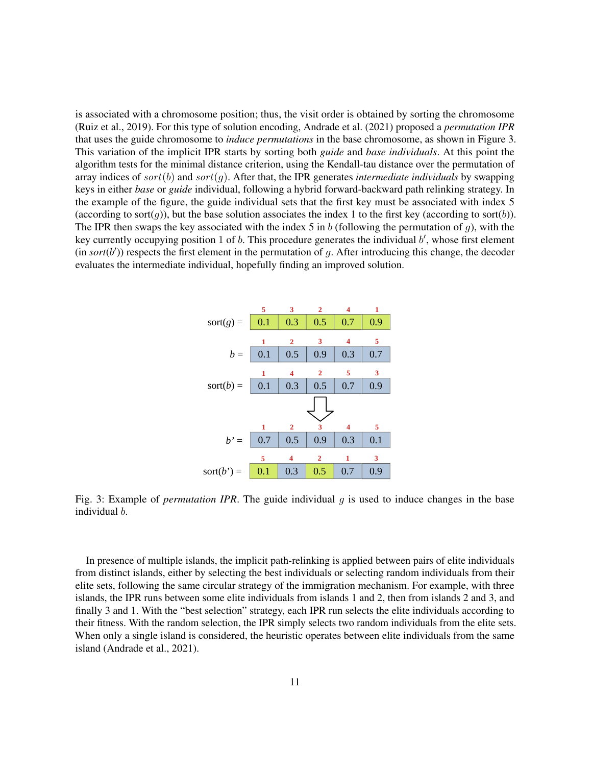is associated with a chromosome position; thus, the visit order is obtained by sorting the chromosome (Ruiz et al., 2019). For this type of solution encoding, Andrade et al. (2021) proposed a *permutation IPR* that uses the guide chromosome to *induce permutations* in the base chromosome, as shown in Figure 3. This variation of the implicit IPR starts by sorting both *guide* and *base individuals*. At this point the algorithm tests for the minimal distance criterion, using the Kendall-tau distance over the permutation of array indices of $sort(b)$ and $sort(g)$. After that, the IPR generates *intermediate individuals* by swapping keys in either *base* or *guide* individual, following a hybrid forward-backward path relinking strategy. In the example of the figure, the guide individual sets that the first key must be associated with index 5 (according to sort($g$)), but the base solution associates the index 1 to the first key (according to sort($b$)). The IPR then swaps the key associated with the index 5 in $b$ (following the permutation of $g$), with the key currently occupying position 1 of $b$. This procedure generates the individual $b'$, whose first element (in *sort*($b'$)) respects the first element in the permutation of $g$. After introducing this change, the decoder evaluates the intermediate individual, hopefully finding an improved solution.

| | | | | | |
|---|---|---|---|---|---|
| | 5 | 3 | 2 | 4 | 1 |
| sort($g$) = | 0.1 | 0.3 | 0.5 | 0.7 | 0.9 |
| | 1 | 2 | 3 | 4 | 5 |
| $b$ = | 0.1 | 0.5 | 0.9 | 0.3 | 0.7 |
| | 1 | 4 | 2 | 5 | 3 |
| sort($b$) = | 0.1 | 0.3 | 0.5 | 0.7 | 0.9 |
| | 1 | 2 | 3 | 4 | 5 |
| $b'$ = | 0.7 | 0.5 | 0.9 | 0.3 | 0.1 |
| | 5 | 4 | 2 | 1 | 3 |
| sort($b'$) = | 0.1 | 0.3 | 0.5 | 0.7 | 0.9 |

Fig. 3: Example of *permutation IPR*. The guide individual $g$ is used to induce changes in the base individual $b$.

In presence of multiple islands, the implicit path-relinking is applied between pairs of elite individuals from distinct islands, either by selecting the best individuals or selecting random individuals from their elite sets, following the same circular strategy of the immigration mechanism. For example, with three islands, the IPR runs between some elite individuals from islands 1 and 2, then from islands 2 and 3, and finally 3 and 1. With the "best selection" strategy, each IPR run selects the elite individuals according to their fitness. With the random selection, the IPR simply selects two random individuals from the elite sets. When only a single island is considered, the heuristic operates between elite individuals from the same island (Andrade et al., 2021).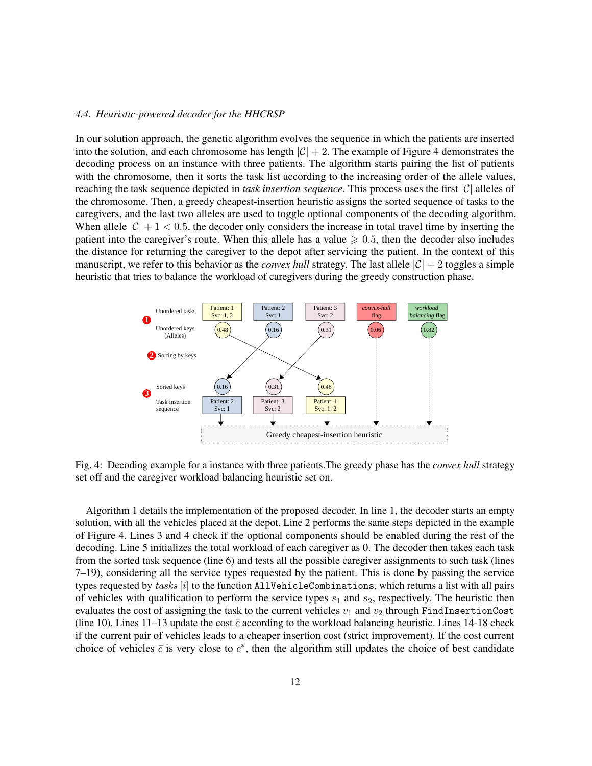### 4.4. Heuristic-powered decoder for the HHCRSP

In our solution approach, the genetic algorithm evolves the sequence in which the patients are inserted into the solution, and each chromosome has length $|\mathcal{C}| + 2$. The example of Figure 4 demonstrates the decoding process on an instance with three patients. The algorithm starts pairing the list of patients with the chromosome, then it sorts the task list according to the increasing order of the allele values, reaching the task sequence depicted in *task insertion sequence*. This process uses the first $|\mathcal{C}|$ alleles of the chromosome. Then, a greedy cheapest-insertion heuristic assigns the sorted sequence of tasks to the caregivers, and the last two alleles are used to toggle optional components of the decoding algorithm. When allele $|\mathcal{C}| + 1 < 0.5$, the decoder only considers the increase in total travel time by inserting the patient into the caregiver's route. When this allele has a value $\geqslant 0.5$, then the decoder also includes the distance for returning the caregiver to the depot after servicing the patient. In the context of this manuscript, we refer to this behavior as the *convex hull* strategy. The last allele $|\mathcal{C}| + 2$ toggles a simple heuristic that tries to balance the workload of caregivers during the greedy construction phase.

Fig. 4: Decoding example for a instance with three patients.The greedy phase has the *convex hull* strategy set off and the caregiver workload balancing heuristic set on.

Algorithm 1 details the implementation of the proposed decoder. In line 1, the decoder starts an empty solution, with all the vehicles placed at the depot. Line 2 performs the same steps depicted in the example of Figure 4. Lines 3 and 4 check if the optional components should be enabled during the rest of the decoding. Line 5 initializes the total workload of each caregiver as 0. The decoder then takes each task from the sorted task sequence (line 6) and tests all the possible caregiver assignments to such task (lines 7–19), considering all the service types requested by the patient. This is done by passing the service types requested by $tasks[i]$ to the function `AllVehicleCombinations`, which returns a list with all pairs of vehicles with qualification to perform the service types $s_1$ and $s_2$, respectively. The heuristic then evaluates the cost of assigning the task to the current vehicles $v_1$ and $v_2$ through `FindInsertionCost` (line 10). Lines 11–13 update the cost $\bar{c}$ according to the workload balancing heuristic. Lines 14-18 check if the current pair of vehicles leads to a cheaper insertion cost (strict improvement). If the cost current choice of vehicles $\bar{c}$ is very close to $c^*$, then the algorithm still updates the choice of best candidate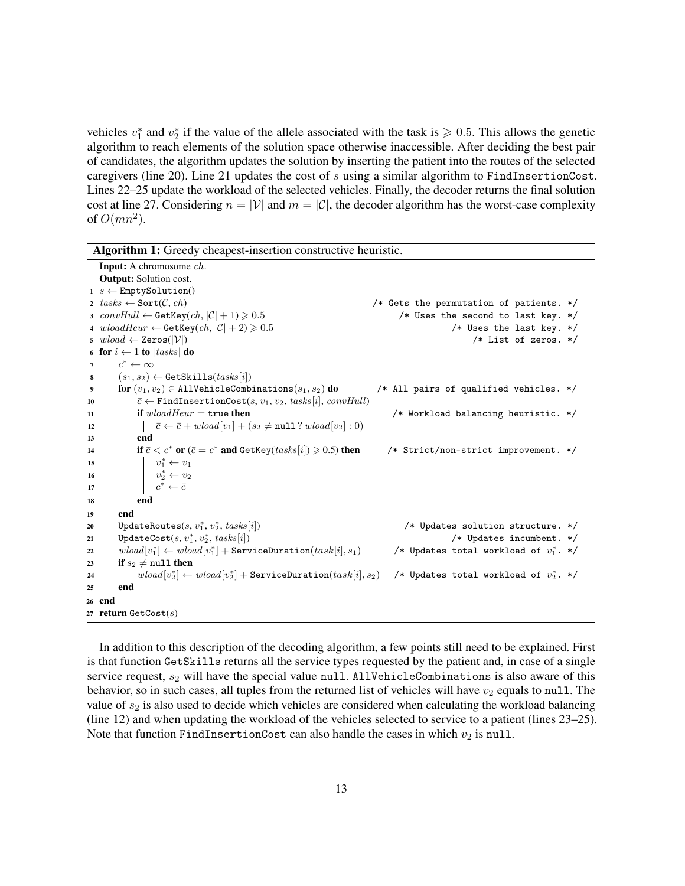vehicles $v_1^*$ and $v_2^*$ if the value of the allele associated with the task is $\geqslant 0.5$. This allows the genetic algorithm to reach elements of the solution space otherwise inaccessible. After deciding the best pair of candidates, the algorithm updates the solution by inserting the patient into the routes of the selected caregivers (line 20). Line 21 updates the cost of $s$ using a similar algorithm to FindInsertionCost. Lines 22–25 update the workload of the selected vehicles. Finally, the decoder returns the final solution cost at line 27. Considering $n = |\mathcal{V}|$ and $m = |\mathcal{C}|$, the decoder algorithm has the worst-case complexity of $O(mn^2)$.

**Algorithm 1:** Greedy cheapest-insertion constructive heuristic.

```
   Input: A chromosome ch.
   Output: Solution cost.
 1 s ← EmptySolution()
 2 tasks ← Sort(C, ch)                                          /* Gets the permutation of patients. */
 3 convHull ← GetKey(ch, |C| + 1) ⩾ 0.5                         /* Uses the second to last key. */
 4 wloadHeur ← GetKey(ch, |C| + 2) ⩾ 0.5                        /* Uses the last key. */
 5 wload ← Zeros(|V|)                                           /* List of zeros. */
 6 for i ← 1 to |tasks| do
 7     c* ← ∞
 8     (s1, s2) ← GetSkills(tasks[i])
 9     for (v1, v2) ∈ AllVehicleCombinations(s1, s2) do        /* All pairs of qualified vehicles. */
10         c̄ ← FindInsertionCost(s, v1, v2, tasks[i], convHull)
11         if wloadHeur = true then                              /* Workload balancing heuristic. */
12             c̄ ← c̄ + wload[v1] + (s2 ≠ null ? wload[v2] : 0)
13         end
14         if c̄ < c* or (c̄ = c* and GetKey(tasks[i]) ⩾ 0.5) then   /* Strict/non-strict improvement. */
15             v1* ← v1
16             v2* ← v2
17             c* ← c̄
18         end
19     end
20     UpdateRoutes(s, v1*, v2*, tasks[i])                        /* Updates solution structure. */
21     UpdateCost(s, v1*, v2*, tasks[i])                          /* Updates incumbent. */
22     wload[v1*] ← wload[v1*] + ServiceDuration(task[i], s1)     /* Updates total workload of v1*. */
23     if s2 ≠ null then
24         wload[v2*] ← wload[v2*] + ServiceDuration(task[i], s2) /* Updates total workload of v2*. */
25     end
26 end
27 return GetCost(s)
```

In addition to this description of the decoding algorithm, a few points still need to be explained. First is that function GetSkills returns all the service types requested by the patient and, in case of a single service request, $s_2$ will have the special value null. AllVehicleCombinations is also aware of this behavior, so in such cases, all tuples from the returned list of vehicles will have $v_2$ equals to null. The value of $s_2$ is also used to decide which vehicles are considered when calculating the workload balancing (line 12) and when updating the workload of the vehicles selected to service to a patient (lines 23–25). Note that function FindInsertionCost can also handle the cases in which $v_2$ is null.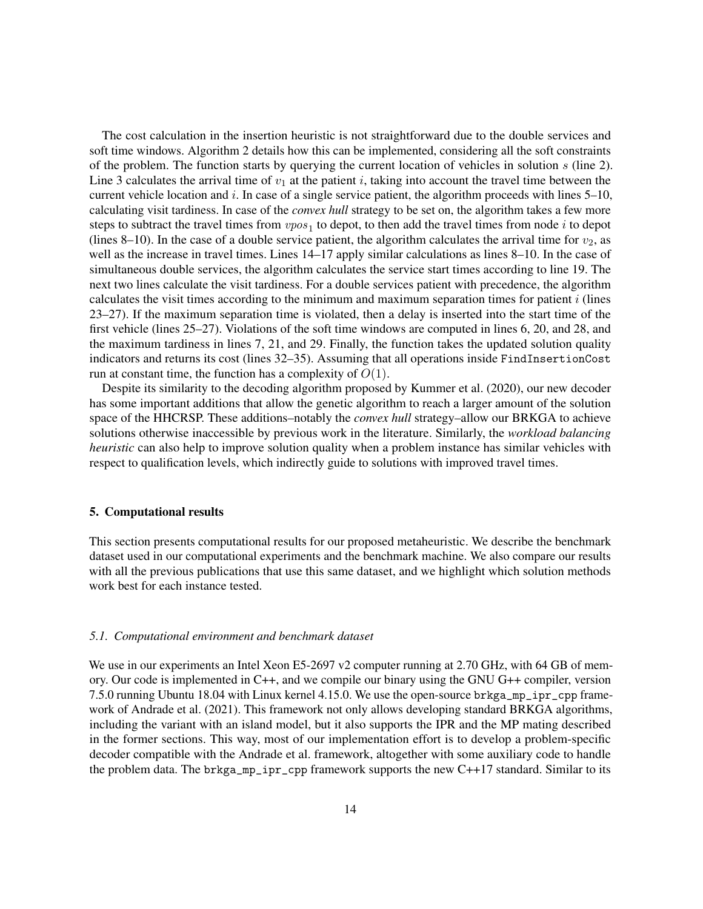The cost calculation in the insertion heuristic is not straightforward due to the double services and soft time windows. Algorithm 2 details how this can be implemented, considering all the soft constraints of the problem. The function starts by querying the current location of vehicles in solution $s$ (line 2). Line 3 calculates the arrival time of $v_1$ at the patient $i$, taking into account the travel time between the current vehicle location and $i$. In case of a single service patient, the algorithm proceeds with lines 5–10, calculating visit tardiness. In case of the *convex hull* strategy to be set on, the algorithm takes a few more steps to subtract the travel times from $vpos_1$ to depot, to then add the travel times from node $i$ to depot (lines 8–10). In the case of a double service patient, the algorithm calculates the arrival time for $v_2$, as well as the increase in travel times. Lines 14–17 apply similar calculations as lines 8–10. In the case of simultaneous double services, the algorithm calculates the service start times according to line 19. The next two lines calculate the visit tardiness. For a double services patient with precedence, the algorithm calculates the visit times according to the minimum and maximum separation times for patient $i$ (lines 23–27). If the maximum separation time is violated, then a delay is inserted into the start time of the first vehicle (lines 25–27). Violations of the soft time windows are computed in lines 6, 20, and 28, and the maximum tardiness in lines 7, 21, and 29. Finally, the function takes the updated solution quality indicators and returns its cost (lines 32–35). Assuming that all operations inside `FindInsertionCost` run at constant time, the function has a complexity of $O(1)$.

Despite its similarity to the decoding algorithm proposed by Kummer et al. (2020), our new decoder has some important additions that allow the genetic algorithm to reach a larger amount of the solution space of the HHCRSP. These additions–notably the *convex hull* strategy–allow our BRKGA to achieve solutions otherwise inaccessible by previous work in the literature. Similarly, the *workload balancing heuristic* can also help to improve solution quality when a problem instance has similar vehicles with respect to qualification levels, which indirectly guide to solutions with improved travel times.

## 5. Computational results

This section presents computational results for our proposed metaheuristic. We describe the benchmark dataset used in our computational experiments and the benchmark machine. We also compare our results with all the previous publications that use this same dataset, and we highlight which solution methods work best for each instance tested.

### 5.1. Computational environment and benchmark dataset

We use in our experiments an Intel Xeon E5-2697 v2 computer running at 2.70 GHz, with 64 GB of memory. Our code is implemented in C++, and we compile our binary using the GNU G++ compiler, version 7.5.0 running Ubuntu 18.04 with Linux kernel 4.15.0. We use the open-source `brkga_mp_ipr_cpp` framework of Andrade et al. (2021). This framework not only allows developing standard BRKGA algorithms, including the variant with an island model, but it also supports the IPR and the MP mating described in the former sections. This way, most of our implementation effort is to develop a problem-specific decoder compatible with the Andrade et al. framework, altogether with some auxiliary code to handle the problem data. The `brkga_mp_ipr_cpp` framework supports the new C++17 standard. Similar to its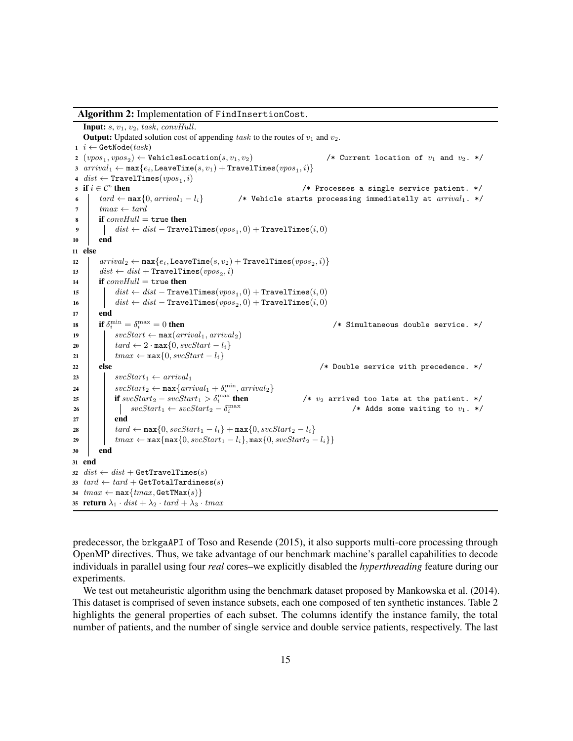**Algorithm 2:** Implementation of FindInsertionCost.

```
   Input: s, v_1, v_2, task, convHull.
   Output: Updated solution cost of appending task to the routes of v_1 and v_2.
 1 i ← GetNode(task)
 2 (vpos_1, vpos_2) ← VehiclesLocation(s, v_1, v_2)          /* Current location of v_1 and v_2. */
 3 arrival_1 ← max{e_i, LeaveTime(s, v_1) + TravelTimes(vpos_1, i)}
 4 dist ← TravelTimes(vpos_1, i)
 5 if i ∈ C^s then                                        /* Processes a single service patient. */
 6     tard ← max{0, arrival_1 − l_i}          /* Vehicle starts processing immediatelly at arrival_1. */
 7     tmax ← tard
 8     if convHull = true then
 9         dist ← dist − TravelTimes(vpos_1, 0) + TravelTimes(i, 0)
10     end
11 else
12     arrival_2 ← max{e_i, LeaveTime(s, v_2) + TravelTimes(vpos_2, i)}
13     dist ← dist + TravelTimes(vpos_2, i)
14     if convHull = true then
15         dist ← dist − TravelTimes(vpos_1, 0) + TravelTimes(i, 0)
16         dist ← dist − TravelTimes(vpos_2, 0) + TravelTimes(i, 0)
17     end
18     if δ_i^min = δ_i^max = 0 then                                  /* Simultaneous double service. */
19         svcStart ← max(arrival_1, arrival_2)
20         tard ← 2 · max{0, svcStart − l_i}
21         tmax ← max{0, svcStart − l_i}
22     else                                                       /* Double service with precedence. */
23         svcStart_1 ← arrival_1
24         svcStart_2 ← max{arrival_1 + δ_i^min, arrival_2}
25         if svcStart_2 − svcStart_1 > δ_i^max then               /* v_2 arrived too late at the patient. */
26             svcStart_1 ← svcStart_2 − δ_i^max                            /* Adds some waiting to v_1. */
27         end
28         tard ← max{0, svcStart_1 − l_i} + max{0, svcStart_2 − l_i}
29         tmax ← max{max{0, svcStart_1 − l_i}, max{0, svcStart_2 − l_i}}
30     end
31 end
32 dist ← dist + GetTravelTimes(s)
33 tard ← tard + GetTotalTardiness(s)
34 tmax ← max{tmax, GetTMax(s)}
35 return λ_1 · dist + λ_2 · tard + λ_3 · tmax
```

predecessor, the brkgaAPI of Toso and Resende (2015), it also supports multi-core processing through OpenMP directives. Thus, we take advantage of our benchmark machine's parallel capabilities to decode individuals in parallel using four *real* cores–we explicitly disabled the *hyperthreading* feature during our experiments.

We test out metaheuristic algorithm using the benchmark dataset proposed by Mankowska et al. (2014). This dataset is comprised of seven instance subsets, each one composed of ten synthetic instances. Table 2 highlights the general properties of each subset. The columns identify the instance family, the total number of patients, and the number of single service and double service patients, respectively. The last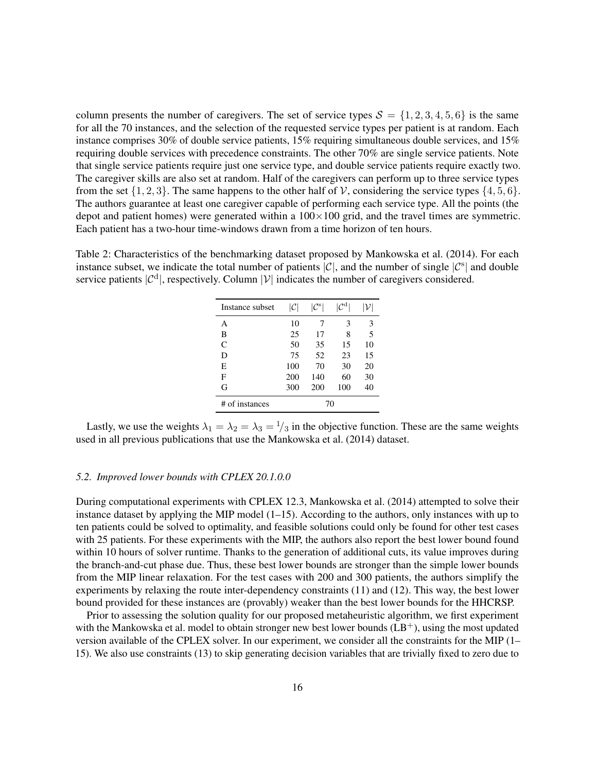column presents the number of caregivers. The set of service types $\mathcal{S} = \{1, 2, 3, 4, 5, 6\}$ is the same for all the 70 instances, and the selection of the requested service types per patient is at random. Each instance comprises 30% of double service patients, 15% requiring simultaneous double services, and 15% requiring double services with precedence constraints. The other 70% are single service patients. Note that single service patients require just one service type, and double service patients require exactly two. The caregiver skills are also set at random. Half of the caregivers can perform up to three service types from the set $\{1, 2, 3\}$. The same happens to the other half of $\mathcal{V}$, considering the service types $\{4, 5, 6\}$. The authors guarantee at least one caregiver capable of performing each service type. All the points (the depot and patient homes) were generated within a $100 \times 100$ grid, and the travel times are symmetric. Each patient has a two-hour time-windows drawn from a time horizon of ten hours.

Table 2: Characteristics of the benchmarking dataset proposed by Mankowska et al. (2014). For each instance subset, we indicate the total number of patients $|\mathcal{C}|$, and the number of single $|\mathcal{C}^{\text{s}}|$ and double service patients $|\mathcal{C}^{\text{d}}|$, respectively. Column $|\mathcal{V}|$ indicates the number of caregivers considered.

| Instance subset | $\lvert\mathcal{C}\rvert$ | $\lvert\mathcal{C}^{\text{s}}\rvert$ | $\lvert\mathcal{C}^{\text{d}}\rvert$ | $\lvert\mathcal{V}\rvert$ |
|---|---|---|---|---|
| A | 10 | 7 | 3 | 3 |
| B | 25 | 17 | 8 | 5 |
| C | 50 | 35 | 15 | 10 |
| D | 75 | 52 | 23 | 15 |
| E | 100 | 70 | 30 | 20 |
| F | 200 | 140 | 60 | 30 |
| G | 300 | 200 | 100 | 40 |
| # of instances | 70 | | | |

Lastly, we use the weights $\lambda_1 = \lambda_2 = \lambda_3 = 1/3$ in the objective function. These are the same weights used in all previous publications that use the Mankowska et al. (2014) dataset.

### *5.2. Improved lower bounds with CPLEX 20.1.0.0*

During computational experiments with CPLEX 12.3, Mankowska et al. (2014) attempted to solve their instance dataset by applying the MIP model (1–15). According to the authors, only instances with up to ten patients could be solved to optimality, and feasible solutions could only be found for other test cases with 25 patients. For these experiments with the MIP, the authors also report the best lower bound found within 10 hours of solver runtime. Thanks to the generation of additional cuts, its value improves during the branch-and-cut phase due. Thus, these best lower bounds are stronger than the simple lower bounds from the MIP linear relaxation. For the test cases with 200 and 300 patients, the authors simplify the experiments by relaxing the route inter-dependency constraints (11) and (12). This way, the best lower bound provided for these instances are (provably) weaker than the best lower bounds for the HHCRSP.

Prior to assessing the solution quality for our proposed metaheuristic algorithm, we first experiment with the Mankowska et al. model to obtain stronger new best lower bounds ($\text{LB}^{+}$), using the most updated version available of the CPLEX solver. In our experiment, we consider all the constraints for the MIP (1–15). We also use constraints (13) to skip generating decision variables that are trivially fixed to zero due to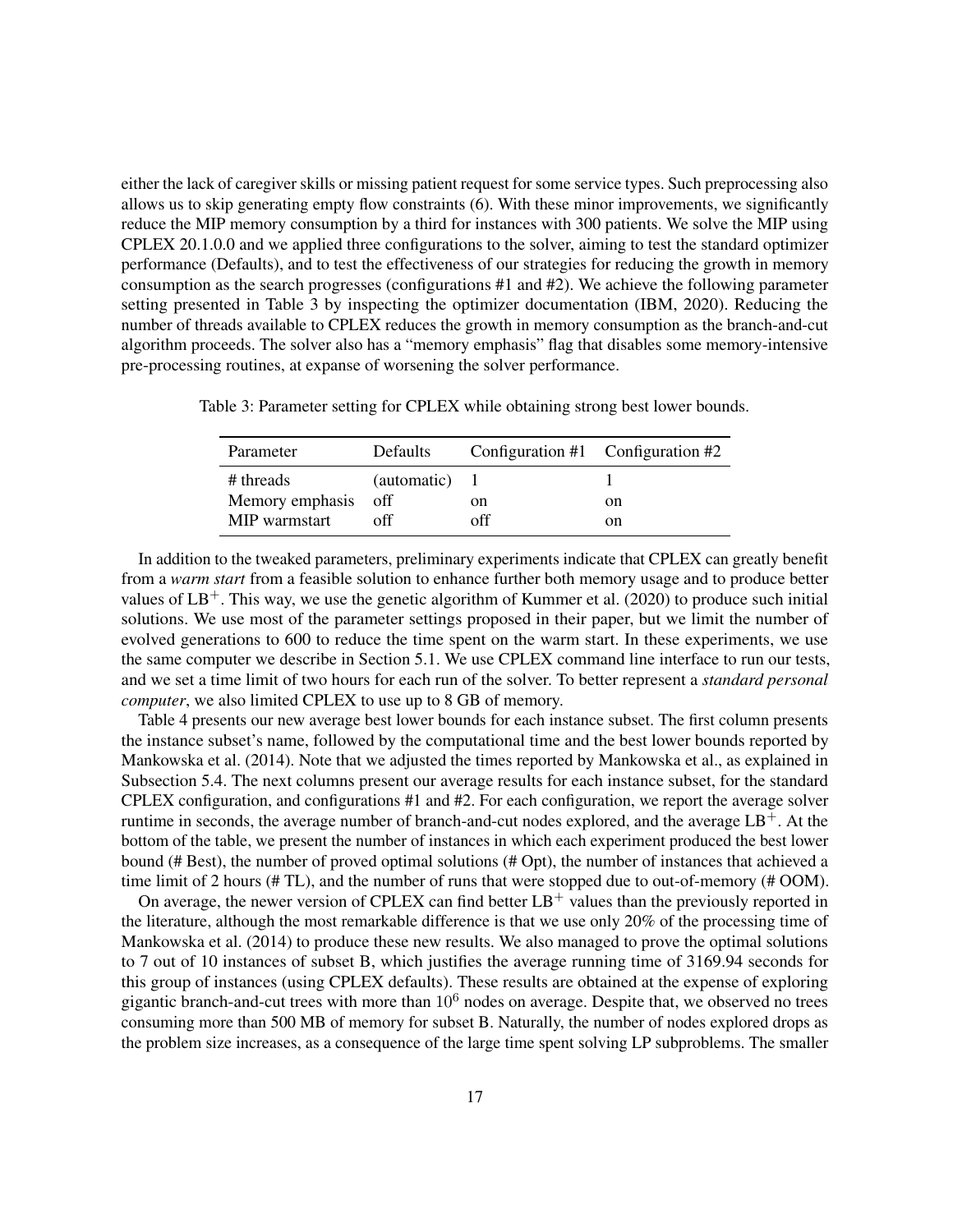either the lack of caregiver skills or missing patient request for some service types. Such preprocessing also allows us to skip generating empty flow constraints (6). With these minor improvements, we significantly reduce the MIP memory consumption by a third for instances with 300 patients. We solve the MIP using CPLEX 20.1.0.0 and we applied three configurations to the solver, aiming to test the standard optimizer performance (Defaults), and to test the effectiveness of our strategies for reducing the growth in memory consumption as the search progresses (configurations #1 and #2). We achieve the following parameter setting presented in Table 3 by inspecting the optimizer documentation (IBM, 2020). Reducing the number of threads available to CPLEX reduces the growth in memory consumption as the branch-and-cut algorithm proceeds. The solver also has a "memory emphasis" flag that disables some memory-intensive pre-processing routines, at expanse of worsening the solver performance.

Table 3: Parameter setting for CPLEX while obtaining strong best lower bounds.

| Parameter | Defaults | Configuration #1 | Configuration #2 |
|---|---|---|---|
| # threads | (automatic) | 1 | 1 |
| Memory emphasis | off | on | on |
| MIP warmstart | off | off | on |

In addition to the tweaked parameters, preliminary experiments indicate that CPLEX can greatly benefit from a *warm start* from a feasible solution to enhance further both memory usage and to produce better values of $\text{LB}^+$. This way, we use the genetic algorithm of Kummer et al. (2020) to produce such initial solutions. We use most of the parameter settings proposed in their paper, but we limit the number of evolved generations to 600 to reduce the time spent on the warm start. In these experiments, we use the same computer we describe in Section 5.1. We use CPLEX command line interface to run our tests, and we set a time limit of two hours for each run of the solver. To better represent a *standard personal computer*, we also limited CPLEX to use up to 8 GB of memory.

Table 4 presents our new average best lower bounds for each instance subset. The first column presents the instance subset's name, followed by the computational time and the best lower bounds reported by Mankowska et al. (2014). Note that we adjusted the times reported by Mankowska et al., as explained in Subsection 5.4. The next columns present our average results for each instance subset, for the standard CPLEX configuration, and configurations #1 and #2. For each configuration, we report the average solver runtime in seconds, the average number of branch-and-cut nodes explored, and the average $\text{LB}^+$. At the bottom of the table, we present the number of instances in which each experiment produced the best lower bound (# Best), the number of proved optimal solutions (# Opt), the number of instances that achieved a time limit of 2 hours (# TL), and the number of runs that were stopped due to out-of-memory (# OOM).

On average, the newer version of CPLEX can find better $\text{LB}^+$ values than the previously reported in the literature, although the most remarkable difference is that we use only 20% of the processing time of Mankowska et al. (2014) to produce these new results. We also managed to prove the optimal solutions to 7 out of 10 instances of subset B, which justifies the average running time of 3169.94 seconds for this group of instances (using CPLEX defaults). These results are obtained at the expense of exploring gigantic branch-and-cut trees with more than $10^6$ nodes on average. Despite that, we observed no trees consuming more than 500 MB of memory for subset B. Naturally, the number of nodes explored drops as the problem size increases, as a consequence of the large time spent solving LP subproblems. The smaller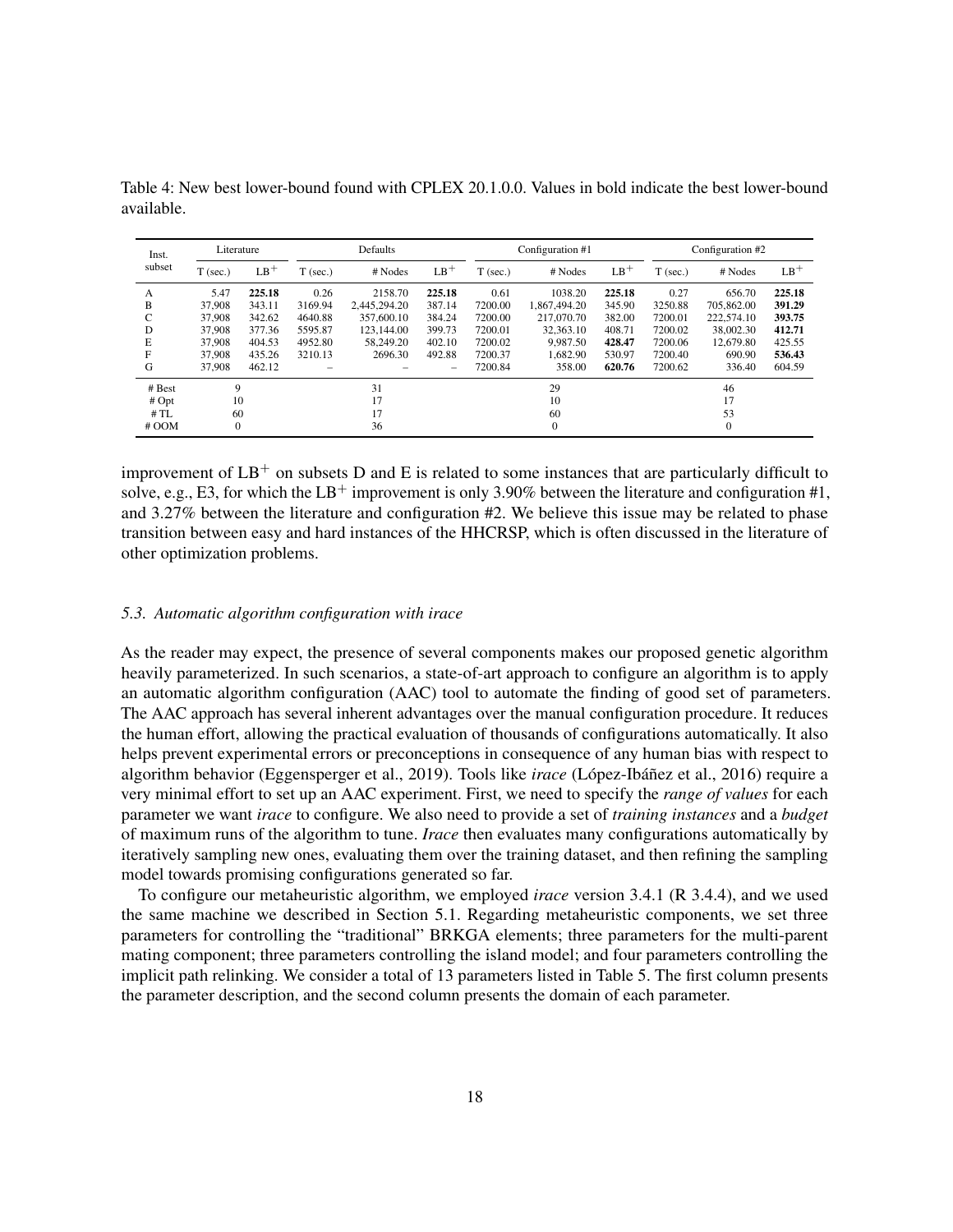Table 4: New best lower-bound found with CPLEX 20.1.0.0. Values in bold indicate the best lower-bound available.

| Inst. subset | Literature | | Defaults | | | Configuration #1 | | | Configuration #2 | | |
|---|---|---|---|---|---|---|---|---|---|---|---|
| | T (sec.) | $LB^+$ | T (sec.) | # Nodes | $LB^+$ | T (sec.) | # Nodes | $LB^+$ | T (sec.) | # Nodes | $LB^+$ |
| A | 5.47 | **225.18** | 0.26 | 2158.70 | **225.18** | 0.61 | 1038.20 | **225.18** | 0.27 | 656.70 | **225.18** |
| B | 37,908 | 343.11 | 3169.94 | 2,445,294.20 | 387.14 | 7200.00 | 1,867,494.20 | 345.90 | 3250.88 | 705,862.00 | **391.29** |
| C | 37,908 | 342.62 | 4640.88 | 357,600.10 | 384.24 | 7200.00 | 217,070.70 | 382.00 | 7200.01 | 222,574.10 | **393.75** |
| D | 37,908 | 377.36 | 5595.87 | 123,144.00 | 399.73 | 7200.01 | 32,363.10 | 408.71 | 7200.02 | 38,002.30 | **412.71** |
| E | 37,908 | 404.53 | 4952.80 | 58,249.20 | 402.10 | 7200.02 | 9,987.50 | **428.47** | 7200.06 | 12,679.80 | 425.55 |
| F | 37,908 | 435.26 | 3210.13 | 2696.30 | 492.88 | 7200.37 | 1,682.90 | 530.97 | 7200.40 | 690.90 | **536.43** |
| G | 37,908 | 462.12 | – | – | – | 7200.84 | 358.00 | **620.76** | 7200.62 | 336.40 | 604.59 |
| # Best | 9 | | 31 | | | 29 | | | 46 | | |
| # Opt | 10 | | 17 | | | 10 | | | 17 | | |
| # TL | 60 | | 17 | | | 60 | | | 53 | | |
| # OOM | 0 | | 36 | | | 0 | | | 0 | | |

improvement of $LB^+$ on subsets D and E is related to some instances that are particularly difficult to solve, e.g., E3, for which the $LB^+$ improvement is only 3.90% between the literature and configuration #1, and 3.27% between the literature and configuration #2. We believe this issue may be related to phase transition between easy and hard instances of the HHCRSP, which is often discussed in the literature of other optimization problems.

### 5.3. Automatic algorithm configuration with irace

As the reader may expect, the presence of several components makes our proposed genetic algorithm heavily parameterized. In such scenarios, a state-of-art approach to configure an algorithm is to apply an automatic algorithm configuration (AAC) tool to automate the finding of good set of parameters. The AAC approach has several inherent advantages over the manual configuration procedure. It reduces the human effort, allowing the practical evaluation of thousands of configurations automatically. It also helps prevent experimental errors or preconceptions in consequence of any human bias with respect to algorithm behavior (Eggensperger et al., 2019). Tools like *irace* (López-Ibáñez et al., 2016) require a very minimal effort to set up an AAC experiment. First, we need to specify the *range of values* for each parameter we want *irace* to configure. We also need to provide a set of *training instances* and a *budget* of maximum runs of the algorithm to tune. *Irace* then evaluates many configurations automatically by iteratively sampling new ones, evaluating them over the training dataset, and then refining the sampling model towards promising configurations generated so far.

To configure our metaheuristic algorithm, we employed *irace* version 3.4.1 (R 3.4.4), and we used the same machine we described in Section 5.1. Regarding metaheuristic components, we set three parameters for controlling the "traditional" BRKGA elements; three parameters for the multi-parent mating component; three parameters controlling the island model; and four parameters controlling the implicit path relinking. We consider a total of 13 parameters listed in Table 5. The first column presents the parameter description, and the second column presents the domain of each parameter.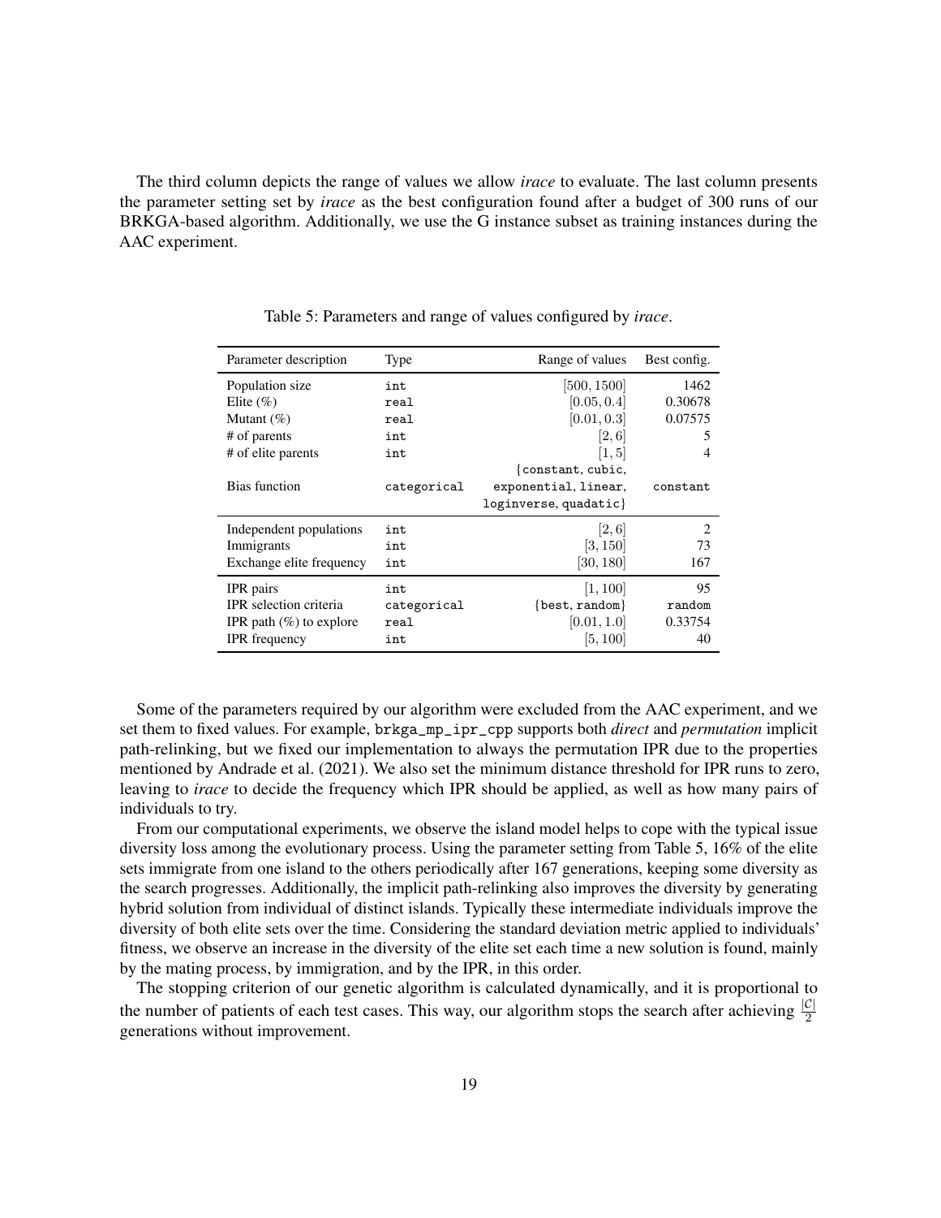The third column depicts the range of values we allow *irace* to evaluate. The last column presents the parameter setting set by *irace* as the best configuration found after a budget of 300 runs of our BRKGA-based algorithm. Additionally, we use the G instance subset as training instances during the AAC experiment.

Table 5: Parameters and range of values configured by *irace*.

| Parameter description | Type | Range of values | Best config. |
|---|---|---|---|
| Population size | int | $[500, 1500]$ | 1462 |
| Elite (%) | real | $[0.05, 0.4]$ | 0.30678 |
| Mutant (%) | real | $[0.01, 0.3]$ | 0.07575 |
| # of parents | int | $[2, 6]$ | 5 |
| # of elite parents | int | $[1, 5]$ | 4 |
| Bias function | categorical | {constant, cubic, exponential, linear, loginverse, quadatic} | constant |
| Independent populations | int | $[2, 6]$ | 2 |
| Immigrants | int | $[3, 150]$ | 73 |
| Exchange elite frequency | int | $[30, 180]$ | 167 |
| IPR pairs | int | $[1, 100]$ | 95 |
| IPR selection criteria | categorical | {best, random} | random |
| IPR path (%) to explore | real | $[0.01, 1.0]$ | 0.33754 |
| IPR frequency | int | $[5, 100]$ | 40 |

Some of the parameters required by our algorithm were excluded from the AAC experiment, and we set them to fixed values. For example, brkga_mp_ipr_cpp supports both *direct* and *permutation* implicit path-relinking, but we fixed our implementation to always the permutation IPR due to the properties mentioned by Andrade et al. (2021). We also set the minimum distance threshold for IPR runs to zero, leaving to *irace* to decide the frequency which IPR should be applied, as well as how many pairs of individuals to try.

From our computational experiments, we observe the island model helps to cope with the typical issue diversity loss among the evolutionary process. Using the parameter setting from Table 5, 16% of the elite sets immigrate from one island to the others periodically after 167 generations, keeping some diversity as the search progresses. Additionally, the implicit path-relinking also improves the diversity by generating hybrid solution from individual of distinct islands. Typically these intermediate individuals improve the diversity of both elite sets over the time. Considering the standard deviation metric applied to individuals' fitness, we observe an increase in the diversity of the elite set each time a new solution is found, mainly by the mating process, by immigration, and by the IPR, in this order.

The stopping criterion of our genetic algorithm is calculated dynamically, and it is proportional to the number of patients of each test cases. This way, our algorithm stops the search after achieving $\frac{|\mathcal{C}|}{2}$ generations without improvement.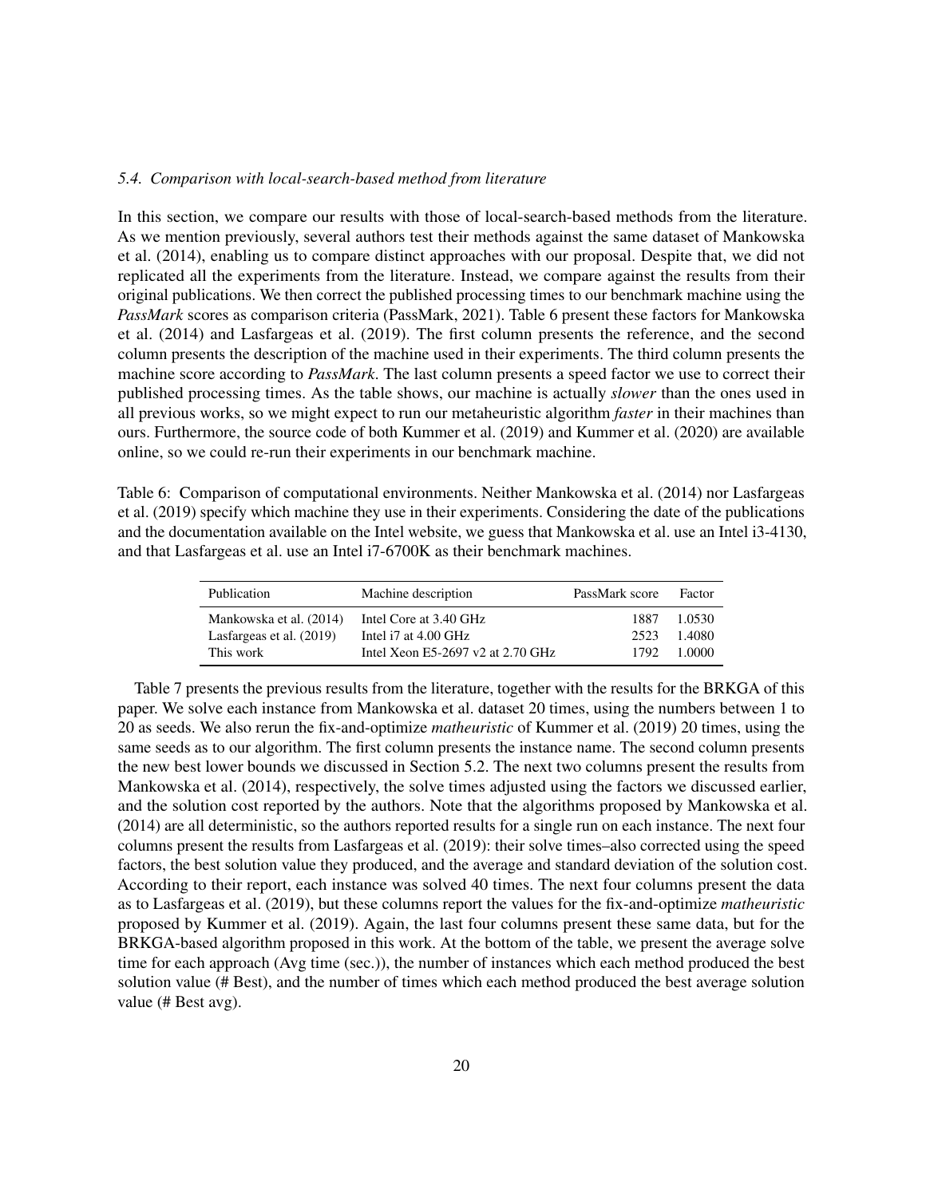### 5.4. Comparison with local-search-based method from literature

In this section, we compare our results with those of local-search-based methods from the literature. As we mention previously, several authors test their methods against the same dataset of Mankowska et al. (2014), enabling us to compare distinct approaches with our proposal. Despite that, we did not replicated all the experiments from the literature. Instead, we compare against the results from their original publications. We then correct the published processing times to our benchmark machine using the *PassMark* scores as comparison criteria (PassMark, 2021). Table 6 present these factors for Mankowska et al. (2014) and Lasfargeas et al. (2019). The first column presents the reference, and the second column presents the description of the machine used in their experiments. The third column presents the machine score according to *PassMark*. The last column presents a speed factor we use to correct their published processing times. As the table shows, our machine is actually *slower* than the ones used in all previous works, so we might expect to run our metaheuristic algorithm *faster* in their machines than ours. Furthermore, the source code of both Kummer et al. (2019) and Kummer et al. (2020) are available online, so we could re-run their experiments in our benchmark machine.

Table 6: Comparison of computational environments. Neither Mankowska et al. (2014) nor Lasfargeas et al. (2019) specify which machine they use in their experiments. Considering the date of the publications and the documentation available on the Intel website, we guess that Mankowska et al. use an Intel i3-4130, and that Lasfargeas et al. use an Intel i7-6700K as their benchmark machines.

| Publication | Machine description | PassMark score | Factor |
|---|---|---|---|
| Mankowska et al. (2014) | Intel Core at 3.40 GHz | 1887 | 1.0530 |
| Lasfargeas et al. (2019) | Intel i7 at 4.00 GHz | 2523 | 1.4080 |
| This work | Intel Xeon E5-2697 v2 at 2.70 GHz | 1792 | 1.0000 |

Table 7 presents the previous results from the literature, together with the results for the BRKGA of this paper. We solve each instance from Mankowska et al. dataset 20 times, using the numbers between 1 to 20 as seeds. We also rerun the fix-and-optimize *matheuristic* of Kummer et al. (2019) 20 times, using the same seeds as to our algorithm. The first column presents the instance name. The second column presents the new best lower bounds we discussed in Section 5.2. The next two columns present the results from Mankowska et al. (2014), respectively, the solve times adjusted using the factors we discussed earlier, and the solution cost reported by the authors. Note that the algorithms proposed by Mankowska et al. (2014) are all deterministic, so the authors reported results for a single run on each instance. The next four columns present the results from Lasfargeas et al. (2019): their solve times–also corrected using the speed factors, the best solution value they produced, and the average and standard deviation of the solution cost. According to their report, each instance was solved 40 times. The next four columns present the data as to Lasfargeas et al. (2019), but these columns report the values for the fix-and-optimize *matheuristic* proposed by Kummer et al. (2019). Again, the last four columns present these same data, but for the BRKGA-based algorithm proposed in this work. At the bottom of the table, we present the average solve time for each approach (Avg time (sec.)), the number of instances which each method produced the best solution value (# Best), and the number of times which each method produced the best average solution value (# Best avg).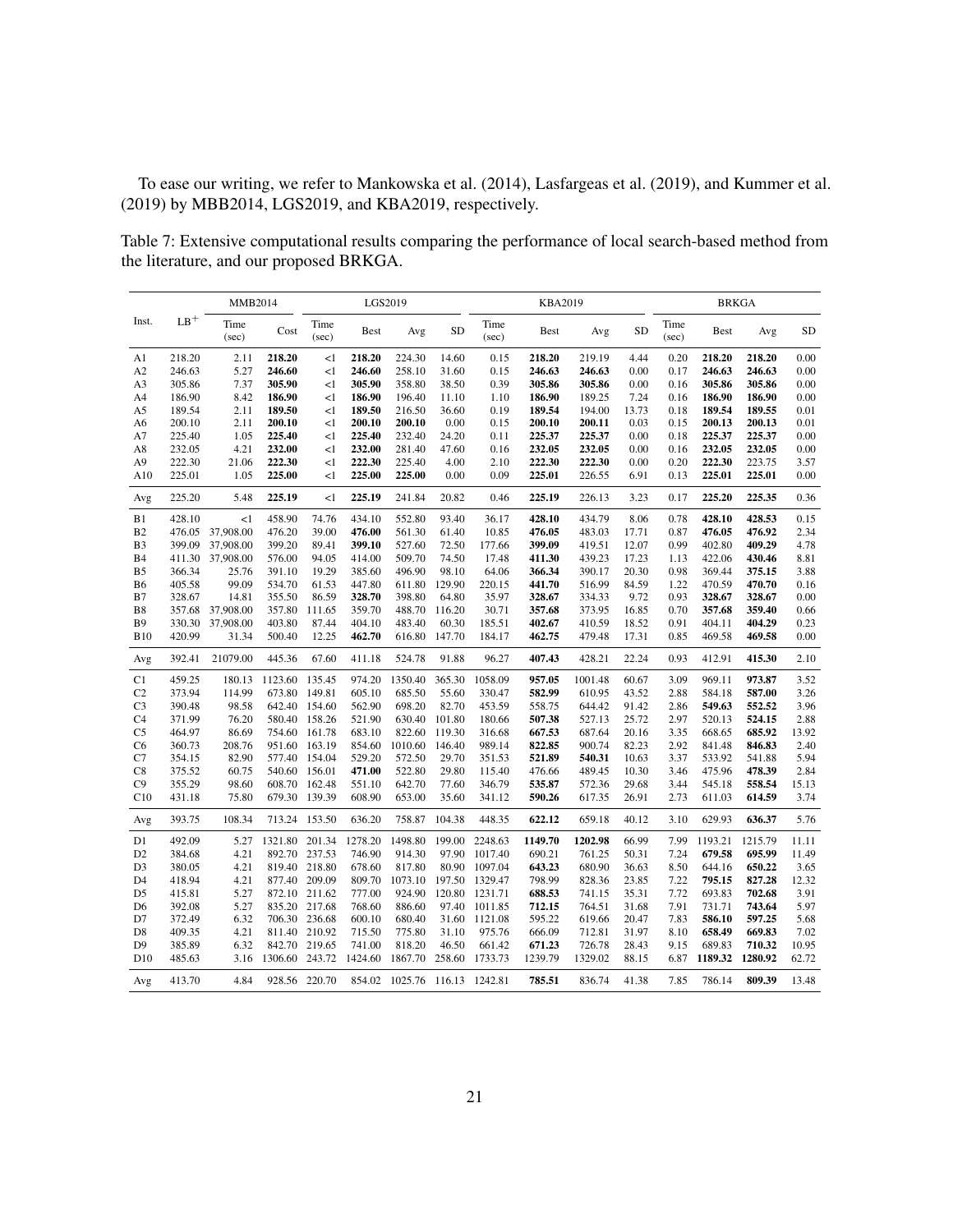To ease our writing, we refer to Mankowska et al. (2014), Lasfargeas et al. (2019), and Kummer et al. (2019) by MBB2014, LGS2019, and KBA2019, respectively.

Table 7: Extensive computational results comparing the performance of local search-based method from the literature, and our proposed BRKGA.

| Inst. | $LB^+$ | MMB2014 | | LGS2019 | | | | KBA2019 | | | | BRKGA | | | |
|---|---|---|---|---|---|---|---|---|---|---|---|---|---|---|---|
| | | Time (sec) | Cost | Time (sec) | Best | Avg | SD | Time (sec) | Best | Avg | SD | Time (sec) | Best | Avg | SD |
| A1 | 218.20 | 2.11 | **218.20** | <1 | **218.20** | 224.30 | 14.60 | 0.15 | **218.20** | 219.19 | 4.44 | 0.20 | **218.20** | **218.20** | 0.00 |
| A2 | 246.63 | 5.27 | **246.60** | <1 | **246.60** | 258.10 | 31.60 | 0.15 | **246.63** | **246.63** | 0.00 | 0.17 | **246.63** | **246.63** | 0.00 |
| A3 | 305.86 | 7.37 | **305.90** | <1 | **305.90** | 358.80 | 38.50 | 0.39 | **305.86** | **305.86** | 0.00 | 0.16 | **305.86** | **305.86** | 0.00 |
| A4 | 186.90 | 8.42 | **186.90** | <1 | **186.90** | 196.40 | 11.10 | 1.10 | **186.90** | 189.25 | 7.24 | 0.16 | **186.90** | **186.90** | 0.00 |
| A5 | 189.54 | 2.11 | **189.50** | <1 | **189.50** | 216.50 | 36.60 | 0.19 | **189.54** | 194.00 | 13.73 | 0.18 | **189.54** | **189.55** | 0.01 |
| A6 | 200.10 | 2.11 | **200.10** | <1 | **200.10** | **200.10** | 0.00 | 0.15 | **200.10** | **200.11** | 0.03 | 0.15 | **200.13** | **200.13** | 0.01 |
| A7 | 225.40 | 1.05 | **225.40** | <1 | **225.40** | 232.40 | 24.20 | 0.11 | **225.37** | **225.37** | 0.00 | 0.18 | **225.37** | **225.37** | 0.00 |
| A8 | 232.05 | 4.21 | **232.00** | <1 | **232.00** | 281.40 | 47.60 | 0.16 | **232.05** | **232.05** | 0.00 | 0.16 | **232.05** | **232.05** | 0.00 |
| A9 | 222.30 | 21.06 | **222.30** | <1 | **222.30** | 225.40 | 4.00 | 2.10 | **222.30** | **222.30** | 0.00 | 0.20 | **222.30** | 223.75 | 3.57 |
| A10 | 225.01 | 1.05 | **225.00** | <1 | **225.00** | **225.00** | 0.00 | 0.09 | **225.01** | 226.55 | 6.91 | 0.13 | **225.01** | **225.01** | 0.00 |
| Avg | 225.20 | 5.48 | **225.19** | <1 | **225.19** | 241.84 | 20.82 | 0.46 | **225.19** | 226.13 | 3.23 | 0.17 | **225.20** | **225.35** | 0.36 |
| B1 | 428.10 | <1 | 458.90 | 74.76 | 434.10 | 552.80 | 93.40 | 36.17 | **428.10** | 434.79 | 8.06 | 0.78 | **428.10** | **428.53** | 0.15 |
| B2 | 476.05 | 37,908.00 | 476.20 | 39.00 | **476.00** | 561.30 | 61.40 | 10.85 | **476.05** | 483.03 | 17.71 | 0.87 | **476.05** | **476.92** | 2.34 |
| B3 | 399.09 | 37,908.00 | 399.20 | 89.41 | **399.10** | 527.60 | 72.50 | 177.66 | **399.09** | 419.51 | 12.07 | 0.99 | 402.80 | **409.29** | 4.78 |
| B4 | 411.30 | 37,908.00 | 576.00 | 94.05 | 414.00 | 509.70 | 74.50 | 17.48 | **411.30** | 439.23 | 17.23 | 1.13 | 422.06 | **430.46** | 8.81 |
| B5 | 366.34 | 25.76 | 391.10 | 19.29 | 385.60 | 496.90 | 98.10 | 64.06 | **366.34** | 390.17 | 20.30 | 0.98 | 369.44 | **375.15** | 3.88 |
| B6 | 405.58 | 99.09 | 534.70 | 61.53 | 447.80 | 611.80 | 129.90 | 220.15 | **441.70** | 516.99 | 84.59 | 1.22 | 470.59 | **470.70** | 0.16 |
| B7 | 328.67 | 14.81 | 355.50 | 86.59 | **328.70** | 398.80 | 64.80 | 35.97 | **328.67** | 334.33 | 9.72 | 0.93 | **328.67** | **328.67** | 0.00 |
| B8 | 357.68 | 37,908.00 | 357.80 | 111.65 | 359.70 | 488.70 | 116.20 | 30.71 | **357.68** | 373.95 | 16.85 | 0.70 | **357.68** | **359.40** | 0.66 |
| B9 | 330.30 | 37,908.00 | 403.80 | 87.44 | 404.10 | 483.40 | 60.30 | 185.51 | **402.67** | 410.59 | 18.52 | 0.91 | 404.11 | **404.29** | 0.23 |
| B10 | 420.99 | 31.34 | 500.40 | 12.25 | **462.70** | 616.80 | 147.70 | 184.17 | **462.75** | 479.48 | 17.31 | 0.85 | 469.58 | **469.58** | 0.00 |
| Avg | 392.41 | 21079.00 | 445.36 | 67.60 | 411.18 | 524.78 | 91.88 | 96.27 | **407.43** | 428.21 | 22.24 | 0.93 | 412.91 | **415.30** | 2.10 |
| C1 | 459.25 | 180.13 | 1123.60 | 135.45 | 974.20 | 1350.40 | 365.30 | 1058.09 | **957.05** | 1001.48 | 60.67 | 3.09 | 969.11 | **973.87** | 3.52 |
| C2 | 373.94 | 114.99 | 673.80 | 149.81 | 605.10 | 685.50 | 55.60 | 330.47 | **582.99** | 610.95 | 43.52 | 2.88 | 584.18 | **587.00** | 3.26 |
| C3 | 390.48 | 98.58 | 642.40 | 154.60 | 562.90 | 698.20 | 82.70 | 453.59 | 558.75 | 644.42 | 91.42 | 2.86 | **549.63** | **552.52** | 3.96 |
| C4 | 371.99 | 76.20 | 580.40 | 158.26 | 521.90 | 630.40 | 101.80 | 180.66 | **507.38** | 527.13 | 25.72 | 2.97 | 520.13 | **524.15** | 2.88 |
| C5 | 464.97 | 86.69 | 754.60 | 161.78 | 683.10 | 822.60 | 119.30 | 316.68 | **667.53** | 687.64 | 20.16 | 3.35 | 668.65 | **685.92** | 13.92 |
| C6 | 360.73 | 208.76 | 951.60 | 163.19 | 854.60 | 1010.60 | 146.40 | 989.14 | **822.85** | 900.74 | 82.23 | 2.92 | 841.48 | **846.83** | 2.40 |
| C7 | 354.15 | 82.90 | 577.40 | 154.04 | 529.20 | 572.50 | 29.70 | 351.53 | **521.89** | **540.31** | 10.63 | 3.37 | 533.92 | 541.88 | 5.94 |
| C8 | 375.52 | 60.75 | 540.60 | 156.01 | **471.00** | 522.80 | 29.80 | 115.40 | 476.66 | 489.45 | 10.30 | 3.46 | 475.96 | **478.39** | 2.84 |
| C9 | 355.29 | 98.60 | 608.70 | 162.48 | 551.10 | 642.70 | 77.60 | 346.79 | **535.87** | 572.36 | 29.68 | 3.44 | 545.18 | **558.54** | 15.13 |
| C10 | 431.18 | 75.80 | 679.30 | 139.39 | 608.90 | 653.00 | 35.60 | 341.12 | **590.26** | 617.35 | 26.91 | 2.73 | 611.03 | **614.59** | 3.74 |
| Avg | 393.75 | 108.34 | 713.24 | 153.50 | 636.20 | 758.87 | 104.38 | 448.35 | **622.12** | 659.18 | 40.12 | 3.10 | 629.93 | **636.37** | 5.76 |
| D1 | 492.09 | 5.27 | 1321.80 | 201.34 | 1278.20 | 1498.80 | 199.00 | 2248.63 | **1149.70** | **1202.98** | 66.99 | 7.99 | 1193.21 | 1215.79 | 11.11 |
| D2 | 384.68 | 4.21 | 892.70 | 237.53 | 746.90 | 914.30 | 97.90 | 1017.40 | 690.21 | 761.25 | 50.31 | 7.24 | **679.58** | **695.99** | 11.49 |
| D3 | 380.05 | 4.21 | 819.40 | 218.80 | 678.60 | 817.80 | 80.90 | 1097.04 | **643.23** | 680.90 | 36.63 | 8.50 | 644.16 | **650.22** | 3.65 |
| D4 | 418.94 | 4.21 | 877.40 | 209.09 | 809.70 | 1073.10 | 197.50 | 1329.47 | 798.99 | 828.36 | 23.85 | 7.22 | **795.15** | **827.28** | 12.32 |
| D5 | 415.81 | 5.27 | 872.10 | 211.62 | 777.00 | 924.90 | 120.80 | 1231.71 | **688.53** | 741.15 | 35.31 | 7.72 | 693.83 | **702.68** | 3.91 |
| D6 | 392.08 | 5.27 | 835.20 | 217.68 | 768.60 | 886.60 | 97.40 | 1011.85 | **712.15** | 764.51 | 31.68 | 7.91 | 731.71 | **743.64** | 5.97 |
| D7 | 372.49 | 6.32 | 706.30 | 236.68 | 600.10 | 680.40 | 31.60 | 1121.08 | 595.22 | 619.66 | 20.47 | 7.83 | **586.10** | **597.25** | 5.68 |
| D8 | 409.35 | 4.21 | 811.40 | 210.92 | 715.50 | 775.80 | 31.10 | 975.76 | 666.09 | 712.81 | 31.97 | 8.10 | **658.49** | **669.83** | 7.02 |
| D9 | 385.89 | 6.32 | 842.70 | 219.65 | 741.00 | 818.20 | 46.50 | 661.42 | **671.23** | 726.78 | 28.43 | 9.15 | 689.83 | **710.32** | 10.95 |
| D10 | 485.63 | 3.16 | 1306.60 | 243.72 | 1424.60 | 1867.70 | 258.60 | 1733.73 | 1239.79 | 1329.02 | 88.15 | 6.87 | **1189.32** | **1280.92** | 62.72 |
| Avg | 413.70 | 4.84 | 928.56 | 220.70 | 854.02 | 1025.76 | 116.13 | 1242.81 | **785.51** | 836.74 | 41.38 | 7.85 | 786.14 | **809.39** | 13.48 |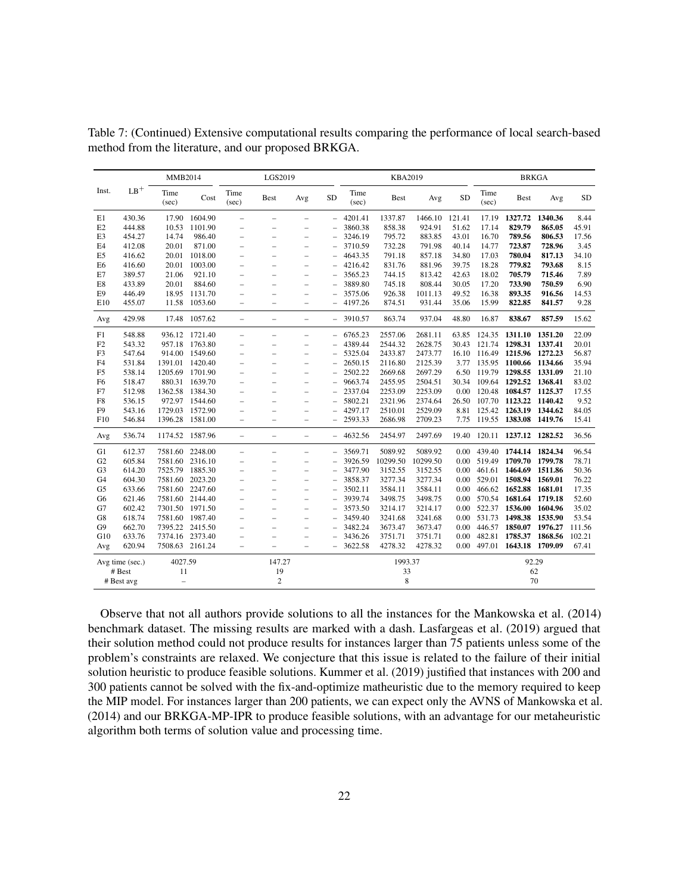Table 7: (Continued) Extensive computational results comparing the performance of local search-based method from the literature, and our proposed BRKGA.

| Inst. | $LB^+$ | MMB2014 | | LGS2019 | | | | KBA2019 | | | | BRKGA | | | |
|---|---|---|---|---|---|---|---|---|---|---|---|---|---|---|---|
| | | Time (sec) | Cost | Time (sec) | Best | Avg | SD | Time (sec) | Best | Avg | SD | Time (sec) | Best | Avg | SD |
| E1 | 430.36 | 17.90 | 1604.90 | – | – | – | – | 4201.41 | 1337.87 | 1466.10 | 121.41 | 17.19 | **1327.72** | **1340.36** | 8.44 |
| E2 | 444.88 | 10.53 | 1101.90 | – | – | – | – | 3860.38 | 858.38 | 924.91 | 51.62 | 17.14 | **829.79** | **865.05** | 45.91 |
| E3 | 454.27 | 14.74 | 986.40 | – | – | – | – | 3246.19 | 795.72 | 883.85 | 43.01 | 16.70 | **789.56** | **806.53** | 17.56 |
| E4 | 412.08 | 20.01 | 871.00 | – | – | – | – | 3710.59 | 732.28 | 791.98 | 40.14 | 14.77 | **723.87** | **728.96** | 3.45 |
| E5 | 416.62 | 20.01 | 1018.00 | – | – | – | – | 4643.35 | 791.18 | 857.18 | 34.80 | 17.03 | **780.04** | **817.13** | 34.10 |
| E6 | 416.60 | 20.01 | 1003.00 | – | – | – | – | 4216.42 | 831.76 | 881.96 | 39.75 | 18.28 | **779.82** | **793.68** | 8.15 |
| E7 | 389.57 | 21.06 | 921.10 | – | – | – | – | 3565.23 | 744.15 | 813.42 | 42.63 | 18.02 | **705.79** | **715.46** | 7.89 |
| E8 | 433.89 | 20.01 | 884.60 | – | – | – | – | 3889.80 | 745.18 | 808.44 | 30.05 | 17.20 | **733.90** | **750.59** | 6.90 |
| E9 | 446.49 | 18.95 | 1131.70 | – | – | – | – | 3575.06 | 926.38 | 1011.13 | 49.52 | 16.38 | **893.35** | **916.56** | 14.53 |
| E10 | 455.07 | 11.58 | 1053.60 | – | – | – | – | 4197.26 | 874.51 | 931.44 | 35.06 | 15.99 | **822.85** | **841.57** | 9.28 |
| Avg | 429.98 | 17.48 | 1057.62 | – | – | – | – | 3910.57 | 863.74 | 937.04 | 48.80 | 16.87 | **838.67** | **857.59** | 15.62 |
| F1 | 548.88 | 936.12 | 1721.40 | – | – | – | – | 6765.23 | 2557.06 | 2681.11 | 63.85 | 124.35 | **1311.10** | **1351.20** | 22.09 |
| F2 | 543.32 | 957.18 | 1763.80 | – | – | – | – | 4389.44 | 2544.32 | 2628.75 | 30.43 | 121.74 | **1298.31** | **1337.41** | 20.01 |
| F3 | 547.64 | 914.00 | 1549.60 | – | – | – | – | 5325.04 | 2433.87 | 2473.77 | 16.10 | 116.49 | **1215.96** | **1272.23** | 56.87 |
| F4 | 531.84 | 1391.01 | 1420.40 | – | – | – | – | 2650.15 | 2116.80 | 2125.39 | 3.77 | 135.95 | **1100.66** | **1134.66** | 35.94 |
| F5 | 538.14 | 1205.69 | 1701.90 | – | – | – | – | 2502.22 | 2669.68 | 2697.29 | 6.50 | 119.79 | **1298.55** | **1331.09** | 21.10 |
| F6 | 518.47 | 880.31 | 1639.70 | – | – | – | – | 9663.74 | 2455.95 | 2504.51 | 30.34 | 109.64 | **1292.52** | **1368.41** | 83.02 |
| F7 | 512.98 | 1362.58 | 1384.30 | – | – | – | – | 2337.04 | 2253.09 | 2253.09 | 0.00 | 120.48 | **1084.57** | **1125.37** | 17.55 |
| F8 | 536.15 | 972.97 | 1544.60 | – | – | – | – | 5802.21 | 2321.96 | 2374.64 | 26.50 | 107.70 | **1123.22** | **1140.42** | 9.52 |
| F9 | 543.16 | 1729.03 | 1572.90 | – | – | – | – | 4297.17 | 2510.01 | 2529.09 | 8.81 | 125.42 | **1263.19** | **1344.62** | 84.05 |
| F10 | 546.84 | 1396.28 | 1581.00 | – | – | – | – | 2593.33 | 2686.98 | 2709.23 | 7.75 | 119.55 | **1383.08** | **1419.76** | 15.41 |
| Avg | 536.74 | 1174.52 | 1587.96 | – | – | – | – | 4632.56 | 2454.97 | 2497.69 | 19.40 | 120.11 | **1237.12** | **1282.52** | 36.56 |
| G1 | 612.37 | 7581.60 | 2248.00 | – | – | – | – | 3569.71 | 5089.92 | 5089.92 | 0.00 | 439.40 | **1744.14** | **1824.34** | 96.54 |
| G2 | 605.84 | 7581.60 | 2316.10 | – | – | – | – | 3926.59 | 10299.50 | 10299.50 | 0.00 | 519.49 | **1709.70** | **1799.78** | 78.71 |
| G3 | 614.20 | 7525.79 | 1885.30 | – | – | – | – | 3477.90 | 3152.55 | 3152.55 | 0.00 | 461.61 | **1464.69** | **1511.86** | 50.36 |
| G4 | 604.30 | 7581.60 | 2023.20 | – | – | – | – | 3858.37 | 3277.34 | 3277.34 | 0.00 | 529.01 | **1508.94** | **1569.01** | 76.22 |
| G5 | 633.66 | 7581.60 | 2247.60 | – | – | – | – | 3502.11 | 3584.11 | 3584.11 | 0.00 | 466.62 | **1652.88** | **1681.01** | 17.35 |
| G6 | 621.46 | 7581.60 | 2144.40 | – | – | – | – | 3939.74 | 3498.75 | 3498.75 | 0.00 | 570.54 | **1681.64** | **1719.18** | 52.60 |
| G7 | 602.42 | 7301.50 | 1971.50 | – | – | – | – | 3573.50 | 3214.17 | 3214.17 | 0.00 | 522.37 | **1536.00** | **1604.96** | 35.02 |
| G8 | 618.74 | 7581.60 | 1987.40 | – | – | – | – | 3459.40 | 3241.68 | 3241.68 | 0.00 | 531.73 | **1498.38** | **1535.90** | 53.54 |
| G9 | 662.70 | 7395.22 | 2415.50 | – | – | – | – | 3482.24 | 3673.47 | 3673.47 | 0.00 | 446.57 | **1850.07** | **1976.27** | 111.56 |
| G10 | 633.76 | 7374.16 | 2373.40 | – | – | – | – | 3436.26 | 3751.71 | 3751.71 | 0.00 | 482.81 | **1785.37** | **1868.56** | 102.21 |
| Avg | 620.94 | 7508.63 | 2161.24 | – | – | – | – | 3622.58 | 4278.32 | 4278.32 | 0.00 | 497.01 | **1643.18** | **1709.09** | 67.41 |
| Avg time (sec.) | | 4027.59 | | 147.27 | | | | 1993.37 | | | | 92.29 | | | |
| # Best | | 11 | | 19 | | | | 33 | | | | 62 | | | |
| # Best avg | | – | | 2 | | | | 8 | | | | 70 | | | |

Observe that not all authors provide solutions to all the instances for the Mankowska et al. (2014) benchmark dataset. The missing results are marked with a dash. Lasfargeas et al. (2019) argued that their solution method could not produce results for instances larger than 75 patients unless some of the problem's constraints are relaxed. We conjecture that this issue is related to the failure of their initial solution heuristic to produce feasible solutions. Kummer et al. (2019) justified that instances with 200 and 300 patients cannot be solved with the fix-and-optimize matheuristic due to the memory required to keep the MIP model. For instances larger than 200 patients, we can expect only the AVNS of Mankowska et al. (2014) and our BRKGA-MP-IPR to produce feasible solutions, with an advantage for our metaheuristic algorithm both terms of solution value and processing time.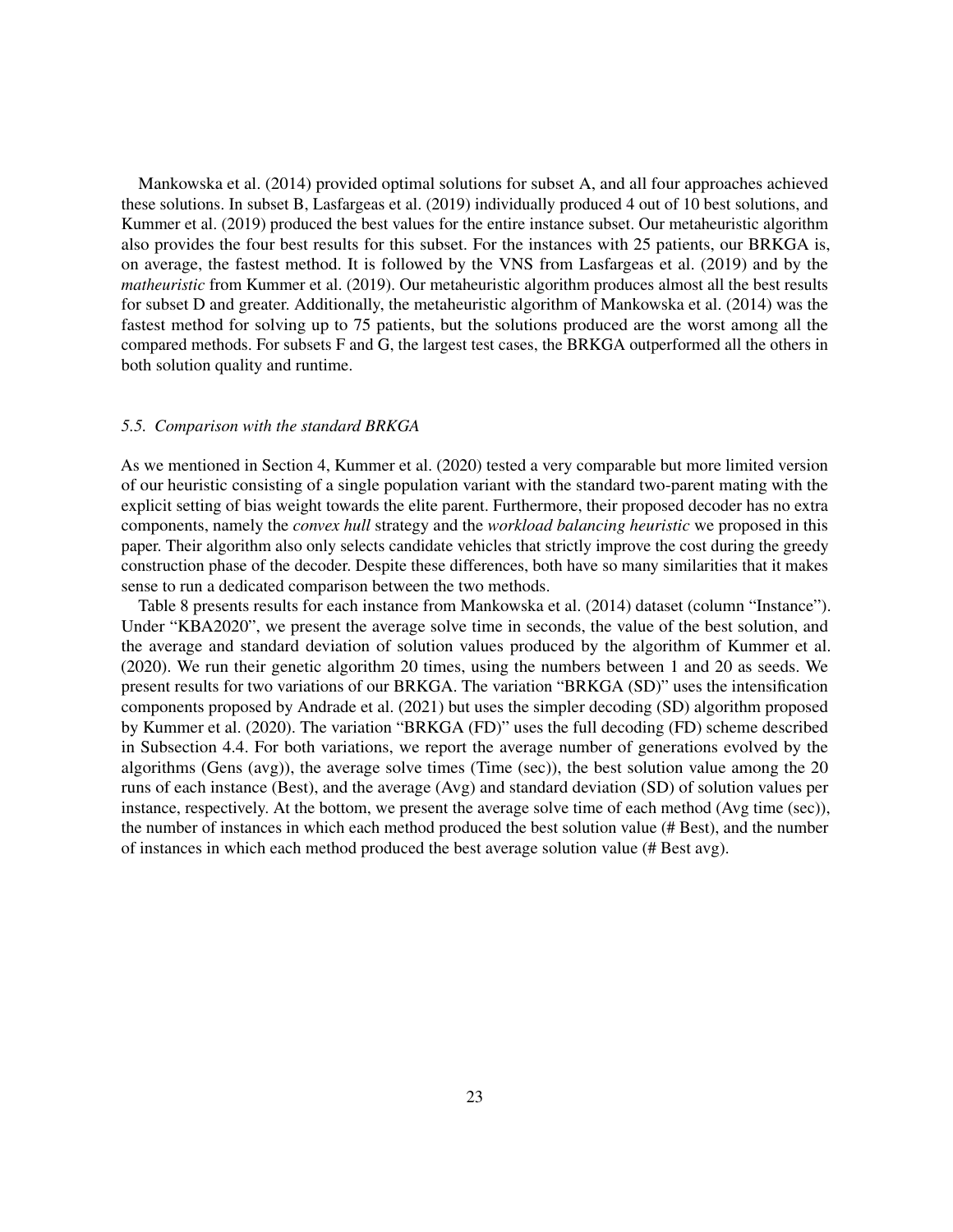Mankowska et al. (2014) provided optimal solutions for subset A, and all four approaches achieved these solutions. In subset B, Lasfargeas et al. (2019) individually produced 4 out of 10 best solutions, and Kummer et al. (2019) produced the best values for the entire instance subset. Our metaheuristic algorithm also provides the four best results for this subset. For the instances with 25 patients, our BRKGA is, on average, the fastest method. It is followed by the VNS from Lasfargeas et al. (2019) and by the *matheuristic* from Kummer et al. (2019). Our metaheuristic algorithm produces almost all the best results for subset D and greater. Additionally, the metaheuristic algorithm of Mankowska et al. (2014) was the fastest method for solving up to 75 patients, but the solutions produced are the worst among all the compared methods. For subsets F and G, the largest test cases, the BRKGA outperformed all the others in both solution quality and runtime.

### 5.5. Comparison with the standard BRKGA

As we mentioned in Section 4, Kummer et al. (2020) tested a very comparable but more limited version of our heuristic consisting of a single population variant with the standard two-parent mating with the explicit setting of bias weight towards the elite parent. Furthermore, their proposed decoder has no extra components, namely the *convex hull* strategy and the *workload balancing heuristic* we proposed in this paper. Their algorithm also only selects candidate vehicles that strictly improve the cost during the greedy construction phase of the decoder. Despite these differences, both have so many similarities that it makes sense to run a dedicated comparison between the two methods.

Table 8 presents results for each instance from Mankowska et al. (2014) dataset (column "Instance"). Under "KBA2020", we present the average solve time in seconds, the value of the best solution, and the average and standard deviation of solution values produced by the algorithm of Kummer et al. (2020). We run their genetic algorithm 20 times, using the numbers between 1 and 20 as seeds. We present results for two variations of our BRKGA. The variation "BRKGA (SD)" uses the intensification components proposed by Andrade et al. (2021) but uses the simpler decoding (SD) algorithm proposed by Kummer et al. (2020). The variation "BRKGA (FD)" uses the full decoding (FD) scheme described in Subsection 4.4. For both variations, we report the average number of generations evolved by the algorithms (Gens (avg)), the average solve times (Time (sec)), the best solution value among the 20 runs of each instance (Best), and the average (Avg) and standard deviation (SD) of solution values per instance, respectively. At the bottom, we present the average solve time of each method (Avg time (sec)), the number of instances in which each method produced the best solution value (# Best), and the number of instances in which each method produced the best average solution value (# Best avg).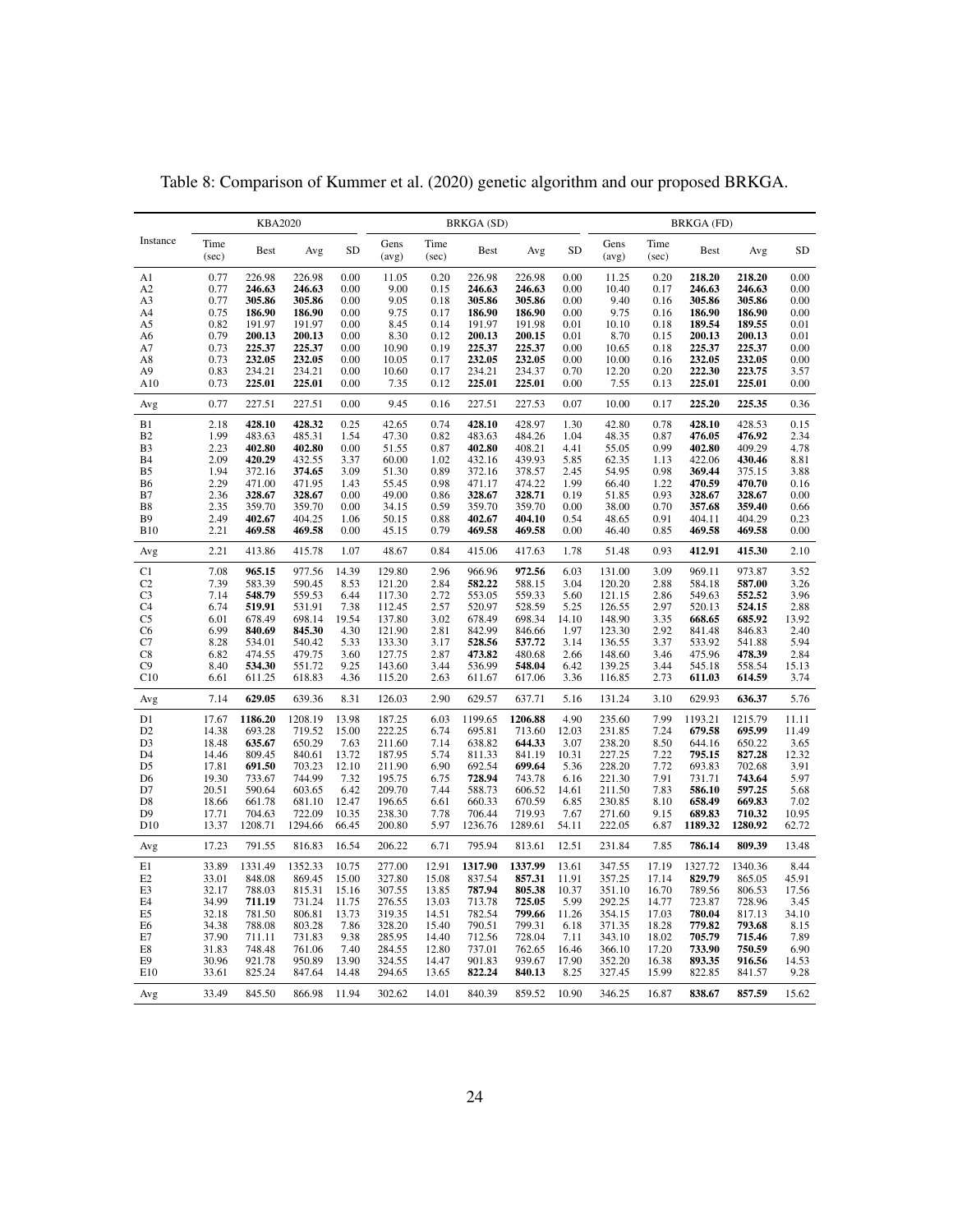Table 8: Comparison of Kummer et al. (2020) genetic algorithm and our proposed BRKGA.

| Instance | KBA2020 | | | | BRKGA (SD) | | | | | BRKGA (FD) | | | | |
|---|---|---|---|---|---|---|---|---|---|---|---|---|---|---|
| | Time (sec) | Best | Avg | SD | Gens (avg) | Time (sec) | Best | Avg | SD | Gens (avg) | Time (sec) | Best | Avg | SD |
| A1 | 0.77 | 226.98 | 226.98 | 0.00 | 11.05 | 0.20 | 226.98 | 226.98 | 0.00 | 11.25 | 0.20 | **218.20** | **218.20** | 0.00 |
| A2 | 0.77 | **246.63** | **246.63** | 0.00 | 9.00 | 0.15 | **246.63** | **246.63** | 0.00 | 10.40 | 0.17 | **246.63** | **246.63** | 0.00 |
| A3 | 0.77 | **305.86** | **305.86** | 0.00 | 9.05 | 0.18 | **305.86** | **305.86** | 0.00 | 9.40 | 0.16 | **305.86** | **305.86** | 0.00 |
| A4 | 0.75 | **186.90** | **186.90** | 0.00 | 9.75 | 0.17 | **186.90** | **186.90** | 0.00 | 9.75 | 0.16 | **186.90** | **186.90** | 0.00 |
| A5 | 0.82 | 191.97 | 191.97 | 0.00 | 8.45 | 0.14 | 191.97 | 191.98 | 0.01 | 10.10 | 0.18 | **189.54** | **189.55** | 0.01 |
| A6 | 0.79 | **200.13** | **200.13** | 0.00 | 8.30 | 0.12 | **200.13** | 200.15 | 0.01 | 8.70 | 0.15 | **200.13** | **200.13** | 0.01 |
| A7 | 0.73 | **225.37** | **225.37** | 0.00 | 10.90 | 0.19 | **225.37** | **225.37** | 0.00 | 10.65 | 0.18 | **225.37** | **225.37** | 0.00 |
| A8 | 0.73 | **232.05** | **232.05** | 0.00 | 10.05 | 0.17 | **232.05** | **232.05** | 0.00 | 10.00 | 0.16 | **232.05** | **232.05** | 0.00 |
| A9 | 0.83 | 234.21 | 234.21 | 0.00 | 10.60 | 0.17 | 234.21 | 234.37 | 0.70 | 12.20 | 0.20 | **222.30** | **223.75** | 3.57 |
| A10 | 0.73 | **225.01** | **225.01** | 0.00 | 7.35 | 0.12 | **225.01** | **225.01** | 0.00 | 7.55 | 0.13 | **225.01** | **225.01** | 0.00 |
| Avg | 0.77 | 227.51 | 227.51 | 0.00 | 9.45 | 0.16 | 227.51 | 227.53 | 0.07 | 10.00 | 0.17 | **225.20** | **225.35** | 0.36 |
| B1 | 2.18 | **428.10** | **428.32** | 0.25 | 42.65 | 0.74 | **428.10** | 428.97 | 1.30 | 42.80 | 0.78 | **428.10** | 428.53 | 0.15 |
| B2 | 1.99 | 483.63 | 485.31 | 1.54 | 47.30 | 0.82 | 483.63 | 484.26 | 1.04 | 48.35 | 0.87 | **476.05** | **476.92** | 2.34 |
| B3 | 2.23 | **402.80** | **402.80** | 0.00 | 51.55 | 0.87 | **402.80** | 408.21 | 4.41 | 55.05 | 0.99 | **402.80** | 409.29 | 4.78 |
| B4 | 2.09 | **420.29** | 432.55 | 3.37 | 60.00 | 1.02 | 432.16 | 439.93 | 5.85 | 62.35 | 1.13 | 422.06 | **430.46** | 8.81 |
| B5 | 1.94 | 372.16 | **374.65** | 3.09 | 51.30 | 0.89 | 372.16 | 378.57 | 2.45 | 54.95 | 0.98 | **369.44** | 375.15 | 3.88 |
| B6 | 2.29 | 471.00 | 471.95 | 1.43 | 55.45 | 0.98 | 471.17 | 474.22 | 1.99 | 66.40 | 1.22 | **470.59** | **470.70** | 0.16 |
| B7 | 2.36 | **328.67** | **328.67** | 0.00 | 49.00 | 0.86 | **328.67** | **328.71** | 0.19 | 51.85 | 0.93 | **328.67** | **328.67** | 0.00 |
| B8 | 2.35 | 359.70 | 359.70 | 0.00 | 34.15 | 0.59 | 359.70 | 359.70 | 0.00 | 38.00 | 0.70 | **357.68** | **359.40** | 0.66 |
| B9 | 2.49 | **402.67** | 404.25 | 1.06 | 50.15 | 0.88 | **402.67** | **404.10** | 0.54 | 48.65 | 0.91 | 404.11 | 404.29 | 0.23 |
| B10 | 2.21 | **469.58** | **469.58** | 0.00 | 45.15 | 0.79 | **469.58** | **469.58** | 0.00 | 46.40 | 0.85 | **469.58** | **469.58** | 0.00 |
| Avg | 2.21 | 413.86 | 415.78 | 1.07 | 48.67 | 0.84 | 415.06 | 417.63 | 1.78 | 51.48 | 0.93 | **412.91** | **415.30** | 2.10 |
| C1 | 7.08 | **965.15** | 977.56 | 14.39 | 129.80 | 2.96 | 966.96 | **972.56** | 6.03 | 131.00 | 3.09 | 969.11 | 973.87 | 3.52 |
| C2 | 7.39 | 583.39 | 590.45 | 8.53 | 121.20 | 2.84 | **582.22** | 588.15 | 3.04 | 120.20 | 2.88 | 584.18 | **587.00** | 3.26 |
| C3 | 7.14 | **548.79** | 559.53 | 6.44 | 117.30 | 2.72 | 553.05 | 559.33 | 5.60 | 121.15 | 2.86 | 549.63 | **552.52** | 3.96 |
| C4 | 6.74 | **519.91** | 531.91 | 7.38 | 112.45 | 2.57 | 520.97 | 528.59 | 5.25 | 126.55 | 2.97 | 520.13 | **524.15** | 2.88 |
| C5 | 6.01 | 678.49 | 698.14 | 19.54 | 137.80 | 3.02 | 678.49 | 698.34 | 14.10 | 148.90 | 3.35 | **668.65** | **685.92** | 13.92 |
| C6 | 6.99 | **840.69** | **845.30** | 4.30 | 121.90 | 2.81 | 842.99 | 846.66 | 1.97 | 123.30 | 2.92 | 841.48 | 846.83 | 2.40 |
| C7 | 8.28 | 534.01 | 540.42 | 5.33 | 133.30 | 3.17 | **528.56** | **537.72** | 3.14 | 136.55 | 3.37 | 533.92 | 541.88 | 5.94 |
| C8 | 6.82 | 474.55 | 479.75 | 3.60 | 127.75 | 2.87 | **473.82** | 480.68 | 2.66 | 148.60 | 3.46 | 475.96 | **478.39** | 2.84 |
| C9 | 8.40 | **534.30** | 551.72 | 9.25 | 143.60 | 3.44 | 536.99 | **548.04** | 6.42 | 139.25 | 3.44 | 545.18 | 558.54 | 15.13 |
| C10 | 6.61 | 611.25 | 618.83 | 4.36 | 115.20 | 2.63 | 611.67 | 617.06 | 3.36 | 116.85 | 2.73 | **611.03** | **614.59** | 3.74 |
| Avg | 7.14 | **629.05** | 639.36 | 8.31 | 126.03 | 2.90 | 629.57 | 637.71 | 5.16 | 131.24 | 3.10 | 629.93 | **636.37** | 5.76 |
| D1 | 17.67 | **1186.20** | 1208.19 | 13.98 | 187.25 | 6.03 | 1199.65 | **1206.88** | 4.90 | 235.60 | 7.99 | 1193.21 | 1215.79 | 11.11 |
| D2 | 14.38 | 693.28 | 719.52 | 15.00 | 222.25 | 6.74 | 695.81 | 713.60 | 12.03 | 231.85 | 7.24 | **679.58** | **695.99** | 11.49 |
| D3 | 18.48 | **635.67** | 650.29 | 7.63 | 211.60 | 7.14 | 638.82 | **644.33** | 3.07 | 238.20 | 8.50 | 644.16 | 650.22 | 3.65 |
| D4 | 14.46 | 809.45 | 840.61 | 13.72 | 187.95 | 5.74 | 811.33 | 841.19 | 10.31 | 227.25 | 7.22 | **795.15** | **827.28** | 12.32 |
| D5 | 17.81 | **691.50** | 703.23 | 12.10 | 211.90 | 6.90 | 692.54 | **699.64** | 5.36 | 228.20 | 7.72 | 693.83 | 702.68 | 3.91 |
| D6 | 19.30 | 733.67 | 744.99 | 7.32 | 195.75 | 6.75 | **728.94** | 743.78 | 6.16 | 221.30 | 7.91 | 731.71 | **743.64** | 5.97 |
| D7 | 20.51 | 590.64 | 603.65 | 6.42 | 209.70 | 7.44 | 588.73 | 606.52 | 14.61 | 211.50 | 7.83 | **586.10** | **597.25** | 5.68 |
| D8 | 18.66 | 661.78 | 681.10 | 12.47 | 196.65 | 6.61 | 660.33 | 670.59 | 6.85 | 230.85 | 8.10 | **658.49** | **669.83** | 7.02 |
| D9 | 17.71 | 704.63 | 722.09 | 10.35 | 238.30 | 7.78 | 706.44 | 719.93 | 7.67 | 271.60 | 9.15 | **689.83** | **710.32** | 10.95 |
| D10 | 13.37 | 1208.71 | 1294.66 | 66.45 | 200.80 | 5.97 | 1236.76 | 1289.61 | 54.11 | 222.05 | 6.87 | **1189.32** | **1280.92** | 62.72 |
| Avg | 17.23 | 791.55 | 816.83 | 16.54 | 206.22 | 6.71 | 795.94 | 813.61 | 12.51 | 231.84 | 7.85 | **786.14** | **809.39** | 13.48 |
| E1 | 33.89 | 1331.49 | 1352.33 | 10.75 | 277.00 | 12.91 | **1317.90** | **1337.99** | 13.61 | 347.55 | 17.19 | 1327.72 | 1340.36 | 8.44 |
| E2 | 33.01 | 848.08 | 869.45 | 15.00 | 327.80 | 15.08 | 837.54 | **857.31** | 11.91 | 357.25 | 17.14 | **829.79** | 865.05 | 45.91 |
| E3 | 32.17 | 788.03 | 815.31 | 15.16 | 307.55 | 13.85 | **787.94** | **805.38** | 10.37 | 351.10 | 16.70 | 789.56 | 806.53 | 17.56 |
| E4 | 34.99 | **711.19** | 731.24 | 11.75 | 276.55 | 13.03 | 713.78 | **725.05** | 5.99 | 292.25 | 14.77 | 723.87 | 728.96 | 3.45 |
| E5 | 32.18 | 781.50 | 806.81 | 13.73 | 319.35 | 14.51 | 782.54 | **799.66** | 11.26 | 354.15 | 17.03 | **780.04** | 817.13 | 34.10 |
| E6 | 34.38 | 788.08 | 803.28 | 7.86 | 328.20 | 15.40 | 790.51 | 799.31 | 6.18 | 371.35 | 18.28 | **779.82** | **793.68** | 8.15 |
| E7 | 37.90 | 711.21 | 731.83 | 9.38 | 285.95 | 14.40 | 712.56 | 728.04 | 7.11 | 343.10 | 18.02 | **705.79** | **715.46** | 7.89 |
| E8 | 31.83 | 748.48 | 761.06 | 7.40 | 284.55 | 12.80 | 737.01 | 762.65 | 16.46 | 366.10 | 17.20 | **733.90** | **750.59** | 6.90 |
| E9 | 30.96 | 921.78 | 950.89 | 13.90 | 324.55 | 14.47 | 901.83 | 939.67 | 17.90 | 352.20 | 16.38 | **893.35** | **916.56** | 14.53 |
| E10 | 33.61 | 825.24 | 847.64 | 14.48 | 294.65 | 13.65 | **822.24** | **840.13** | 8.25 | 327.45 | 15.99 | 822.85 | 841.57 | 9.28 |
| Avg | 33.49 | 845.50 | 866.98 | 11.94 | 302.62 | 14.01 | 840.39 | 859.52 | 10.90 | 346.25 | 16.87 | **838.67** | **857.59** | 15.62 |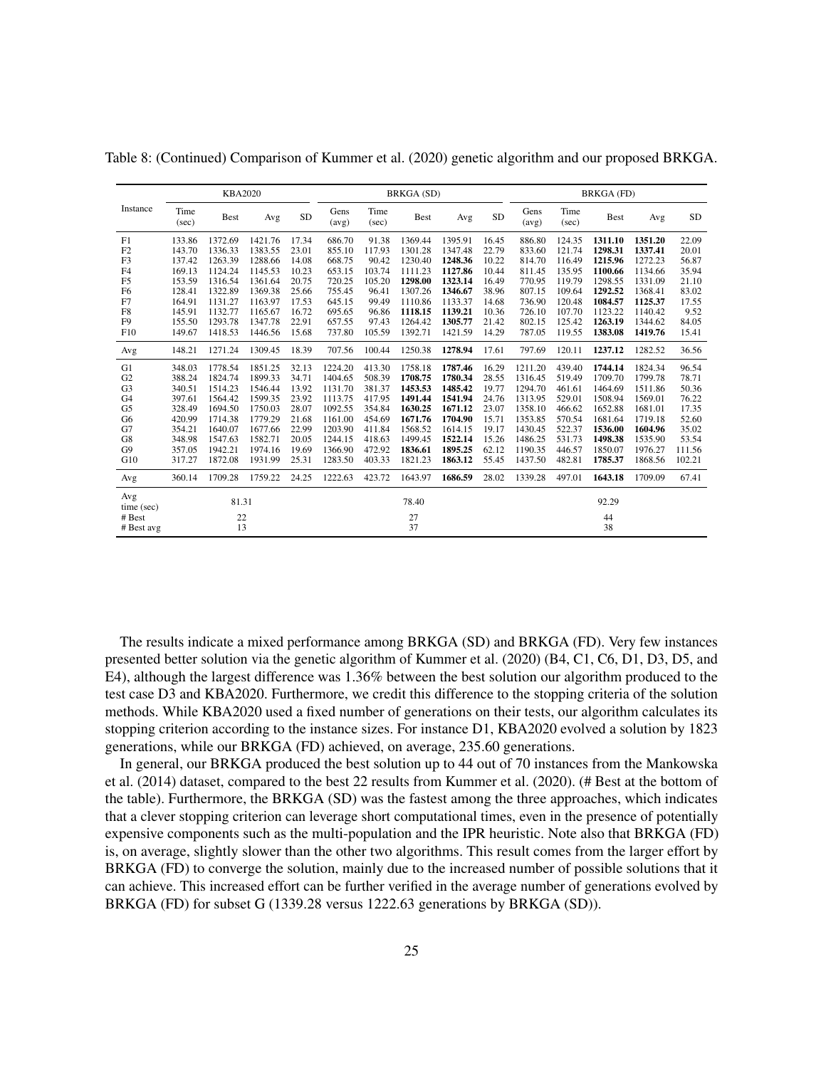Table 8: (Continued) Comparison of Kummer et al. (2020) genetic algorithm and our proposed BRKGA.

| Instance | KBA2020 | | | | BRKGA (SD) | | | | | BRKGA (FD) | | | | |
|---|---|---|---|---|---|---|---|---|---|---|---|---|---|---|
| | Time (sec) | Best | Avg | SD | Gens (avg) | Time (sec) | Best | Avg | SD | Gens (avg) | Time (sec) | Best | Avg | SD |
| F1 | 133.86 | 1372.69 | 1421.76 | 17.34 | 686.70 | 91.38 | 1369.44 | 1395.91 | 16.45 | 886.80 | 124.35 | **1311.10** | **1351.20** | 22.09 |
| F2 | 143.70 | 1336.33 | 1383.55 | 23.01 | 855.10 | 117.93 | 1301.28 | 1347.48 | 22.79 | 833.60 | 121.74 | **1298.31** | **1337.41** | 20.01 |
| F3 | 137.42 | 1263.39 | 1288.66 | 14.08 | 668.75 | 90.42 | 1230.40 | **1248.36** | 10.22 | 814.70 | 116.49 | **1215.96** | 1272.23 | 56.87 |
| F4 | 169.13 | 1124.24 | 1145.53 | 10.23 | 653.15 | 103.74 | 1111.23 | **1127.86** | 10.44 | 811.45 | 135.95 | **1100.66** | 1134.66 | 35.94 |
| F5 | 153.59 | 1316.54 | 1361.64 | 20.75 | 720.25 | 105.20 | **1298.00** | **1323.14** | 16.49 | 770.95 | 119.79 | 1298.55 | 1331.09 | 21.10 |
| F6 | 128.41 | 1322.89 | 1369.38 | 25.66 | 755.45 | 96.41 | 1307.26 | **1346.67** | 38.96 | 807.15 | 109.64 | **1292.52** | 1368.41 | 83.02 |
| F7 | 164.91 | 1131.27 | 1163.97 | 17.53 | 645.15 | 99.49 | 1110.86 | 1133.37 | 14.68 | 736.90 | 120.48 | **1084.57** | **1125.37** | 17.55 |
| F8 | 145.91 | 1132.77 | 1165.67 | 16.72 | 695.65 | 96.86 | **1118.15** | **1139.21** | 10.36 | 726.10 | 107.70 | 1123.22 | 1140.42 | 9.52 |
| F9 | 155.50 | 1293.78 | 1347.78 | 22.91 | 657.55 | 97.43 | 1264.42 | **1305.77** | 21.42 | 802.15 | 125.42 | **1263.19** | 1344.62 | 84.05 |
| F10 | 149.67 | 1418.53 | 1446.56 | 15.68 | 737.80 | 105.59 | 1392.71 | 1421.59 | 14.29 | 787.05 | 119.55 | **1383.08** | **1419.76** | 15.41 |
| Avg | 148.21 | 1271.24 | 1309.45 | 18.39 | 707.56 | 100.44 | 1250.38 | **1278.94** | 17.61 | 797.69 | 120.11 | **1237.12** | 1282.52 | 36.56 |
| G1 | 348.03 | 1778.54 | 1851.25 | 32.13 | 1224.20 | 413.30 | 1758.18 | **1787.46** | 16.29 | 1211.20 | 439.40 | **1744.14** | 1824.34 | 96.54 |
| G2 | 388.24 | 1824.74 | 1899.33 | 34.71 | 1404.65 | 508.39 | **1708.75** | **1780.34** | 28.55 | 1316.45 | 519.49 | 1709.70 | 1799.78 | 78.71 |
| G3 | 340.51 | 1514.23 | 1546.44 | 13.92 | 1131.70 | 381.37 | **1453.53** | **1485.42** | 19.77 | 1294.70 | 461.61 | 1464.69 | 1511.86 | 50.36 |
| G4 | 397.61 | 1564.42 | 1599.35 | 23.92 | 1113.75 | 417.95 | **1491.44** | **1541.94** | 24.76 | 1313.95 | 529.01 | 1508.94 | 1569.01 | 76.22 |
| G5 | 328.49 | 1694.50 | 1750.03 | 28.07 | 1092.55 | 354.84 | **1630.25** | **1671.12** | 23.07 | 1358.10 | 466.62 | 1652.88 | 1681.01 | 17.35 |
| G6 | 420.99 | 1714.38 | 1779.29 | 21.68 | 1161.00 | 454.69 | **1671.76** | **1704.90** | 15.71 | 1353.85 | 570.54 | 1681.64 | 1719.18 | 52.60 |
| G7 | 354.21 | 1640.07 | 1677.66 | 22.99 | 1203.90 | 411.84 | 1568.52 | 1614.15 | 19.17 | 1430.45 | 522.37 | **1536.00** | **1604.96** | 35.02 |
| G8 | 348.98 | 1547.63 | 1582.71 | 20.05 | 1244.15 | 418.63 | 1499.45 | **1522.14** | 15.26 | 1486.25 | 531.73 | **1498.38** | 1535.90 | 53.54 |
| G9 | 357.05 | 1942.21 | 1974.16 | 19.69 | 1366.90 | 472.92 | **1836.61** | **1895.25** | 62.12 | 1190.35 | 446.57 | 1850.07 | 1976.27 | 111.56 |
| G10 | 317.27 | 1872.08 | 1931.99 | 25.31 | 1283.50 | 403.33 | 1821.23 | **1863.12** | 55.45 | 1437.50 | 482.81 | **1785.37** | 1868.56 | 102.21 |
| Avg | 360.14 | 1709.28 | 1759.22 | 24.25 | 1222.63 | 423.72 | 1643.97 | **1686.59** | 28.02 | 1339.28 | 497.01 | **1643.18** | 1709.09 | 67.41 |
| Avg time (sec) | 81.31 | | | | 78.40 | | | | | 92.29 | | | | |
| # Best | 22 | | | | 27 | | | | | 44 | | | | |
| # Best avg | 13 | | | | 37 | | | | | 38 | | | | |

The results indicate a mixed performance among BRKGA (SD) and BRKGA (FD). Very few instances presented better solution via the genetic algorithm of Kummer et al. (2020) (B4, C1, C6, D1, D3, D5, and E4), although the largest difference was 1.36% between the best solution our algorithm produced to the test case D3 and KBA2020. Furthermore, we credit this difference to the stopping criteria of the solution methods. While KBA2020 used a fixed number of generations on their tests, our algorithm calculates its stopping criterion according to the instance sizes. For instance D1, KBA2020 evolved a solution by 1823 generations, while our BRKGA (FD) achieved, on average, 235.60 generations.

In general, our BRKGA produced the best solution up to 44 out of 70 instances from the Mankowska et al. (2014) dataset, compared to the best 22 results from Kummer et al. (2020). (# Best at the bottom of the table). Furthermore, the BRKGA (SD) was the fastest among the three approaches, which indicates that a clever stopping criterion can leverage short computational times, even in the presence of potentially expensive components such as the multi-population and the IPR heuristic. Note also that BRKGA (FD) is, on average, slightly slower than the other two algorithms. This result comes from the larger effort by BRKGA (FD) to converge the solution, mainly due to the increased number of possible solutions that it can achieve. This increased effort can be further verified in the average number of generations evolved by BRKGA (FD) for subset G (1339.28 versus 1222.63 generations by BRKGA (SD)).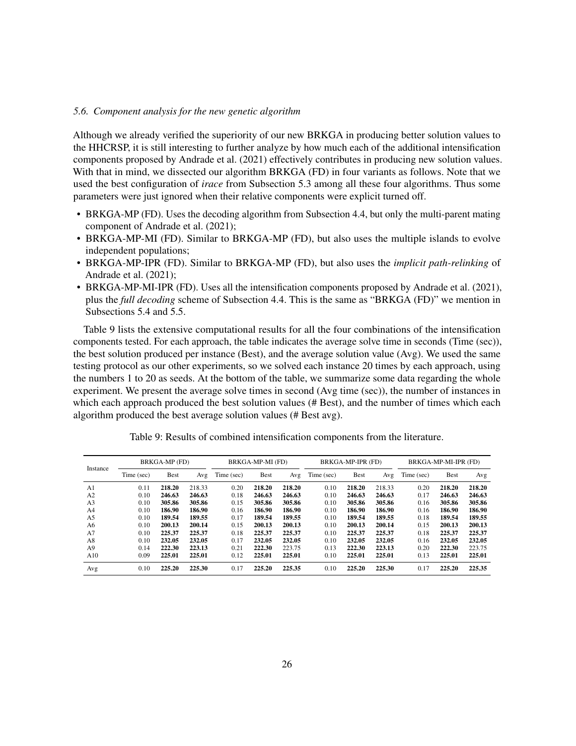### 5.6. Component analysis for the new genetic algorithm

Although we already verified the superiority of our new BRKGA in producing better solution values to the HHCRSP, it is still interesting to further analyze by how much each of the additional intensification components proposed by Andrade et al. (2021) effectively contributes in producing new solution values. With that in mind, we dissected our algorithm BRKGA (FD) in four variants as follows. Note that we used the best configuration of *irace* from Subsection 5.3 among all these four algorithms. Thus some parameters were just ignored when their relative components were explicit turned off.

- BRKGA-MP (FD). Uses the decoding algorithm from Subsection 4.4, but only the multi-parent mating component of Andrade et al. (2021);
- BRKGA-MP-MI (FD). Similar to BRKGA-MP (FD), but also uses the multiple islands to evolve independent populations;
- BRKGA-MP-IPR (FD). Similar to BRKGA-MP (FD), but also uses the *implicit path-relinking* of Andrade et al. (2021);
- BRKGA-MP-MI-IPR (FD). Uses all the intensification components proposed by Andrade et al. (2021), plus the *full decoding* scheme of Subsection 4.4. This is the same as "BRKGA (FD)" we mention in Subsections 5.4 and 5.5.

Table 9 lists the extensive computational results for all the four combinations of the intensification components tested. For each approach, the table indicates the average solve time in seconds (Time (sec)), the best solution produced per instance (Best), and the average solution value (Avg). We used the same testing protocol as our other experiments, so we solved each instance 20 times by each approach, using the numbers 1 to 20 as seeds. At the bottom of the table, we summarize some data regarding the whole experiment. We present the average solve times in second (Avg time (sec)), the number of instances in which each approach produced the best solution values (# Best), and the number of times which each algorithm produced the best average solution values (# Best avg).

Table 9: Results of combined intensification components from the literature.

| Instance | BRKGA-MP (FD) | | | BRKGA-MP-MI (FD) | | | BRKGA-MP-IPR (FD) | | | BRKGA-MP-MI-IPR (FD) | | |
|---|---|---|---|---|---|---|---|---|---|---|---|---|
| | Time (sec) | Best | Avg | Time (sec) | Best | Avg | Time (sec) | Best | Avg | Time (sec) | Best | Avg |
| A1 | 0.11 | **218.20** | 218.33 | 0.20 | **218.20** | **218.20** | 0.10 | **218.20** | 218.33 | 0.20 | **218.20** | **218.20** |
| A2 | 0.10 | **246.63** | **246.63** | 0.18 | **246.63** | **246.63** | 0.10 | **246.63** | **246.63** | 0.17 | **246.63** | **246.63** |
| A3 | 0.10 | **305.86** | **305.86** | 0.15 | **305.86** | **305.86** | 0.10 | **305.86** | **305.86** | 0.16 | **305.86** | **305.86** |
| A4 | 0.10 | **186.90** | **186.90** | 0.16 | **186.90** | **186.90** | 0.10 | **186.90** | **186.90** | 0.16 | **186.90** | **186.90** |
| A5 | 0.10 | **189.54** | **189.55** | 0.17 | **189.54** | **189.55** | 0.10 | **189.54** | **189.55** | 0.18 | **189.54** | **189.55** |
| A6 | 0.10 | **200.13** | **200.14** | 0.15 | **200.13** | **200.13** | 0.10 | **200.13** | **200.14** | 0.15 | **200.13** | **200.13** |
| A7 | 0.10 | **225.37** | **225.37** | 0.18 | **225.37** | **225.37** | 0.10 | **225.37** | **225.37** | 0.18 | **225.37** | **225.37** |
| A8 | 0.10 | **232.05** | **232.05** | 0.17 | **232.05** | **232.05** | 0.10 | **232.05** | **232.05** | 0.16 | **232.05** | **232.05** |
| A9 | 0.14 | **222.30** | **223.13** | 0.21 | **222.30** | 223.75 | 0.13 | **222.30** | **223.13** | 0.20 | **222.30** | 223.75 |
| A10 | 0.09 | **225.01** | **225.01** | 0.12 | **225.01** | **225.01** | 0.10 | **225.01** | **225.01** | 0.13 | **225.01** | **225.01** |
| Avg | 0.10 | **225.20** | **225.30** | 0.17 | **225.20** | **225.35** | 0.10 | **225.20** | **225.30** | 0.17 | **225.20** | **225.35** |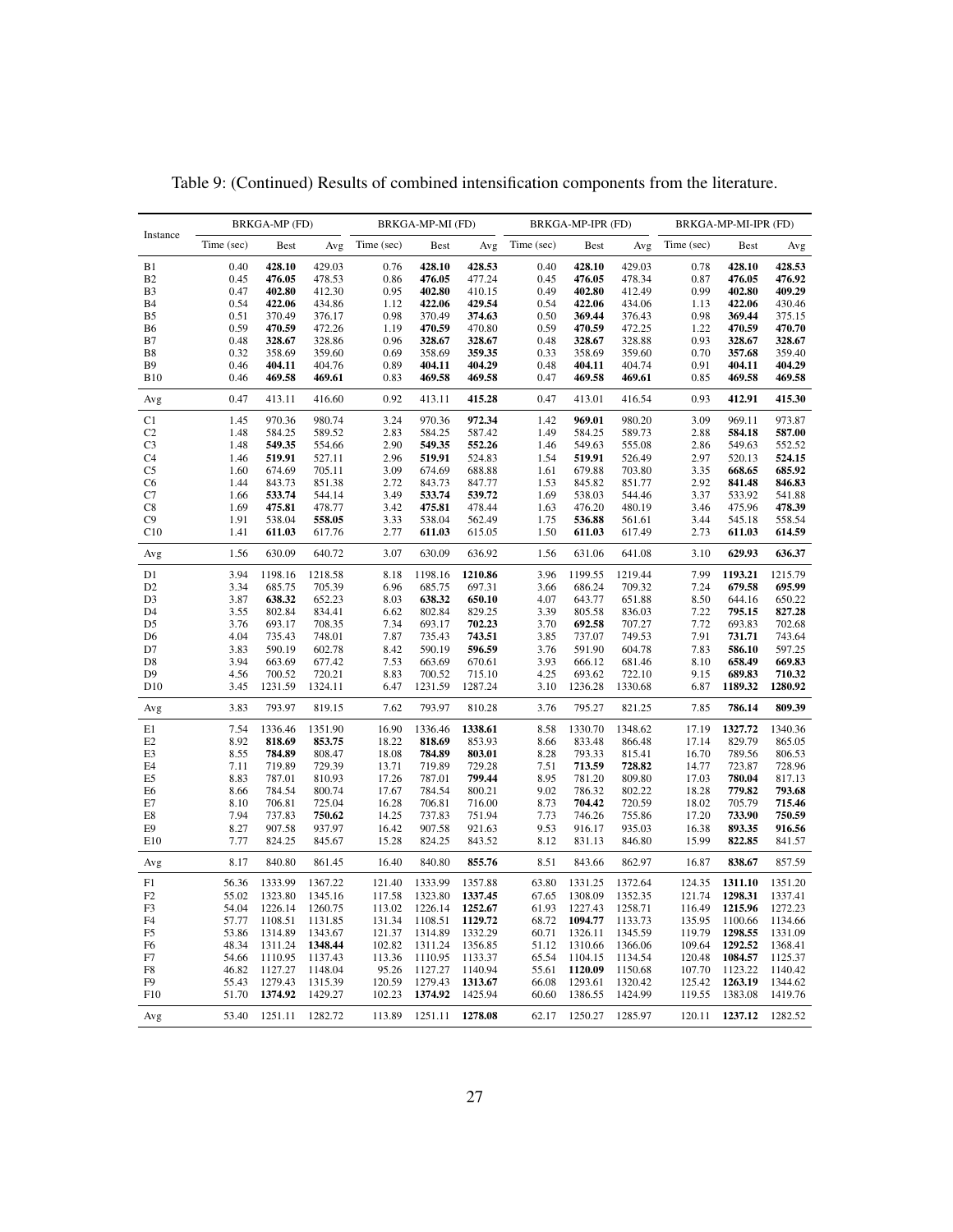Table 9: (Continued) Results of combined intensification components from the literature.

| Instance | BRKGA-MP (FD) | | | BRKGA-MP-MI (FD) | | | BRKGA-MP-IPR (FD) | | | BRKGA-MP-MI-IPR (FD) | | |
|---|---|---|---|---|---|---|---|---|---|---|---|---|
| | Time (sec) | Best | Avg | Time (sec) | Best | Avg | Time (sec) | Best | Avg | Time (sec) | Best | Avg |
| B1 | 0.40 | **428.10** | 429.03 | 0.76 | **428.10** | **428.53** | 0.40 | **428.10** | 429.03 | 0.78 | **428.10** | **428.53** |
| B2 | 0.45 | **476.05** | 478.53 | 0.86 | **476.05** | 477.24 | 0.45 | **476.05** | 478.34 | 0.87 | **476.05** | **476.92** |
| B3 | 0.47 | **402.80** | 412.30 | 0.95 | **402.80** | 410.15 | 0.49 | **402.80** | 412.49 | 0.99 | **402.80** | **409.29** |
| B4 | 0.54 | **422.06** | 434.86 | 1.12 | **422.06** | **429.54** | 0.54 | **422.06** | 434.06 | 1.13 | **422.06** | 430.46 |
| B5 | 0.51 | 370.49 | 376.17 | 0.98 | 370.49 | **374.63** | 0.50 | **369.44** | 376.43 | 0.98 | **369.44** | 375.15 |
| B6 | 0.59 | **470.59** | 472.26 | 1.19 | **470.59** | 470.80 | 0.59 | **470.59** | 472.25 | 1.22 | **470.59** | **470.70** |
| B7 | 0.48 | **328.67** | 328.86 | 0.96 | **328.67** | **328.67** | 0.48 | **328.67** | 328.88 | 0.93 | **328.67** | **328.67** |
| B8 | 0.32 | 358.69 | 359.60 | 0.69 | 358.69 | **359.35** | 0.33 | 358.69 | 359.60 | 0.70 | **357.68** | 359.40 |
| B9 | 0.46 | **404.11** | 404.76 | 0.89 | **404.11** | **404.29** | 0.48 | **404.11** | 404.74 | 0.91 | **404.11** | **404.29** |
| B10 | 0.46 | **469.58** | **469.61** | 0.83 | **469.58** | **469.58** | 0.47 | **469.58** | **469.61** | 0.85 | **469.58** | **469.58** |
| Avg | 0.47 | 413.11 | 416.60 | 0.92 | 413.11 | 415.28 | 0.47 | 413.01 | 416.54 | 0.93 | **412.91** | **415.30** |
| C1 | 1.45 | 970.36 | 980.74 | 3.24 | 970.36 | **972.34** | 1.42 | **969.01** | 980.20 | 3.09 | 969.11 | 973.87 |
| C2 | 1.48 | 584.25 | 589.52 | 2.83 | 584.25 | 587.42 | 1.49 | 584.25 | 589.73 | 2.88 | **584.18** | **587.00** |
| C3 | 1.48 | **549.35** | 554.66 | 2.90 | **549.35** | **552.26** | 1.46 | 549.63 | 555.08 | 2.86 | 549.63 | 552.52 |
| C4 | 1.46 | **519.91** | 527.11 | 2.96 | **519.91** | 524.83 | 1.54 | **519.91** | 526.49 | 2.97 | 520.13 | **524.15** |
| C5 | 1.60 | 674.69 | 705.11 | 3.09 | 674.69 | 688.88 | 1.61 | 679.88 | 703.80 | 3.35 | **668.65** | **685.92** |
| C6 | 1.44 | 843.73 | 851.38 | 2.72 | 843.73 | 847.77 | 1.53 | 845.82 | 851.77 | 2.92 | **841.48** | **846.83** |
| C7 | 1.66 | **533.74** | 544.14 | 3.49 | **533.74** | **539.72** | 1.69 | 538.03 | 544.46 | 3.37 | 533.92 | 541.88 |
| C8 | 1.69 | **475.81** | 478.77 | 3.42 | **475.81** | 478.44 | 1.63 | 476.20 | 480.19 | 3.46 | 475.96 | **478.39** |
| C9 | 1.91 | 538.04 | **558.05** | 3.33 | 538.04 | 562.49 | 1.75 | **536.88** | 561.61 | 3.44 | 545.18 | 558.54 |
| C10 | 1.41 | **611.03** | 617.76 | 2.77 | **611.03** | 615.05 | 1.50 | **611.03** | 617.49 | 2.73 | **611.03** | **614.59** |
| Avg | 1.56 | 630.09 | 640.72 | 3.07 | 630.09 | 636.92 | 1.56 | 631.06 | 641.08 | 3.10 | **629.93** | **636.37** |
| D1 | 3.94 | 1198.16 | 1218.58 | 8.18 | 1198.16 | **1210.86** | 3.96 | 1199.55 | 1219.44 | 7.99 | **1193.21** | 1215.79 |
| D2 | 3.34 | 685.75 | 705.39 | 6.96 | 685.75 | 697.31 | 3.66 | 686.24 | 709.32 | 7.24 | **679.58** | **695.99** |
| D3 | 3.87 | **638.32** | 652.23 | 8.03 | **638.32** | **650.10** | 4.07 | 643.77 | 651.88 | 8.50 | 644.16 | 650.22 |
| D4 | 3.55 | 802.84 | 834.41 | 6.62 | 802.84 | 829.25 | 3.39 | 805.58 | 836.03 | 7.22 | **795.15** | **827.28** |
| D5 | 3.76 | 693.17 | 708.35 | 7.34 | 693.17 | **702.23** | 3.70 | **692.58** | 707.27 | 7.72 | 693.83 | 702.68 |
| D6 | 4.04 | 735.43 | 748.01 | 7.87 | 735.43 | **743.51** | 3.85 | 737.07 | 749.53 | 7.91 | **731.71** | 743.64 |
| D7 | 3.83 | 590.19 | 602.78 | 8.42 | 590.19 | **596.59** | 3.76 | 591.90 | 604.78 | 7.83 | **586.10** | 597.25 |
| D8 | 3.94 | 663.69 | 677.42 | 7.53 | 663.69 | 670.61 | 3.93 | 666.12 | 681.46 | 8.10 | **658.49** | **669.83** |
| D9 | 4.56 | 700.52 | 720.21 | 8.83 | 700.52 | 715.10 | 4.25 | 693.62 | 722.10 | 9.15 | **689.83** | **710.32** |
| D10 | 3.45 | 1231.59 | 1324.11 | 6.47 | 1231.59 | 1287.24 | 3.10 | 1236.28 | 1330.68 | 6.87 | **1189.32** | **1280.92** |
| Avg | 3.83 | 793.97 | 819.15 | 7.62 | 793.97 | 810.28 | 3.76 | 795.27 | 821.25 | 7.85 | **786.14** | **809.39** |
| E1 | 7.54 | 1336.46 | 1351.90 | 16.90 | 1336.46 | **1338.61** | 8.58 | 1330.70 | 1348.62 | 17.19 | **1327.72** | 1340.36 |
| E2 | 8.92 | **818.69** | **853.75** | 18.22 | **818.69** | 853.93 | 8.66 | 833.48 | 866.48 | 17.14 | 829.79 | 865.05 |
| E3 | 8.55 | **784.89** | 808.47 | 18.08 | **784.89** | **803.01** | 8.28 | 793.33 | 815.41 | 16.70 | 789.56 | 806.53 |
| E4 | 7.11 | 719.89 | 729.39 | 13.71 | 719.89 | 729.28 | 7.51 | **713.59** | **728.82** | 14.77 | 723.87 | 728.96 |
| E5 | 8.83 | 787.01 | 810.93 | 17.26 | 787.01 | **799.44** | 8.95 | 781.20 | 809.80 | 17.03 | **780.04** | 817.13 |
| E6 | 8.66 | 784.54 | 800.74 | 17.67 | 784.54 | 800.21 | 9.02 | 786.32 | 802.22 | 18.28 | **779.82** | **793.68** |
| E7 | 8.10 | 706.81 | 725.04 | 16.28 | 706.81 | 716.00 | 8.73 | **704.42** | 720.59 | 18.02 | 705.79 | **715.46** |
| E8 | 7.94 | 737.83 | **750.62** | 14.25 | 737.83 | 751.94 | 7.73 | 746.26 | 755.86 | 17.20 | **733.90** | **750.59** |
| E9 | 8.27 | 907.58 | 937.97 | 16.42 | 907.58 | 921.63 | 9.53 | 916.17 | 935.03 | 16.38 | **893.35** | **916.56** |
| E10 | 7.77 | 824.25 | 845.67 | 15.28 | 824.25 | 843.52 | 8.12 | 831.13 | 846.80 | 15.99 | **822.85** | 841.57 |
| Avg | 8.17 | 840.80 | 861.45 | 16.40 | 840.80 | **855.76** | 8.51 | 843.66 | 862.97 | 16.87 | **838.67** | 857.59 |
| F1 | 56.36 | 1333.99 | 1367.22 | 121.40 | 1333.99 | 1357.88 | 63.80 | 1331.25 | 1372.64 | 124.35 | **1311.10** | 1351.20 |
| F2 | 55.02 | 1323.80 | 1345.16 | 117.58 | 1323.80 | **1337.45** | 67.65 | 1308.09 | 1352.35 | 121.74 | **1298.31** | 1337.41 |
| F3 | 54.04 | 1226.14 | 1260.75 | 113.02 | 1226.14 | **1252.67** | 61.93 | 1227.43 | 1258.71 | 116.49 | **1215.96** | 1272.23 |
| F4 | 57.77 | 1108.51 | 1131.85 | 131.34 | 1108.51 | **1129.72** | 68.72 | **1094.77** | 1133.73 | 135.95 | 1100.66 | 1134.66 |
| F5 | 53.86 | 1314.89 | 1343.67 | 121.37 | 1314.89 | 1332.29 | 60.71 | 1326.11 | 1345.59 | 119.79 | **1298.55** | **1331.09** |
| F6 | 48.34 | 1311.24 | **1348.44** | 102.82 | 1311.24 | 1356.85 | 51.12 | 1310.66 | 1366.06 | 109.64 | **1292.52** | 1368.41 |
| F7 | 54.66 | 1110.95 | 1137.43 | 113.36 | 1110.95 | 1133.37 | 65.54 | 1104.15 | 1134.54 | 120.48 | **1084.57** | **1125.37** |
| F8 | 46.82 | 1127.27 | 1148.04 | 95.26 | 1127.27 | 1140.94 | 55.61 | **1120.09** | 1150.68 | 107.70 | 1123.22 | **1140.42** |
| F9 | 55.43 | 1279.43 | 1315.39 | 120.59 | 1279.43 | **1313.67** | 66.08 | 1293.61 | 1320.42 | 125.42 | **1263.19** | 1344.62 |
| F10 | 51.70 | **1374.92** | 1429.27 | 102.23 | **1374.92** | 1425.94 | 60.60 | 1386.55 | 1424.99 | 119.55 | 1383.08 | **1419.76** |
| Avg | 53.40 | 1251.11 | 1282.72 | 113.89 | 1251.11 | **1278.08** | 62.17 | 1250.27 | 1285.97 | 120.11 | **1237.12** | 1282.52 |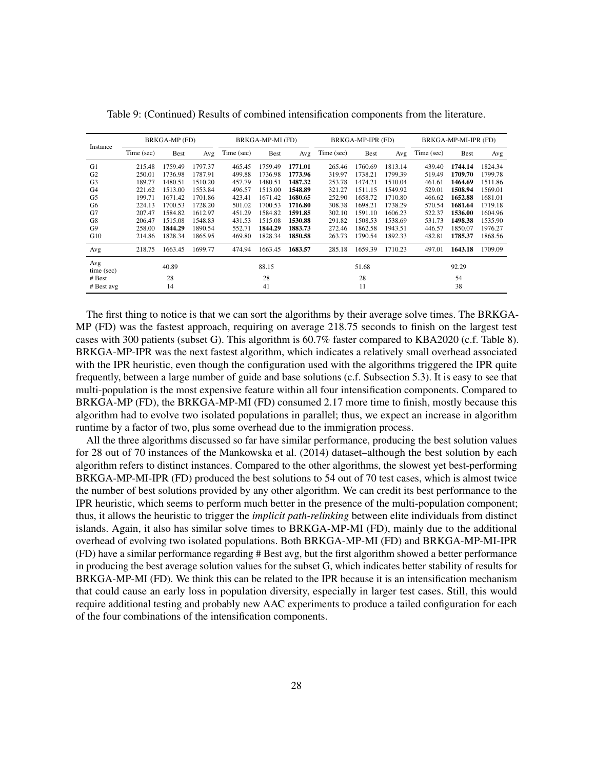Table 9: (Continued) Results of combined intensification components from the literature.

| Instance | BRKGA-MP (FD) | | | BRKGA-MP-MI (FD) | | | BRKGA-MP-IPR (FD) | | | BRKGA-MP-MI-IPR (FD) | | |
|---|---|---|---|---|---|---|---|---|---|---|---|---|
| | Time (sec) | Best | Avg | Time (sec) | Best | Avg | Time (sec) | Best | Avg | Time (sec) | Best | Avg |
| G1 | 215.48 | 1759.49 | 1797.37 | 465.45 | 1759.49 | **1771.01** | 265.46 | 1760.69 | 1813.14 | 439.40 | **1744.14** | 1824.34 |
| G2 | 250.01 | 1736.98 | 1787.91 | 499.88 | 1736.98 | **1773.96** | 319.97 | 1738.21 | 1799.39 | 519.49 | **1709.70** | 1799.78 |
| G3 | 189.77 | 1480.51 | 1510.20 | 457.79 | 1480.51 | **1487.32** | 253.78 | 1474.21 | 1510.04 | 461.61 | **1464.69** | 1511.86 |
| G4 | 221.62 | 1513.00 | 1553.84 | 496.57 | 1513.00 | **1548.89** | 321.27 | 1511.15 | 1549.92 | 529.01 | **1508.94** | 1569.01 |
| G5 | 199.71 | 1671.42 | 1701.86 | 423.41 | 1671.42 | **1680.65** | 252.90 | 1658.72 | 1710.80 | 466.62 | **1652.88** | 1681.01 |
| G6 | 224.13 | 1700.53 | 1728.20 | 501.02 | 1700.53 | **1716.80** | 308.38 | 1698.21 | 1738.29 | 570.54 | **1681.64** | 1719.18 |
| G7 | 207.47 | 1584.82 | 1612.97 | 451.29 | 1584.82 | 1591.85 | 302.10 | 1591.10 | 1606.23 | 522.37 | **1536.00** | 1604.96 |
| G8 | 206.47 | 1515.08 | 1548.83 | 431.53 | 1515.08 | **1530.88** | 291.82 | 1508.53 | 1538.69 | 531.73 | **1498.38** | 1535.90 |
| G9 | 258.00 | **1844.29** | 1890.54 | 552.71 | **1844.29** | **1883.73** | 272.46 | 1862.58 | 1943.51 | 446.57 | 1850.07 | 1976.27 |
| G10 | 214.86 | 1828.34 | 1865.95 | 469.80 | 1828.34 | **1850.58** | 263.73 | 1790.54 | 1892.33 | 482.81 | **1785.37** | 1868.56 |
| Avg | 218.75 | 1663.45 | 1699.77 | 474.94 | 1663.45 | **1683.57** | 285.18 | 1659.39 | 1710.23 | 497.01 | **1643.18** | 1709.09 |
| Avg time (sec) | 40.89 | | | 88.15 | | | 51.68 | | | 92.29 | | |
| # Best | 28 | | | 28 | | | 28 | | | 54 | | |
| # Best avg | 14 | | | 41 | | | 11 | | | 38 | | |

The first thing to notice is that we can sort the algorithms by their average solve times. The BRKGA-MP (FD) was the fastest approach, requiring on average 218.75 seconds to finish on the largest test cases with 300 patients (subset G). This algorithm is 60.7% faster compared to KBA2020 (c.f. Table 8). BRKGA-MP-IPR was the next fastest algorithm, which indicates a relatively small overhead associated with the IPR heuristic, even though the configuration used with the algorithms triggered the IPR quite frequently, between a large number of guide and base solutions (c.f. Subsection 5.3). It is easy to see that multi-population is the most expensive feature within all four intensification components. Compared to BRKGA-MP (FD), the BRKGA-MP-MI (FD) consumed 2.17 more time to finish, mostly because this algorithm had to evolve two isolated populations in parallel; thus, we expect an increase in algorithm runtime by a factor of two, plus some overhead due to the immigration process.

All the three algorithms discussed so far have similar performance, producing the best solution values for 28 out of 70 instances of the Mankowska et al. (2014) dataset–although the best solution by each algorithm refers to distinct instances. Compared to the other algorithms, the slowest yet best-performing BRKGA-MP-MI-IPR (FD) produced the best solutions to 54 out of 70 test cases, which is almost twice the number of best solutions provided by any other algorithm. We can credit its best performance to the IPR heuristic, which seems to perform much better in the presence of the multi-population component; thus, it allows the heuristic to trigger the *implicit path-relinking* between elite individuals from distinct islands. Again, it also has similar solve times to BRKGA-MP-MI (FD), mainly due to the additional overhead of evolving two isolated populations. Both BRKGA-MP-MI (FD) and BRKGA-MP-MI-IPR (FD) have a similar performance regarding # Best avg, but the first algorithm showed a better performance in producing the best average solution values for the subset G, which indicates better stability of results for BRKGA-MP-MI (FD). We think this can be related to the IPR because it is an intensification mechanism that could cause an early loss in population diversity, especially in larger test cases. Still, this would require additional testing and probably new AAC experiments to produce a tailed configuration for each of the four combinations of the intensification components.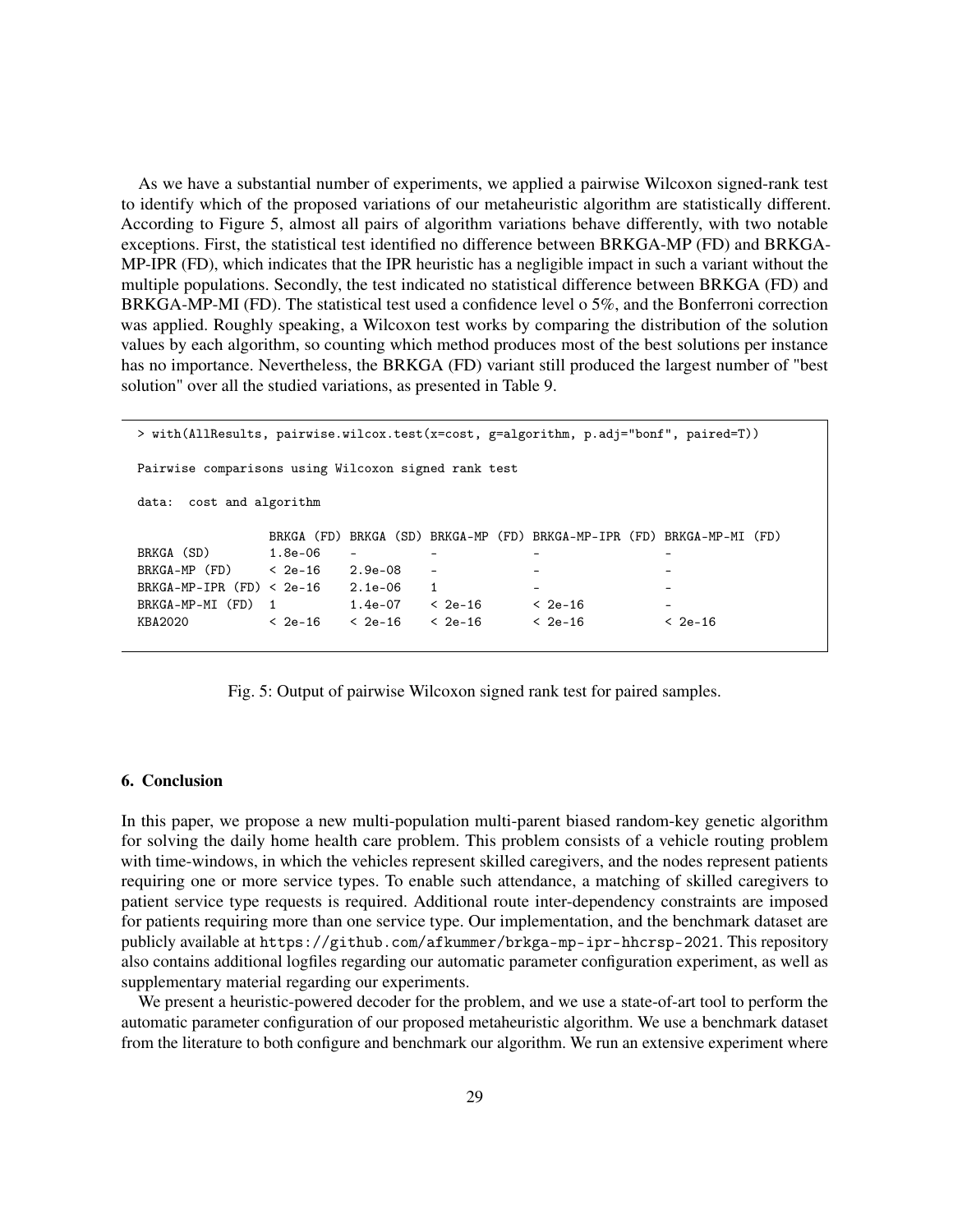As we have a substantial number of experiments, we applied a pairwise Wilcoxon signed-rank test to identify which of the proposed variations of our metaheuristic algorithm are statistically different. According to Figure 5, almost all pairs of algorithm variations behave differently, with two notable exceptions. First, the statistical test identified no difference between BRKGA-MP (FD) and BRKGA-MP-IPR (FD), which indicates that the IPR heuristic has a negligible impact in such a variant without the multiple populations. Secondly, the test indicated no statistical difference between BRKGA (FD) and BRKGA-MP-MI (FD). The statistical test used a confidence level o 5%, and the Bonferroni correction was applied. Roughly speaking, a Wilcoxon test works by comparing the distribution of the solution values by each algorithm, so counting which method produces most of the best solutions per instance has no importance. Nevertheless, the BRKGA (FD) variant still produced the largest number of "best solution" over all the studied variations, as presented in Table 9.

```
> with(AllResults, pairwise.wilcox.test(x=cost, g=algorithm, p.adj="bonf", paired=T))

Pairwise comparisons using Wilcoxon signed rank test

data:  cost and algorithm

                  BRKGA (FD) BRKGA (SD) BRKGA-MP (FD) BRKGA-MP-IPR (FD) BRKGA-MP-MI (FD)
BRKGA (SD)        1.8e-06    -          -             -                 -
BRKGA-MP (FD)     < 2e-16    2.9e-08    -             -                 -
BRKGA-MP-IPR (FD) < 2e-16    2.1e-06    1             -                 -
BRKGA-MP-MI (FD)  1          1.4e-07    < 2e-16       < 2e-16           -
KBA2020           < 2e-16    < 2e-16    < 2e-16       < 2e-16           < 2e-16
```

Fig. 5: Output of pairwise Wilcoxon signed rank test for paired samples.

## 6. Conclusion

In this paper, we propose a new multi-population multi-parent biased random-key genetic algorithm for solving the daily home health care problem. This problem consists of a vehicle routing problem with time-windows, in which the vehicles represent skilled caregivers, and the nodes represent patients requiring one or more service types. To enable such attendance, a matching of skilled caregivers to patient service type requests is required. Additional route inter-dependency constraints are imposed for patients requiring more than one service type. Our implementation, and the benchmark dataset are publicly available at https://github.com/afkummer/brkga-mp-ipr-hhcrsp-2021. This repository also contains additional logfiles regarding our automatic parameter configuration experiment, as well as supplementary material regarding our experiments.

We present a heuristic-powered decoder for the problem, and we use a state-of-art tool to perform the automatic parameter configuration of our proposed metaheuristic algorithm. We use a benchmark dataset from the literature to both configure and benchmark our algorithm. We run an extensive experiment where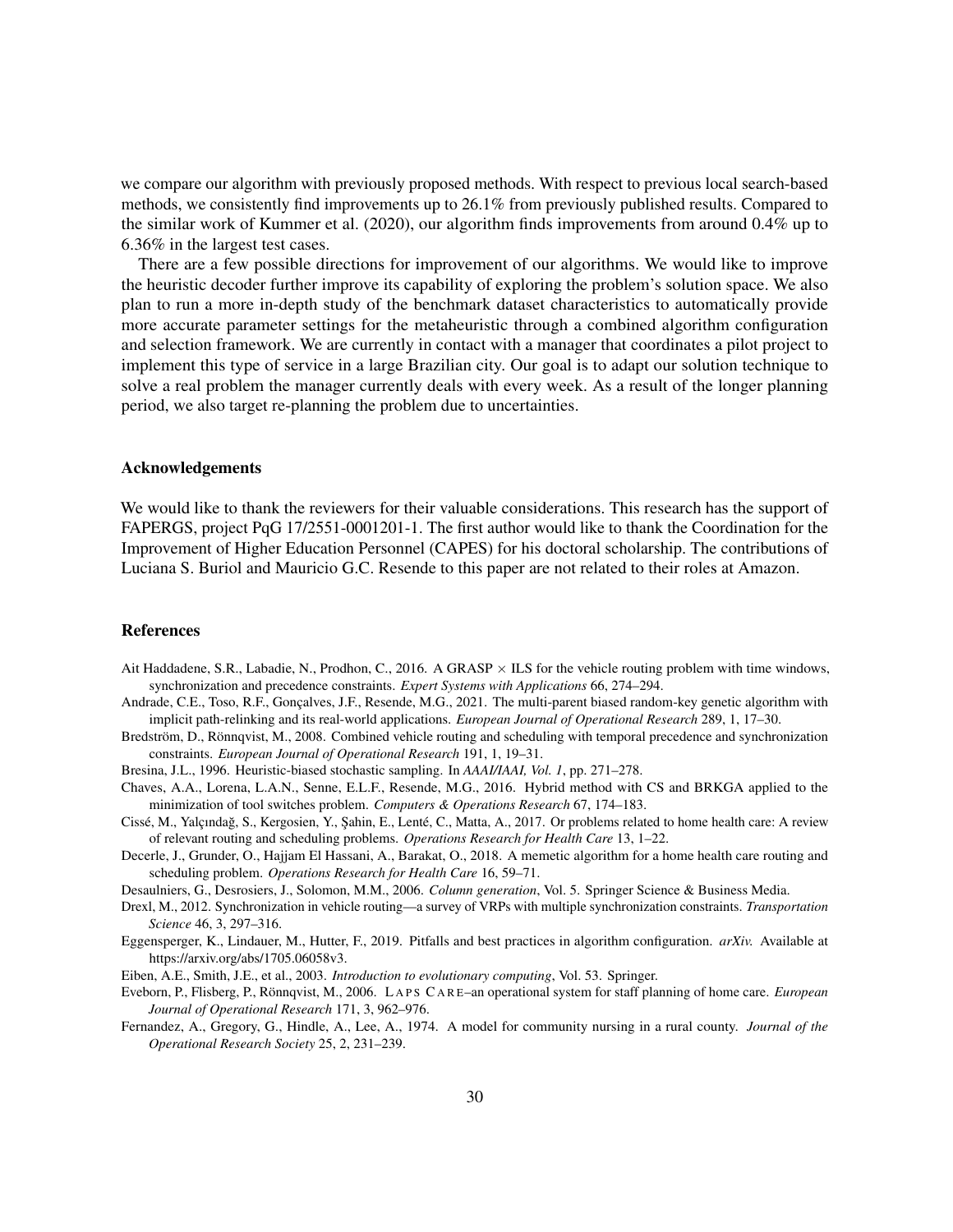we compare our algorithm with previously proposed methods. With respect to previous local search-based methods, we consistently find improvements up to 26.1% from previously published results. Compared to the similar work of Kummer et al. (2020), our algorithm finds improvements from around 0.4% up to 6.36% in the largest test cases.

There are a few possible directions for improvement of our algorithms. We would like to improve the heuristic decoder further improve its capability of exploring the problem's solution space. We also plan to run a more in-depth study of the benchmark dataset characteristics to automatically provide more accurate parameter settings for the metaheuristic through a combined algorithm configuration and selection framework. We are currently in contact with a manager that coordinates a pilot project to implement this type of service in a large Brazilian city. Our goal is to adapt our solution technique to solve a real problem the manager currently deals with every week. As a result of the longer planning period, we also target re-planning the problem due to uncertainties.

### Acknowledgements

We would like to thank the reviewers for their valuable considerations. This research has the support of FAPERGS, project PqG 17/2551-0001201-1. The first author would like to thank the Coordination for the Improvement of Higher Education Personnel (CAPES) for his doctoral scholarship. The contributions of Luciana S. Buriol and Mauricio G.C. Resende to this paper are not related to their roles at Amazon.

### References

Ait Haddadene, S.R., Labadie, N., Prodhon, C., 2016. A GRASP × ILS for the vehicle routing problem with time windows, synchronization and precedence constraints. *Expert Systems with Applications* 66, 274–294.

Andrade, C.E., Toso, R.F., Gonçalves, J.F., Resende, M.G., 2021. The multi-parent biased random-key genetic algorithm with implicit path-relinking and its real-world applications. *European Journal of Operational Research* 289, 1, 17–30.

Bredström, D., Rönnqvist, M., 2008. Combined vehicle routing and scheduling with temporal precedence and synchronization constraints. *European Journal of Operational Research* 191, 1, 19–31.

Bresina, J.L., 1996. Heuristic-biased stochastic sampling. In *AAAI/IAAI, Vol. 1*, pp. 271–278.

Chaves, A.A., Lorena, L.A.N., Senne, E.L.F., Resende, M.G., 2016. Hybrid method with CS and BRKGA applied to the minimization of tool switches problem. *Computers & Operations Research* 67, 174–183.

Cissé, M., Yalçındağ, S., Kergosien, Y., Şahin, E., Lenté, C., Matta, A., 2017. Or problems related to home health care: A review of relevant routing and scheduling problems. *Operations Research for Health Care* 13, 1–22.

Decerle, J., Grunder, O., Hajjam El Hassani, A., Barakat, O., 2018. A memetic algorithm for a home health care routing and scheduling problem. *Operations Research for Health Care* 16, 59–71.

Desaulniers, G., Desrosiers, J., Solomon, M.M., 2006. *Column generation*, Vol. 5. Springer Science & Business Media.

Drexl, M., 2012. Synchronization in vehicle routing—a survey of VRPs with multiple synchronization constraints. *Transportation Science* 46, 3, 297–316.

Eggensperger, K., Lindauer, M., Hutter, F., 2019. Pitfalls and best practices in algorithm configuration. *arXiv.* Available at https://arxiv.org/abs/1705.06058v3.

Eiben, A.E., Smith, J.E., et al., 2003. *Introduction to evolutionary computing*, Vol. 53. Springer.

Eveborn, P., Flisberg, P., Rönnqvist, M., 2006. LAPS CARE–an operational system for staff planning of home care. *European Journal of Operational Research* 171, 3, 962–976.

Fernandez, A., Gregory, G., Hindle, A., Lee, A., 1974. A model for community nursing in a rural county. *Journal of the Operational Research Society* 25, 2, 231–239.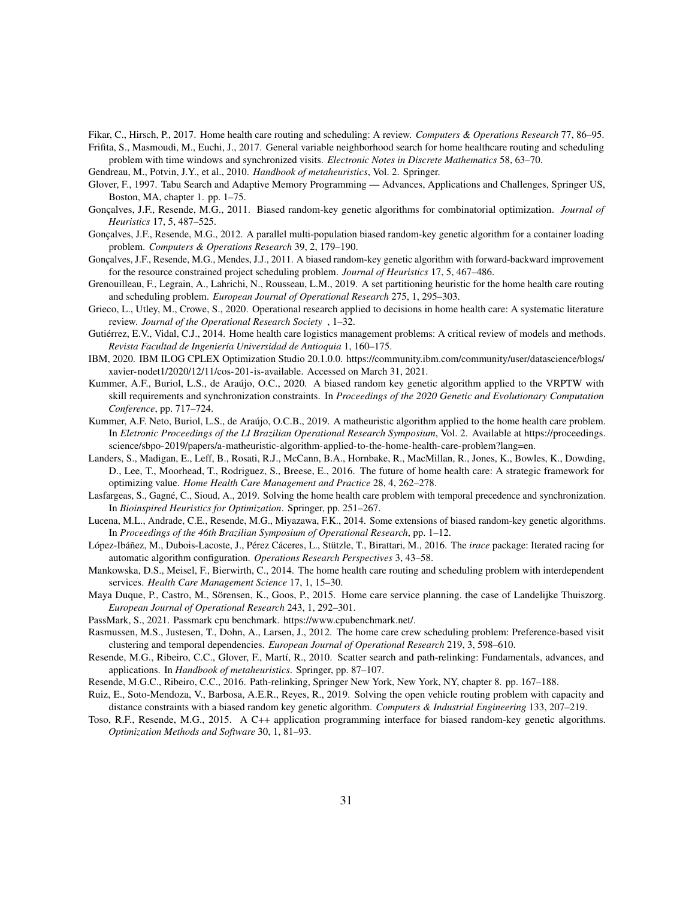Fikar, C., Hirsch, P., 2017. Home health care routing and scheduling: A review. *Computers & Operations Research* 77, 86–95.

Frifita, S., Masmoudi, M., Euchi, J., 2017. General variable neighborhood search for home healthcare routing and scheduling problem with time windows and synchronized visits. *Electronic Notes in Discrete Mathematics* 58, 63–70.

Gendreau, M., Potvin, J.Y., et al., 2010. *Handbook of metaheuristics*, Vol. 2. Springer.

Glover, F., 1997. Tabu Search and Adaptive Memory Programming — Advances, Applications and Challenges, Springer US, Boston, MA, chapter 1. pp. 1–75.

Gonçalves, J.F., Resende, M.G., 2011. Biased random-key genetic algorithms for combinatorial optimization. *Journal of Heuristics* 17, 5, 487–525.

Gonçalves, J.F., Resende, M.G., 2012. A parallel multi-population biased random-key genetic algorithm for a container loading problem. *Computers & Operations Research* 39, 2, 179–190.

Gonçalves, J.F., Resende, M.G., Mendes, J.J., 2011. A biased random-key genetic algorithm with forward-backward improvement for the resource constrained project scheduling problem. *Journal of Heuristics* 17, 5, 467–486.

Grenouilleau, F., Legrain, A., Lahrichi, N., Rousseau, L.M., 2019. A set partitioning heuristic for the home health care routing and scheduling problem. *European Journal of Operational Research* 275, 1, 295–303.

Grieco, L., Utley, M., Crowe, S., 2020. Operational research applied to decisions in home health care: A systematic literature review. *Journal of the Operational Research Society* , 1–32.

Gutiérrez, E.V., Vidal, C.J., 2014. Home health care logistics management problems: A critical review of models and methods. *Revista Facultad de Ingeniería Universidad de Antioquia* 1, 160–175.

IBM, 2020. IBM ILOG CPLEX Optimization Studio 20.1.0.0. https://community.ibm.com/community/user/datascience/blogs/xavier-nodet1/2020/12/11/cos-201-is-available. Accessed on March 31, 2021.

Kummer, A.F., Buriol, L.S., de Araújo, O.C., 2020. A biased random key genetic algorithm applied to the VRPTW with skill requirements and synchronization constraints. In *Proceedings of the 2020 Genetic and Evolutionary Computation Conference*, pp. 717–724.

Kummer, A.F. Neto, Buriol, L.S., de Araújo, O.C.B., 2019. A matheuristic algorithm applied to the home health care problem. In *Eletronic Proceedings of the LI Brazilian Operational Research Symposium*, Vol. 2. Available at https://proceedings.science/sbpo-2019/papers/a-matheuristic-algorithm-applied-to-the-home-health-care-problem?lang=en.

Landers, S., Madigan, E., Leff, B., Rosati, R.J., McCann, B.A., Hornbake, R., MacMillan, R., Jones, K., Bowles, K., Dowding, D., Lee, T., Moorhead, T., Rodriguez, S., Breese, E., 2016. The future of home health care: A strategic framework for optimizing value. *Home Health Care Management and Practice* 28, 4, 262–278.

Lasfargeas, S., Gagné, C., Sioud, A., 2019. Solving the home health care problem with temporal precedence and synchronization. In *Bioinspired Heuristics for Optimization*. Springer, pp. 251–267.

Lucena, M.L., Andrade, C.E., Resende, M.G., Miyazawa, F.K., 2014. Some extensions of biased random-key genetic algorithms. In *Proceedings of the 46th Brazilian Symposium of Operational Research*, pp. 1–12.

López-Ibáñez, M., Dubois-Lacoste, J., Pérez Cáceres, L., Stützle, T., Birattari, M., 2016. The *irace* package: Iterated racing for automatic algorithm configuration. *Operations Research Perspectives* 3, 43–58.

Mankowska, D.S., Meisel, F., Bierwirth, C., 2014. The home health care routing and scheduling problem with interdependent services. *Health Care Management Science* 17, 1, 15–30.

Maya Duque, P., Castro, M., Sörensen, K., Goos, P., 2015. Home care service planning. the case of Landelijke Thuiszorg. *European Journal of Operational Research* 243, 1, 292–301.

PassMark, S., 2021. Passmark cpu benchmark. https://www.cpubenchmark.net/.

Rasmussen, M.S., Justesen, T., Dohn, A., Larsen, J., 2012. The home care crew scheduling problem: Preference-based visit clustering and temporal dependencies. *European Journal of Operational Research* 219, 3, 598–610.

Resende, M.G., Ribeiro, C.C., Glover, F., Martí, R., 2010. Scatter search and path-relinking: Fundamentals, advances, and applications. In *Handbook of metaheuristics*. Springer, pp. 87–107.

Resende, M.G.C., Ribeiro, C.C., 2016. Path-relinking, Springer New York, New York, NY, chapter 8. pp. 167–188.

Ruiz, E., Soto-Mendoza, V., Barbosa, A.E.R., Reyes, R., 2019. Solving the open vehicle routing problem with capacity and distance constraints with a biased random key genetic algorithm. *Computers & Industrial Engineering* 133, 207–219.

Toso, R.F., Resende, M.G., 2015. A C++ application programming interface for biased random-key genetic algorithms. *Optimization Methods and Software* 30, 1, 81–93.